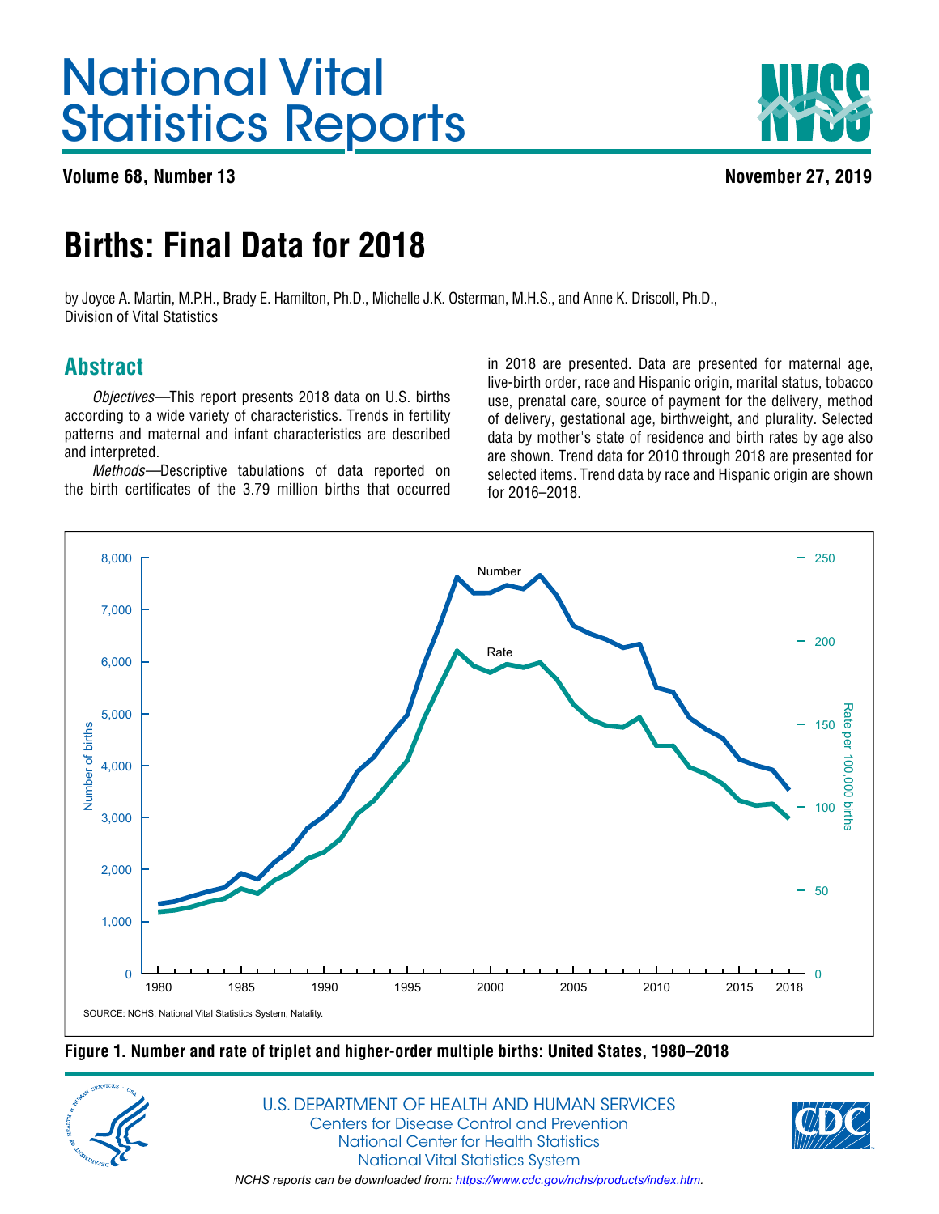# National Vital Statistics Reports

**Volume 68, Number 13** **November 27, 2019**

# Births: Final Data for 2018

by Joyce A. Martin, M.P.H., Brady E. Hamilton, Ph.D., Michelle J.K. Osterman, M.H.S., and Anne K. Driscoll, Ph.D., Division of Vital Statistics

## Abstract

*Objectives*—This report presents 2018 data on U.S. births according to a wide variety of characteristics. Trends in fertility patterns and maternal and infant characteristics are described and interpreted.

*Methods*—Descriptive tabulations of data reported on the birth certificates of the 3.79 million births that occurred in 2018 are presented. Data are presented for maternal age, live-birth order, race and Hispanic origin, marital status, tobacco use, prenatal care, source of payment for the delivery, method of delivery, gestational age, birthweight, and plurality. Selected data by mother's state of residence and birth rates by age also are shown. Trend data for 2010 through 2018 are presented for selected items. Trend data by race and Hispanic origin are shown for 2016–2018.

SOURCE: NCHS, National Vital Statistics System, Natality.

**Figure 1. Number and rate of triplet and higher-order multiple births: United States, 1980–2018**

U.S. DEPARTMENT OF HEALTH AND HUMAN SERVICES
Centers for Disease Control and Prevention
National Center for Health Statistics
National Vital Statistics System

*NCHS reports can be downloaded from: https://www.cdc.gov/nchs/products/index.htm.*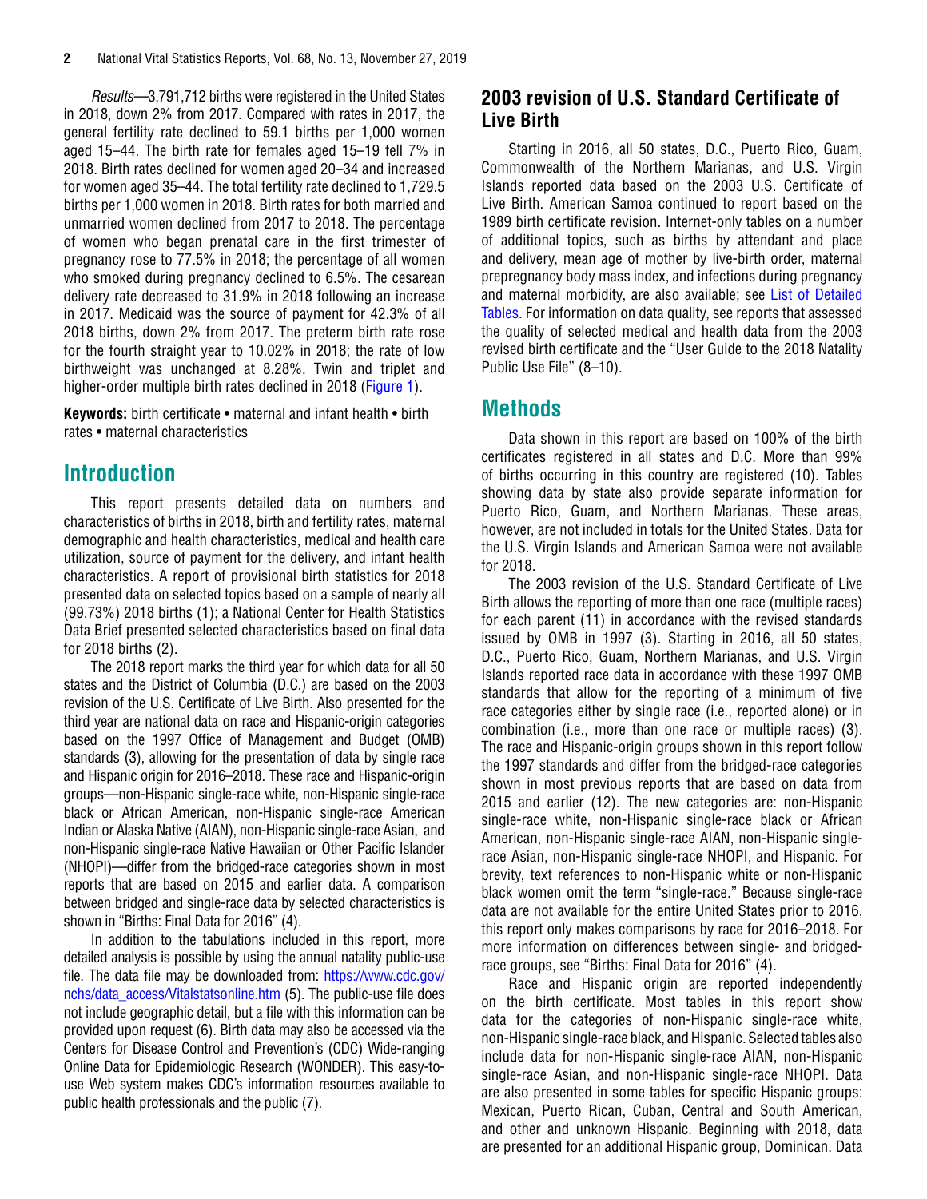*Results*—3,791,712 births were registered in the United States in 2018, down 2% from 2017. Compared with rates in 2017, the general fertility rate declined to 59.1 births per 1,000 women aged 15–44. The birth rate for females aged 15–19 fell 7% in 2018. Birth rates declined for women aged 20–34 and increased for women aged 35–44. The total fertility rate declined to 1,729.5 births per 1,000 women in 2018. Birth rates for both married and unmarried women declined from 2017 to 2018. The percentage of women who began prenatal care in the first trimester of pregnancy rose to 77.5% in 2018; the percentage of all women who smoked during pregnancy declined to 6.5%. The cesarean delivery rate decreased to 31.9% in 2018 following an increase in 2017. Medicaid was the source of payment for 42.3% of all 2018 births, down 2% from 2017. The preterm birth rate rose for the fourth straight year to 10.02% in 2018; the rate of low birthweight was unchanged at 8.28%. Twin and triplet and higher-order multiple birth rates declined in 2018 (Figure 1).

**Keywords:** birth certificate • maternal and infant health • birth rates • maternal characteristics

## Introduction

This report presents detailed data on numbers and characteristics of births in 2018, birth and fertility rates, maternal demographic and health characteristics, medical and health care utilization, source of payment for the delivery, and infant health characteristics. A report of provisional birth statistics for 2018 presented data on selected topics based on a sample of nearly all (99.73%) 2018 births (1); a National Center for Health Statistics Data Brief presented selected characteristics based on final data for 2018 births (2).

The 2018 report marks the third year for which data for all 50 states and the District of Columbia (D.C.) are based on the 2003 revision of the U.S. Certificate of Live Birth. Also presented for the third year are national data on race and Hispanic-origin categories based on the 1997 Office of Management and Budget (OMB) standards (3), allowing for the presentation of data by single race and Hispanic origin for 2016–2018. These race and Hispanic-origin groups—non-Hispanic single-race white, non-Hispanic single-race black or African American, non-Hispanic single-race American Indian or Alaska Native (AIAN), non-Hispanic single-race Asian, and non-Hispanic single-race Native Hawaiian or Other Pacific Islander (NHOPI)—differ from the bridged-race categories shown in most reports that are based on 2015 and earlier data. A comparison between bridged and single-race data by selected characteristics is shown in "Births: Final Data for 2016" (4).

In addition to the tabulations included in this report, more detailed analysis is possible by using the annual natality public-use file. The data file may be downloaded from: https://www.cdc.gov/nchs/data_access/Vitalstatsonline.htm (5). The public-use file does not include geographic detail, but a file with this information can be provided upon request (6). Birth data may also be accessed via the Centers for Disease Control and Prevention's (CDC) Wide-ranging Online Data for Epidemiologic Research (WONDER). This easy-to-use Web system makes CDC's information resources available to public health professionals and the public (7).

### 2003 revision of U.S. Standard Certificate of Live Birth

Starting in 2016, all 50 states, D.C., Puerto Rico, Guam, Commonwealth of the Northern Marianas, and U.S. Virgin Islands reported data based on the 2003 U.S. Certificate of Live Birth. American Samoa continued to report based on the 1989 birth certificate revision. Internet-only tables on a number of additional topics, such as births by attendant and place and delivery, mean age of mother by live-birth order, maternal prepregnancy body mass index, and infections during pregnancy and maternal morbidity, are also available; see List of Detailed Tables. For information on data quality, see reports that assessed the quality of selected medical and health data from the 2003 revised birth certificate and the "User Guide to the 2018 Natality Public Use File" (8–10).

## Methods

Data shown in this report are based on 100% of the birth certificates registered in all states and D.C. More than 99% of births occurring in this country are registered (10). Tables showing data by state also provide separate information for Puerto Rico, Guam, and Northern Marianas. These areas, however, are not included in totals for the United States. Data for the U.S. Virgin Islands and American Samoa were not available for 2018.

The 2003 revision of the U.S. Standard Certificate of Live Birth allows the reporting of more than one race (multiple races) for each parent (11) in accordance with the revised standards issued by OMB in 1997 (3). Starting in 2016, all 50 states, D.C., Puerto Rico, Guam, Northern Marianas, and U.S. Virgin Islands reported race data in accordance with these 1997 OMB standards that allow for the reporting of a minimum of five race categories either by single race (i.e., reported alone) or in combination (i.e., more than one race or multiple races) (3). The race and Hispanic-origin groups shown in this report follow the 1997 standards and differ from the bridged-race categories shown in most previous reports that are based on data from 2015 and earlier (12). The new categories are: non-Hispanic single-race white, non-Hispanic single-race black or African American, non-Hispanic single-race AIAN, non-Hispanic single-race Asian, non-Hispanic single-race NHOPI, and Hispanic. For brevity, text references to non-Hispanic white or non-Hispanic black women omit the term "single-race." Because single-race data are not available for the entire United States prior to 2016, this report only makes comparisons by race for 2016–2018. For more information on differences between single- and bridged-race groups, see "Births: Final Data for 2016" (4).

Race and Hispanic origin are reported independently on the birth certificate. Most tables in this report show data for the categories of non-Hispanic single-race white, non-Hispanic single-race black, and Hispanic. Selected tables also include data for non-Hispanic single-race AIAN, non-Hispanic single-race Asian, and non-Hispanic single-race NHOPI. Data are also presented in some tables for specific Hispanic groups: Mexican, Puerto Rican, Cuban, Central and South American, and other and unknown Hispanic. Beginning with 2018, data are presented for an additional Hispanic group, Dominican. Data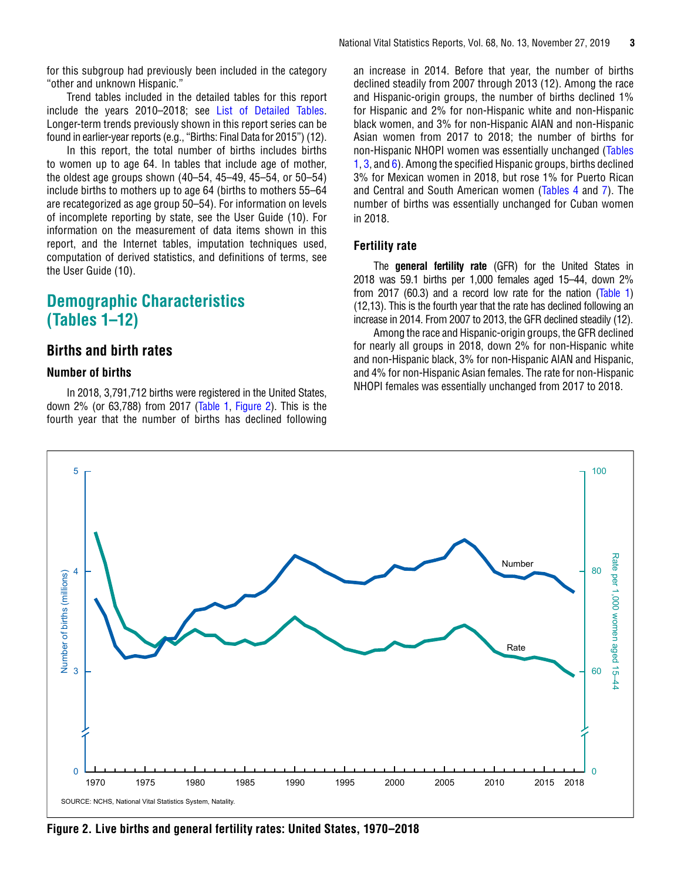for this subgroup had previously been included in the category "other and unknown Hispanic."

Trend tables included in the detailed tables for this report include the years 2010–2018; see List of Detailed Tables. Longer-term trends previously shown in this report series can be found in earlier-year reports (e.g., "Births: Final Data for 2015") (12).

In this report, the total number of births includes births to women up to age 64. In tables that include age of mother, the oldest age groups shown (40–54, 45–49, 45–54, or 50–54) include births to mothers up to age 64 (births to mothers 55–64 are recategorized as age group 50–54). For information on levels of incomplete reporting by state, see the User Guide (10). For information on the measurement of data items shown in this report, and the Internet tables, imputation techniques used, computation of derived statistics, and definitions of terms, see the User Guide (10).

# Demographic Characteristics (Tables 1–12)

## Births and birth rates

### Number of births

In 2018, 3,791,712 births were registered in the United States, down 2% (or 63,788) from 2017 (Table 1, Figure 2). This is the fourth year that the number of births has declined following an increase in 2014. Before that year, the number of births declined steadily from 2007 through 2013 (12). Among the race and Hispanic-origin groups, the number of births declined 1% for Hispanic and 2% for non-Hispanic white and non-Hispanic black women, and 3% for non-Hispanic AIAN and non-Hispanic Asian women from 2017 to 2018; the number of births for non-Hispanic NHOPI women was essentially unchanged (Tables 1, 3, and 6). Among the specified Hispanic groups, births declined 3% for Mexican women in 2018, but rose 1% for Puerto Rican and Central and South American women (Tables 4 and 7). The number of births was essentially unchanged for Cuban women in 2018.

### Fertility rate

The **general fertility rate** (GFR) for the United States in 2018 was 59.1 births per 1,000 females aged 15–44, down 2% from 2017 (60.3) and a record low rate for the nation (Table 1) (12,13). This is the fourth year that the rate has declined following an increase in 2014. From 2007 to 2013, the GFR declined steadily (12).

Among the race and Hispanic-origin groups, the GFR declined for nearly all groups in 2018, down 2% for non-Hispanic white and non-Hispanic black, 3% for non-Hispanic AIAN and Hispanic, and 4% for non-Hispanic Asian females. The rate for non-Hispanic NHOPI females was essentially unchanged from 2017 to 2018.

SOURCE: NCHS, National Vital Statistics System, Natality.

**Figure 2. Live births and general fertility rates: United States, 1970–2018**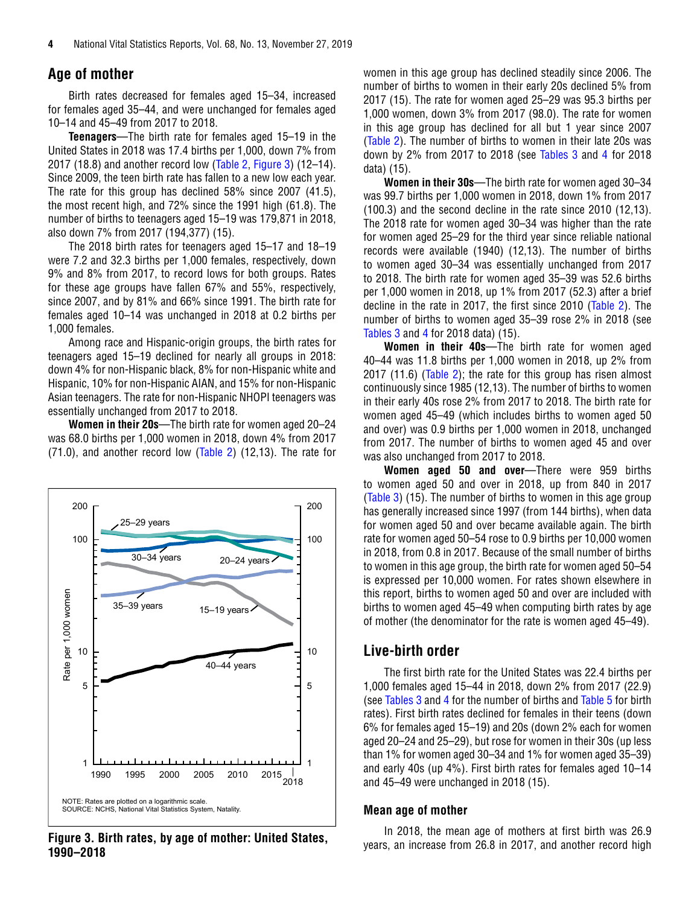## Age of mother

Birth rates decreased for females aged 15–34, increased for females aged 35–44, and were unchanged for females aged 10–14 and 45–49 from 2017 to 2018.

**Teenagers**—The birth rate for females aged 15–19 in the United States in 2018 was 17.4 births per 1,000, down 7% from 2017 (18.8) and another record low (Table 2, Figure 3) (12–14). Since 2009, the teen birth rate has fallen to a new low each year. The rate for this group has declined 58% since 2007 (41.5), the most recent high, and 72% since the 1991 high (61.8). The number of births to teenagers aged 15–19 was 179,871 in 2018, also down 7% from 2017 (194,377) (15).

The 2018 birth rates for teenagers aged 15–17 and 18–19 were 7.2 and 32.3 births per 1,000 females, respectively, down 9% and 8% from 2017, to record lows for both groups. Rates for these age groups have fallen 67% and 55%, respectively, since 2007, and by 81% and 66% since 1991. The birth rate for females aged 10–14 was unchanged in 2018 at 0.2 births per 1,000 females.

Among race and Hispanic-origin groups, the birth rates for teenagers aged 15–19 declined for nearly all groups in 2018: down 4% for non-Hispanic black, 8% for non-Hispanic white and Hispanic, 10% for non-Hispanic AIAN, and 15% for non-Hispanic Asian teenagers. The rate for non-Hispanic NHOPI teenagers was essentially unchanged from 2017 to 2018.

**Women in their 20s**—The birth rate for women aged 20–24 was 68.0 births per 1,000 women in 2018, down 4% from 2017 (71.0), and another record low (Table 2) (12,13). The rate for women in this age group has declined steadily since 2006. The number of births to women in their early 20s declined 5% from 2017 (15). The rate for women aged 25–29 was 95.3 births per 1,000 women, down 3% from 2017 (98.0). The rate for women in this age group has declined for all but 1 year since 2007 (Table 2). The number of births to women in their late 20s was down by 2% from 2017 to 2018 (see Tables 3 and 4 for 2018 data) (15).

**Women in their 30s**—The birth rate for women aged 30–34 was 99.7 births per 1,000 women in 2018, down 1% from 2017 (100.3) and the second decline in the rate since 2010 (12,13). The 2018 rate for women aged 30–34 was higher than the rate for women aged 25–29 for the third year since reliable national records were available (1940) (12,13). The number of births to women aged 30–34 was essentially unchanged from 2017 to 2018. The birth rate for women aged 35–39 was 52.6 births per 1,000 women in 2018, up 1% from 2017 (52.3) after a brief decline in the rate in 2017, the first since 2010 (Table 2). The number of births to women aged 35–39 rose 2% in 2018 (see Tables 3 and 4 for 2018 data) (15).

**Women in their 40s**—The birth rate for women aged 40–44 was 11.8 births per 1,000 women in 2018, up 2% from 2017 (11.6) (Table 2); the rate for this group has risen almost continuously since 1985 (12,13). The number of births to women in their early 40s rose 2% from 2017 to 2018. The birth rate for women aged 45–49 (which includes births to women aged 50 and over) was 0.9 births per 1,000 women in 2018, unchanged from 2017. The number of births to women aged 45 and over was also unchanged from 2017 to 2018.

**Women aged 50 and over**—There were 959 births to women aged 50 and over in 2018, up from 840 in 2017 (Table 3) (15). The number of births to women in this age group has generally increased since 1997 (from 144 births), when data for women aged 50 and over became available again. The birth rate for women aged 50–54 rose to 0.9 births per 10,000 women in 2018, from 0.8 in 2017. Because of the small number of births to women in this age group, the birth rate for women aged 50–54 is expressed per 10,000 women. For rates shown elsewhere in this report, births to women aged 50 and over are included with births to women aged 45–49 when computing birth rates by age of mother (the denominator for the rate is women aged 45–49).

NOTE: Rates are plotted on a logarithmic scale.
SOURCE: NCHS, National Vital Statistics System, Natality.

**Figure 3. Birth rates, by age of mother: United States, 1990–2018**

## Live-birth order

The first birth rate for the United States was 22.4 births per 1,000 females aged 15–44 in 2018, down 2% from 2017 (22.9) (see Tables 3 and 4 for the number of births and Table 5 for birth rates). First birth rates declined for females in their teens (down 6% for females aged 15–19) and 20s (down 2% each for women aged 20–24 and 25–29), but rose for women in their 30s (up less than 1% for women aged 30–34 and 1% for women aged 35–39) and early 40s (up 4%). First birth rates for females aged 10–14 and 45–49 were unchanged in 2018 (15).

### Mean age of mother

In 2018, the mean age of mothers at first birth was 26.9 years, an increase from 26.8 in 2017, and another record high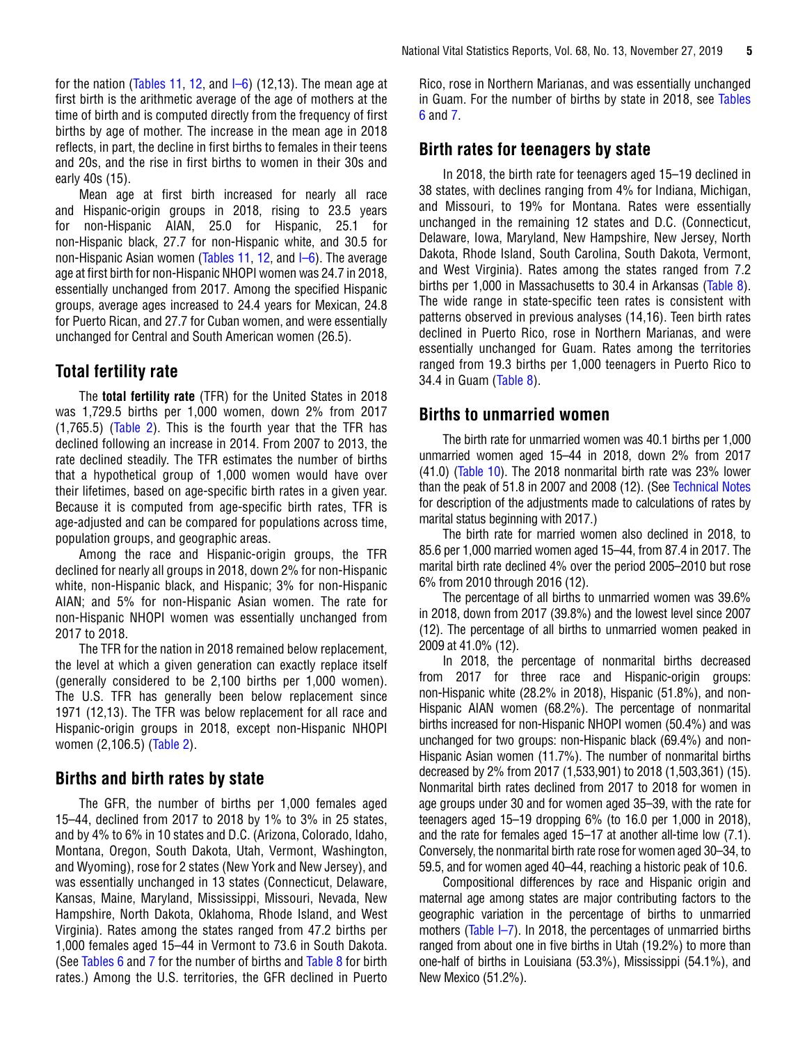for the nation (Tables 11, 12, and I–6) (12,13). The mean age at first birth is the arithmetic average of the age of mothers at the time of birth and is computed directly from the frequency of first births by age of mother. The increase in the mean age in 2018 reflects, in part, the decline in first births to females in their teens and 20s, and the rise in first births to women in their 30s and early 40s (15).

Mean age at first birth increased for nearly all race and Hispanic-origin groups in 2018, rising to 23.5 years for non-Hispanic AIAN, 25.0 for Hispanic, 25.1 for non-Hispanic black, 27.7 for non-Hispanic white, and 30.5 for non-Hispanic Asian women (Tables 11, 12, and I–6). The average age at first birth for non-Hispanic NHOPI women was 24.7 in 2018, essentially unchanged from 2017. Among the specified Hispanic groups, average ages increased to 24.4 years for Mexican, 24.8 for Puerto Rican, and 27.7 for Cuban women, and were essentially unchanged for Central and South American women (26.5).

## Total fertility rate

The **total fertility rate** (TFR) for the United States in 2018 was 1,729.5 births per 1,000 women, down 2% from 2017 (1,765.5) (Table 2). This is the fourth year that the TFR has declined following an increase in 2014. From 2007 to 2013, the rate declined steadily. The TFR estimates the number of births that a hypothetical group of 1,000 women would have over their lifetimes, based on age-specific birth rates in a given year. Because it is computed from age-specific birth rates, TFR is age-adjusted and can be compared for populations across time, population groups, and geographic areas.

Among the race and Hispanic-origin groups, the TFR declined for nearly all groups in 2018, down 2% for non-Hispanic white, non-Hispanic black, and Hispanic; 3% for non-Hispanic AIAN; and 5% for non-Hispanic Asian women. The rate for non-Hispanic NHOPI women was essentially unchanged from 2017 to 2018.

The TFR for the nation in 2018 remained below replacement, the level at which a given generation can exactly replace itself (generally considered to be 2,100 births per 1,000 women). The U.S. TFR has generally been below replacement since 1971 (12,13). The TFR was below replacement for all race and Hispanic-origin groups in 2018, except non-Hispanic NHOPI women (2,106.5) (Table 2).

## Births and birth rates by state

The GFR, the number of births per 1,000 females aged 15–44, declined from 2017 to 2018 by 1% to 3% in 25 states, and by 4% to 6% in 10 states and D.C. (Arizona, Colorado, Idaho, Montana, Oregon, South Dakota, Utah, Vermont, Washington, and Wyoming), rose for 2 states (New York and New Jersey), and was essentially unchanged in 13 states (Connecticut, Delaware, Kansas, Maine, Maryland, Mississippi, Missouri, Nevada, New Hampshire, North Dakota, Oklahoma, Rhode Island, and West Virginia). Rates among the states ranged from 47.2 births per 1,000 females aged 15–44 in Vermont to 73.6 in South Dakota. (See Tables 6 and 7 for the number of births and Table 8 for birth rates.) Among the U.S. territories, the GFR declined in Puerto Rico, rose in Northern Marianas, and was essentially unchanged in Guam. For the number of births by state in 2018, see Tables 6 and 7.

## Birth rates for teenagers by state

In 2018, the birth rate for teenagers aged 15–19 declined in 38 states, with declines ranging from 4% for Indiana, Michigan, and Missouri, to 19% for Montana. Rates were essentially unchanged in the remaining 12 states and D.C. (Connecticut, Delaware, Iowa, Maryland, New Hampshire, New Jersey, North Dakota, Rhode Island, South Carolina, South Dakota, Vermont, and West Virginia). Rates among the states ranged from 7.2 births per 1,000 in Massachusetts to 30.4 in Arkansas (Table 8). The wide range in state-specific teen rates is consistent with patterns observed in previous analyses (14,16). Teen birth rates declined in Puerto Rico, rose in Northern Marianas, and were essentially unchanged for Guam. Rates among the territories ranged from 19.3 births per 1,000 teenagers in Puerto Rico to 34.4 in Guam (Table 8).

## Births to unmarried women

The birth rate for unmarried women was 40.1 births per 1,000 unmarried women aged 15–44 in 2018, down 2% from 2017 (41.0) (Table 10). The 2018 nonmarital birth rate was 23% lower than the peak of 51.8 in 2007 and 2008 (12). (See Technical Notes for description of the adjustments made to calculations of rates by marital status beginning with 2017.)

The birth rate for married women also declined in 2018, to 85.6 per 1,000 married women aged 15–44, from 87.4 in 2017. The marital birth rate declined 4% over the period 2005–2010 but rose 6% from 2010 through 2016 (12).

The percentage of all births to unmarried women was 39.6% in 2018, down from 2017 (39.8%) and the lowest level since 2007 (12). The percentage of all births to unmarried women peaked in 2009 at 41.0% (12).

In 2018, the percentage of nonmarital births decreased from 2017 for three race and Hispanic-origin groups: non-Hispanic white (28.2% in 2018), Hispanic (51.8%), and non-Hispanic AIAN women (68.2%). The percentage of nonmarital births increased for non-Hispanic NHOPI women (50.4%) and was unchanged for two groups: non-Hispanic black (69.4%) and non-Hispanic Asian women (11.7%). The number of nonmarital births decreased by 2% from 2017 (1,533,901) to 2018 (1,503,361) (15). Nonmarital birth rates declined from 2017 to 2018 for women in age groups under 30 and for women aged 35–39, with the rate for teenagers aged 15–19 dropping 6% (to 16.0 per 1,000 in 2018), and the rate for females aged 15–17 at another all-time low (7.1). Conversely, the nonmarital birth rate rose for women aged 30–34, to 59.5, and for women aged 40–44, reaching a historic peak of 10.6.

Compositional differences by race and Hispanic origin and maternal age among states are major contributing factors to the geographic variation in the percentage of births to unmarried mothers (Table I–7). In 2018, the percentages of unmarried births ranged from about one in five births in Utah (19.2%) to more than one-half of births in Louisiana (53.3%), Mississippi (54.1%), and New Mexico (51.2%).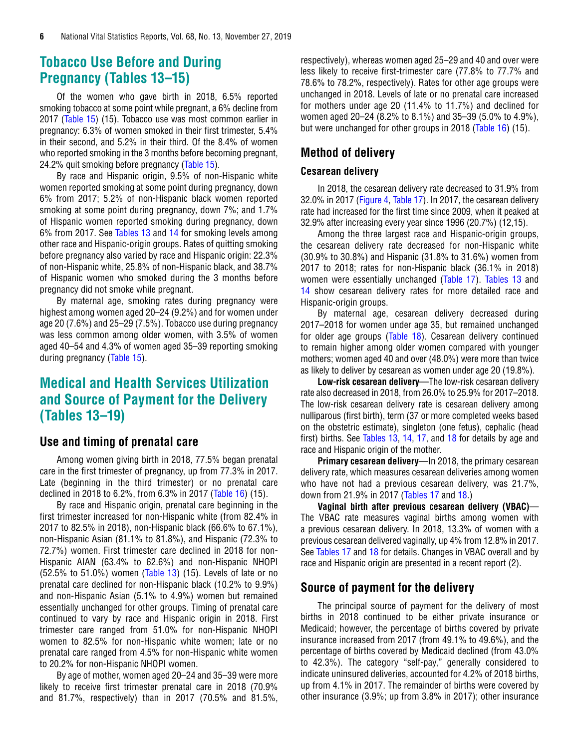## Tobacco Use Before and During Pregnancy (Tables 13–15)

Of the women who gave birth in 2018, 6.5% reported smoking tobacco at some point while pregnant, a 6% decline from 2017 (Table 15) (15). Tobacco use was most common earlier in pregnancy: 6.3% of women smoked in their first trimester, 5.4% in their second, and 5.2% in their third. Of the 8.4% of women who reported smoking in the 3 months before becoming pregnant, 24.2% quit smoking before pregnancy (Table 15).

By race and Hispanic origin, 9.5% of non-Hispanic white women reported smoking at some point during pregnancy, down 6% from 2017; 5.2% of non-Hispanic black women reported smoking at some point during pregnancy, down 7%; and 1.7% of Hispanic women reported smoking during pregnancy, down 6% from 2017. See Tables 13 and 14 for smoking levels among other race and Hispanic-origin groups. Rates of quitting smoking before pregnancy also varied by race and Hispanic origin: 22.3% of non-Hispanic white, 25.8% of non-Hispanic black, and 38.7% of Hispanic women who smoked during the 3 months before pregnancy did not smoke while pregnant.

By maternal age, smoking rates during pregnancy were highest among women aged 20–24 (9.2%) and for women under age 20 (7.6%) and 25–29 (7.5%). Tobacco use during pregnancy was less common among older women, with 3.5% of women aged 40–54 and 4.3% of women aged 35–39 reporting smoking during pregnancy (Table 15).

## Medical and Health Services Utilization and Source of Payment for the Delivery (Tables 13–19)

### Use and timing of prenatal care

Among women giving birth in 2018, 77.5% began prenatal care in the first trimester of pregnancy, up from 77.3% in 2017. Late (beginning in the third trimester) or no prenatal care declined in 2018 to 6.2%, from 6.3% in 2017 (Table 16) (15).

By race and Hispanic origin, prenatal care beginning in the first trimester increased for non-Hispanic white (from 82.4% in 2017 to 82.5% in 2018), non-Hispanic black (66.6% to 67.1%), non-Hispanic Asian (81.1% to 81.8%), and Hispanic (72.3% to 72.7%) women. First trimester care declined in 2018 for non-Hispanic AIAN (63.4% to 62.6%) and non-Hispanic NHOPI (52.5% to 51.0%) women (Table 13) (15). Levels of late or no prenatal care declined for non-Hispanic black (10.2% to 9.9%) and non-Hispanic Asian (5.1% to 4.9%) women but remained essentially unchanged for other groups. Timing of prenatal care continued to vary by race and Hispanic origin in 2018. First trimester care ranged from 51.0% for non-Hispanic NHOPI women to 82.5% for non-Hispanic white women; late or no prenatal care ranged from 4.5% for non-Hispanic white women to 20.2% for non-Hispanic NHOPI women.

By age of mother, women aged 20–24 and 35–39 were more likely to receive first trimester prenatal care in 2018 (70.9% and 81.7%, respectively) than in 2017 (70.5% and 81.5%, respectively), whereas women aged 25–29 and 40 and over were less likely to receive first-trimester care (77.8% to 77.7% and 78.6% to 78.2%, respectively). Rates for other age groups were unchanged in 2018. Levels of late or no prenatal care increased for mothers under age 20 (11.4% to 11.7%) and declined for women aged 20–24 (8.2% to 8.1%) and 35–39 (5.0% to 4.9%), but were unchanged for other groups in 2018 (Table 16) (15).

### Method of delivery

#### Cesarean delivery

In 2018, the cesarean delivery rate decreased to 31.9% from 32.0% in 2017 (Figure 4, Table 17). In 2017, the cesarean delivery rate had increased for the first time since 2009, when it peaked at 32.9% after increasing every year since 1996 (20.7%) (12,15).

Among the three largest race and Hispanic-origin groups, the cesarean delivery rate decreased for non-Hispanic white (30.9% to 30.8%) and Hispanic (31.8% to 31.6%) women from 2017 to 2018; rates for non-Hispanic black (36.1% in 2018) women were essentially unchanged (Table 17). Tables 13 and 14 show cesarean delivery rates for more detailed race and Hispanic-origin groups.

By maternal age, cesarean delivery decreased during 2017–2018 for women under age 35, but remained unchanged for older age groups (Table 18). Cesarean delivery continued to remain higher among older women compared with younger mothers; women aged 40 and over (48.0%) were more than twice as likely to deliver by cesarean as women under age 20 (19.8%).

**Low-risk cesarean delivery**—The low-risk cesarean delivery rate also decreased in 2018, from 26.0% to 25.9% for 2017–2018. The low-risk cesarean delivery rate is cesarean delivery among nulliparous (first birth), term (37 or more completed weeks based on the obstetric estimate), singleton (one fetus), cephalic (head first) births. See Tables 13, 14, 17, and 18 for details by age and race and Hispanic origin of the mother.

**Primary cesarean delivery**—In 2018, the primary cesarean delivery rate, which measures cesarean deliveries among women who have not had a previous cesarean delivery, was 21.7%, down from 21.9% in 2017 (Tables 17 and 18).

**Vaginal birth after previous cesarean delivery (VBAC)**—The VBAC rate measures vaginal births among women with a previous cesarean delivery. In 2018, 13.3% of women with a previous cesarean delivered vaginally, up 4% from 12.8% in 2017. See Tables 17 and 18 for details. Changes in VBAC overall and by race and Hispanic origin are presented in a recent report (2).

### Source of payment for the delivery

The principal source of payment for the delivery of most births in 2018 continued to be either private insurance or Medicaid; however, the percentage of births covered by private insurance increased from 2017 (from 49.1% to 49.6%), and the percentage of births covered by Medicaid declined (from 43.0% to 42.3%). The category "self-pay," generally considered to indicate uninsured deliveries, accounted for 4.2% of 2018 births, up from 4.1% in 2017. The remainder of births were covered by other insurance (3.9%; up from 3.8% in 2017); other insurance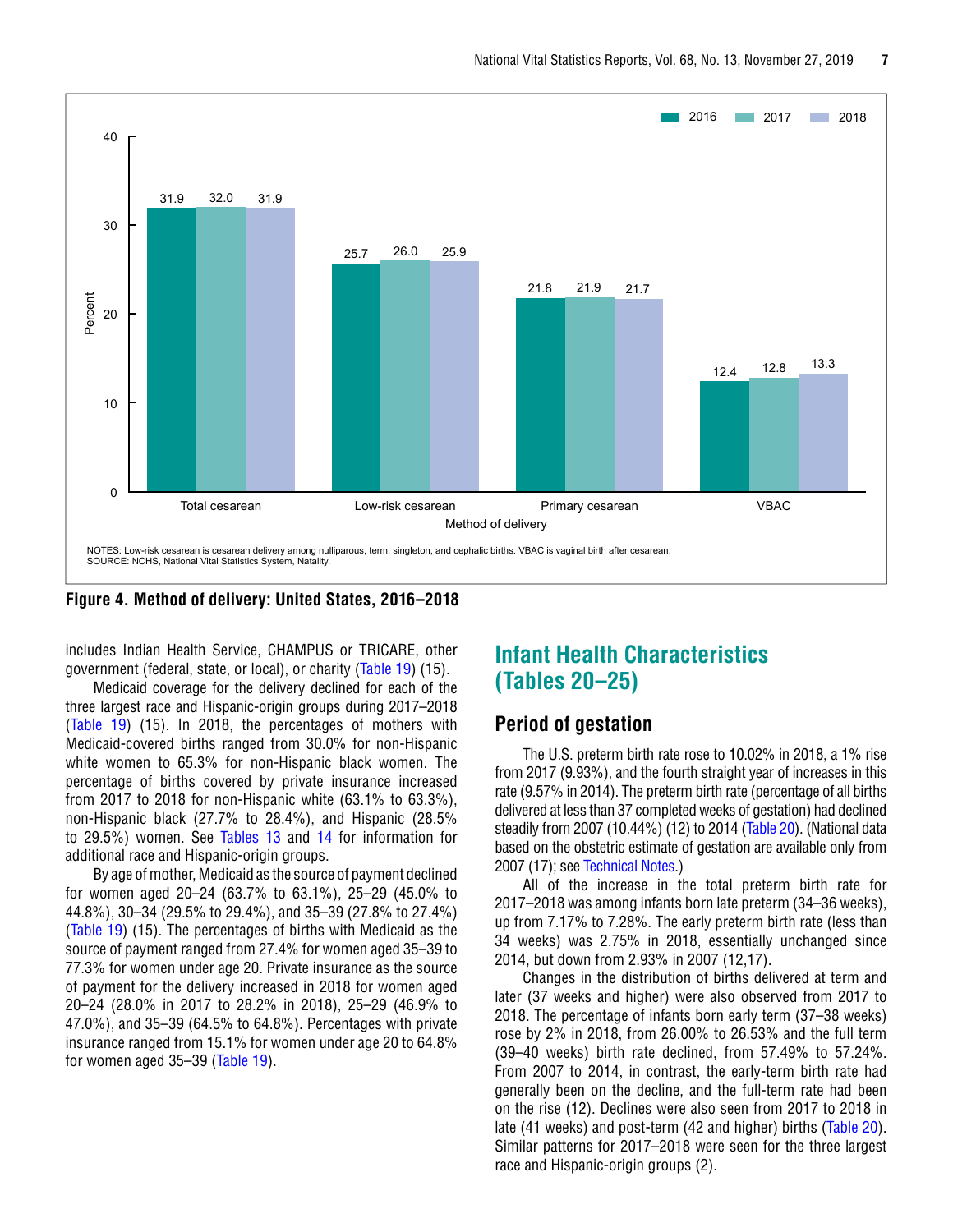| Method of delivery | 2016 | 2017 | 2018 |
|---|---|---|---|
| Total cesarean | 31.9 | 32.0 | 31.9 |
| Low-risk cesarean | 25.7 | 26.0 | 25.9 |
| Primary cesarean | 21.8 | 21.9 | 21.7 |
| VBAC | 12.4 | 12.8 | 13.3 |

NOTES: Low-risk cesarean is cesarean delivery among nulliparous, term, singleton, and cephalic births. VBAC is vaginal birth after cesarean.
SOURCE: NCHS, National Vital Statistics System, Natality.

**Figure 4. Method of delivery: United States, 2016–2018**

includes Indian Health Service, CHAMPUS or TRICARE, other government (federal, state, or local), or charity (Table 19) (15).

Medicaid coverage for the delivery declined for each of the three largest race and Hispanic-origin groups during 2017–2018 (Table 19) (15). In 2018, the percentages of mothers with Medicaid-covered births ranged from 30.0% for non-Hispanic white women to 65.3% for non-Hispanic black women. The percentage of births covered by private insurance increased from 2017 to 2018 for non-Hispanic white (63.1% to 63.3%), non-Hispanic black (27.7% to 28.4%), and Hispanic (28.5% to 29.5%) women. See Tables 13 and 14 for information for additional race and Hispanic-origin groups.

By age of mother, Medicaid as the source of payment declined for women aged 20–24 (63.7% to 63.1%), 25–29 (45.0% to 44.8%), 30–34 (29.5% to 29.4%), and 35–39 (27.8% to 27.4%) (Table 19) (15). The percentages of births with Medicaid as the source of payment ranged from 27.4% for women aged 35–39 to 77.3% for women under age 20. Private insurance as the source of payment for the delivery increased in 2018 for women aged 20–24 (28.0% in 2017 to 28.2% in 2018), 25–29 (46.9% to 47.0%), and 35–39 (64.5% to 64.8%). Percentages with private insurance ranged from 15.1% for women under age 20 to 64.8% for women aged 35–39 (Table 19).

# Infant Health Characteristics (Tables 20–25)

## Period of gestation

The U.S. preterm birth rate rose to 10.02% in 2018, a 1% rise from 2017 (9.93%), and the fourth straight year of increases in this rate (9.57% in 2014). The preterm birth rate (percentage of all births delivered at less than 37 completed weeks of gestation) had declined steadily from 2007 (10.44%) (12) to 2014 (Table 20). (National data based on the obstetric estimate of gestation are available only from 2007 (17); see Technical Notes.)

All of the increase in the total preterm birth rate for 2017–2018 was among infants born late preterm (34–36 weeks), up from 7.17% to 7.28%. The early preterm birth rate (less than 34 weeks) was 2.75% in 2018, essentially unchanged since 2014, but down from 2.93% in 2007 (12,17).

Changes in the distribution of births delivered at term and later (37 weeks and higher) were also observed from 2017 to 2018. The percentage of infants born early term (37–38 weeks) rose by 2% in 2018, from 26.00% to 26.53% and the full term (39–40 weeks) birth rate declined, from 57.49% to 57.24%. From 2007 to 2014, in contrast, the early-term birth rate had generally been on the decline, and the full-term rate had been on the rise (12). Declines were also seen from 2017 to 2018 in late (41 weeks) and post-term (42 and higher) births (Table 20). Similar patterns for 2017–2018 were seen for the three largest race and Hispanic-origin groups (2).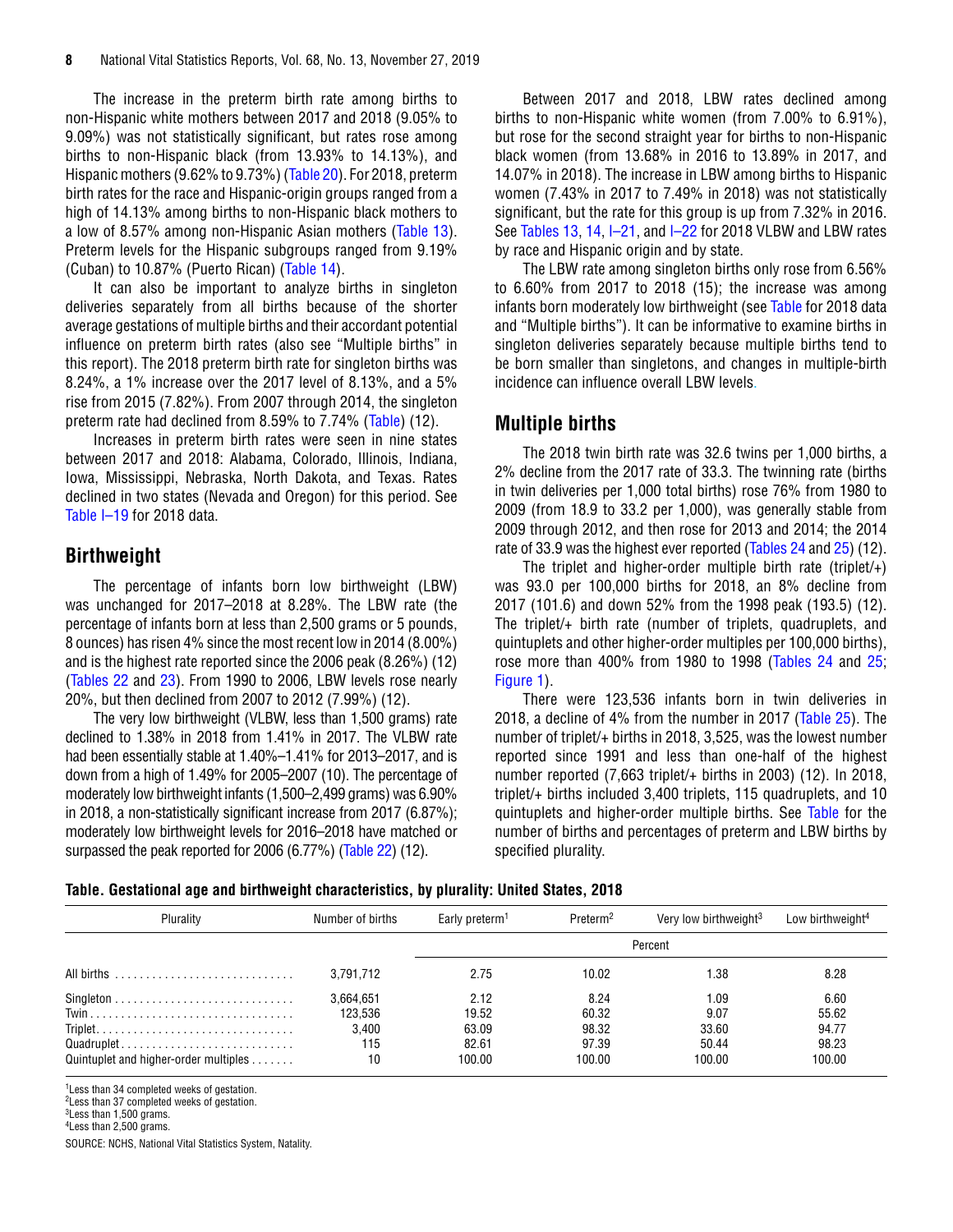The increase in the preterm birth rate among births to non-Hispanic white mothers between 2017 and 2018 (9.05% to 9.09%) was not statistically significant, but rates rose among births to non-Hispanic black (from 13.93% to 14.13%), and Hispanic mothers (9.62% to 9.73%) (Table 20). For 2018, preterm birth rates for the race and Hispanic-origin groups ranged from a high of 14.13% among births to non-Hispanic black mothers to a low of 8.57% among non-Hispanic Asian mothers (Table 13). Preterm levels for the Hispanic subgroups ranged from 9.19% (Cuban) to 10.87% (Puerto Rican) (Table 14).

It can also be important to analyze births in singleton deliveries separately from all births because of the shorter average gestations of multiple births and their accordant potential influence on preterm birth rates (also see "Multiple births" in this report). The 2018 preterm birth rate for singleton births was 8.24%, a 1% increase over the 2017 level of 8.13%, and a 5% rise from 2015 (7.82%). From 2007 through 2014, the singleton preterm rate had declined from 8.59% to 7.74% (Table) (12).

Increases in preterm birth rates were seen in nine states between 2017 and 2018: Alabama, Colorado, Illinois, Indiana, Iowa, Mississippi, Nebraska, North Dakota, and Texas. Rates declined in two states (Nevada and Oregon) for this period. See Table I–19 for 2018 data.

## Birthweight

The percentage of infants born low birthweight (LBW) was unchanged for 2017–2018 at 8.28%. The LBW rate (the percentage of infants born at less than 2,500 grams or 5 pounds, 8 ounces) has risen 4% since the most recent low in 2014 (8.00%) and is the highest rate reported since the 2006 peak (8.26%) (12) (Tables 22 and 23). From 1990 to 2006, LBW levels rose nearly 20%, but then declined from 2007 to 2012 (7.99%) (12).

The very low birthweight (VLBW, less than 1,500 grams) rate declined to 1.38% in 2018 from 1.41% in 2017. The VLBW rate had been essentially stable at 1.40%–1.41% for 2013–2017, and is down from a high of 1.49% for 2005–2007 (10). The percentage of moderately low birthweight infants (1,500–2,499 grams) was 6.90% in 2018, a non-statistically significant increase from 2017 (6.87%); moderately low birthweight levels for 2016–2018 have matched or surpassed the peak reported for 2006 (6.77%) (Table 22) (12).

Between 2017 and 2018, LBW rates declined among births to non-Hispanic white women (from 7.00% to 6.91%), but rose for the second straight year for births to non-Hispanic black women (from 13.68% in 2016 to 13.89% in 2017, and 14.07% in 2018). The increase in LBW among births to Hispanic women (7.43% in 2017 to 7.49% in 2018) was not statistically significant, but the rate for this group is up from 7.32% in 2016. See Tables 13, 14, I–21, and I–22 for 2018 VLBW and LBW rates by race and Hispanic origin and by state.

The LBW rate among singleton births only rose from 6.56% to 6.60% from 2017 to 2018 (15); the increase was among infants born moderately low birthweight (see Table for 2018 data and "Multiple births"). It can be informative to examine births in singleton deliveries separately because multiple births tend to be born smaller than singletons, and changes in multiple-birth incidence can influence overall LBW levels.

## Multiple births

The 2018 twin birth rate was 32.6 twins per 1,000 births, a 2% decline from the 2017 rate of 33.3. The twinning rate (births in twin deliveries per 1,000 total births) rose 76% from 1980 to 2009 (from 18.9 to 33.2 per 1,000), was generally stable from 2009 through 2012, and then rose for 2013 and 2014; the 2014 rate of 33.9 was the highest ever reported (Tables 24 and 25) (12).

The triplet and higher-order multiple birth rate (triplet/+) was 93.0 per 100,000 births for 2018, an 8% decline from 2017 (101.6) and down 52% from the 1998 peak (193.5) (12). The triplet/+ birth rate (number of triplets, quadruplets, and quintuplets and other higher-order multiples per 100,000 births), rose more than 400% from 1980 to 1998 (Tables 24 and 25; Figure 1).

There were 123,536 infants born in twin deliveries in 2018, a decline of 4% from the number in 2017 (Table 25). The number of triplet/+ births in 2018, 3,525, was the lowest number reported since 1991 and less than one-half of the highest number reported (7,663 triplet/+ births in 2003) (12). In 2018, triplet/+ births included 3,400 triplets, 115 quadruplets, and 10 quintuplets and higher-order multiple births. See Table for the number of births and percentages of preterm and LBW births by specified plurality.

**Table. Gestational age and birthweight characteristics, by plurality: United States, 2018**

| Plurality | Number of births | Early preterm[1] | Preterm[2] | Very low birthweight[3] | Low birthweight[4] |
|---|---|---|---|---|---|
| | | Percent | | | |
| All births | 3,791,712 | 2.75 | 10.02 | 1.38 | 8.28 |
| Singleton | 3,664,651 | 2.12 | 8.24 | 1.09 | 6.60 |
| Twin | 123,536 | 19.52 | 60.32 | 9.07 | 55.62 |
| Triplet | 3,400 | 63.09 | 98.32 | 33.60 | 94.77 |
| Quadruplet | 115 | 82.61 | 97.39 | 50.44 | 98.23 |
| Quintuplet and higher-order multiples | 10 | 100.00 | 100.00 | 100.00 | 100.00 |

[1]Less than 34 completed weeks of gestation.
[2]Less than 37 completed weeks of gestation.
[3]Less than 1,500 grams.
[4]Less than 2,500 grams.

SOURCE: NCHS, National Vital Statistics System, Natality.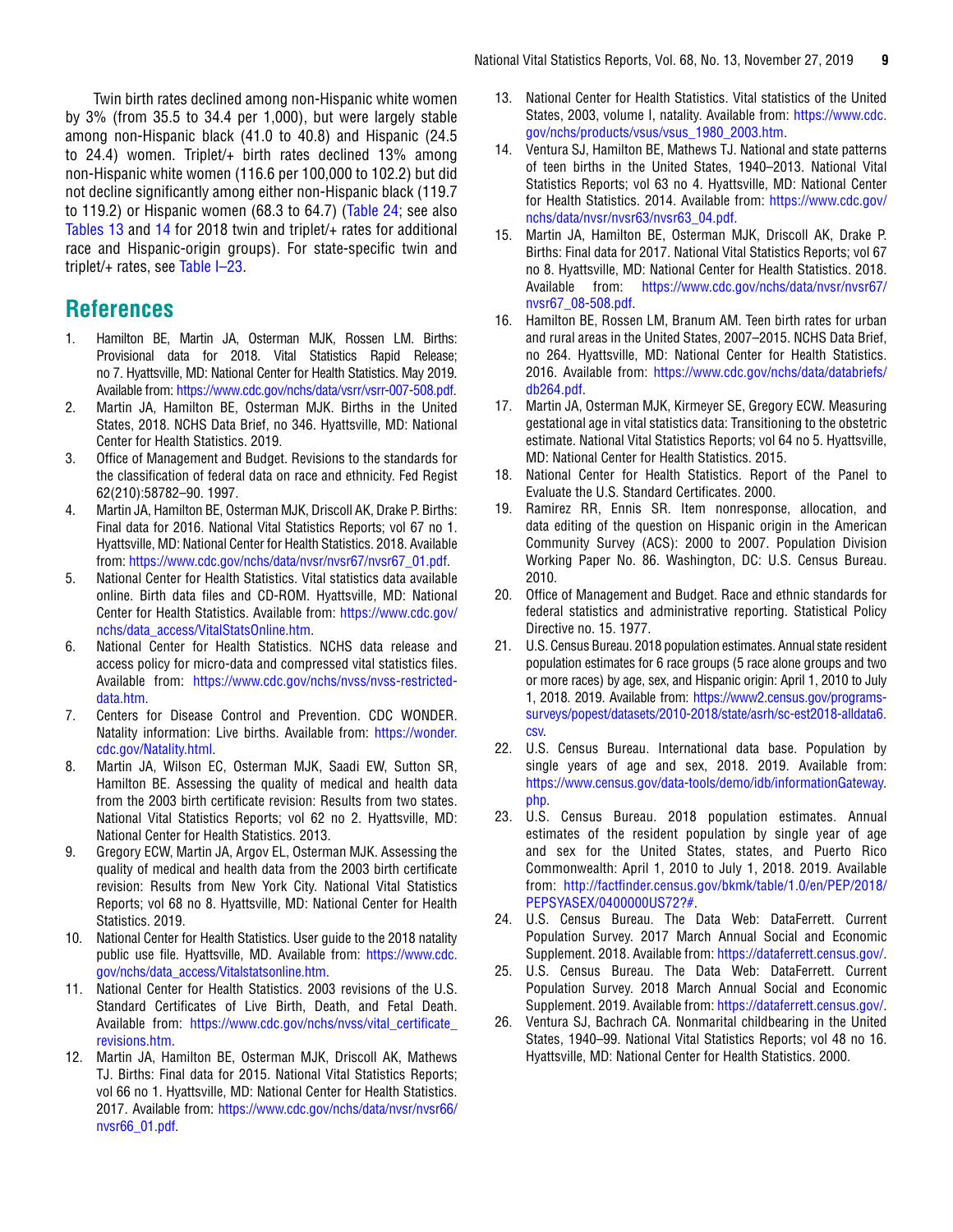Twin birth rates declined among non-Hispanic white women by 3% (from 35.5 to 34.4 per 1,000), but were largely stable among non-Hispanic black (41.0 to 40.8) and Hispanic (24.5 to 24.4) women. Triplet/+ birth rates declined 13% among non-Hispanic white women (116.6 per 100,000 to 102.2) but did not decline significantly among either non-Hispanic black (119.7 to 119.2) or Hispanic women (68.3 to 64.7) (Table 24; see also Tables 13 and 14 for 2018 twin and triplet/+ rates for additional race and Hispanic-origin groups). For state-specific twin and triplet/+ rates, see Table I–23.

## References

1. Hamilton BE, Martin JA, Osterman MJK, Rossen LM. Births: Provisional data for 2018. Vital Statistics Rapid Release; no 7. Hyattsville, MD: National Center for Health Statistics. May 2019. Available from: https://www.cdc.gov/nchs/data/vsrr/vsrr-007-508.pdf.
2. Martin JA, Hamilton BE, Osterman MJK. Births in the United States, 2018. NCHS Data Brief, no 346. Hyattsville, MD: National Center for Health Statistics. 2019.
3. Office of Management and Budget. Revisions to the standards for the classification of federal data on race and ethnicity. Fed Regist 62(210):58782–90. 1997.
4. Martin JA, Hamilton BE, Osterman MJK, Driscoll AK, Drake P. Births: Final data for 2016. National Vital Statistics Reports; vol 67 no 1. Hyattsville, MD: National Center for Health Statistics. 2018. Available from: https://www.cdc.gov/nchs/data/nvsr/nvsr67/nvsr67_01.pdf.
5. National Center for Health Statistics. Vital statistics data available online. Birth data files and CD-ROM. Hyattsville, MD: National Center for Health Statistics. Available from: https://www.cdc.gov/nchs/data_access/VitalStatsOnline.htm.
6. National Center for Health Statistics. NCHS data release and access policy for micro-data and compressed vital statistics files. Available from: https://www.cdc.gov/nchs/nvss/nvss-restricted-data.htm.
7. Centers for Disease Control and Prevention. CDC WONDER. Natality information: Live births. Available from: https://wonder.cdc.gov/Natality.html.
8. Martin JA, Wilson EC, Osterman MJK, Saadi EW, Sutton SR, Hamilton BE. Assessing the quality of medical and health data from the 2003 birth certificate revision: Results from two states. National Vital Statistics Reports; vol 62 no 2. Hyattsville, MD: National Center for Health Statistics. 2013.
9. Gregory ECW, Martin JA, Argov EL, Osterman MJK. Assessing the quality of medical and health data from the 2003 birth certificate revision: Results from New York City. National Vital Statistics Reports; vol 68 no 8. Hyattsville, MD: National Center for Health Statistics. 2019.
10. National Center for Health Statistics. User guide to the 2018 natality public use file. Hyattsville, MD. Available from: https://www.cdc.gov/nchs/data_access/Vitalstatsonline.htm.
11. National Center for Health Statistics. 2003 revisions of the U.S. Standard Certificates of Live Birth, Death, and Fetal Death. Available from: https://www.cdc.gov/nchs/nvss/vital_certificate_revisions.htm.
12. Martin JA, Hamilton BE, Osterman MJK, Driscoll AK, Mathews TJ. Births: Final data for 2015. National Vital Statistics Reports; vol 66 no 1. Hyattsville, MD: National Center for Health Statistics. 2017. Available from: https://www.cdc.gov/nchs/data/nvsr/nvsr66/nvsr66_01.pdf.
13. National Center for Health Statistics. Vital statistics of the United States, 2003, volume I, natality. Available from: https://www.cdc.gov/nchs/products/vsus/vsus_1980_2003.htm.
14. Ventura SJ, Hamilton BE, Mathews TJ. National and state patterns of teen births in the United States, 1940–2013. National Vital Statistics Reports; vol 63 no 4. Hyattsville, MD: National Center for Health Statistics. 2014. Available from: https://www.cdc.gov/nchs/data/nvsr/nvsr63/nvsr63_04.pdf.
15. Martin JA, Hamilton BE, Osterman MJK, Driscoll AK, Drake P. Births: Final data for 2017. National Vital Statistics Reports; vol 67 no 8. Hyattsville, MD: National Center for Health Statistics. 2018. Available from: https://www.cdc.gov/nchs/data/nvsr/nvsr67/nvsr67_08-508.pdf.
16. Hamilton BE, Rossen LM, Branum AM. Teen birth rates for urban and rural areas in the United States, 2007–2015. NCHS Data Brief, no 264. Hyattsville, MD: National Center for Health Statistics. 2016. Available from: https://www.cdc.gov/nchs/data/databriefs/db264.pdf.
17. Martin JA, Osterman MJK, Kirmeyer SE, Gregory ECW. Measuring gestational age in vital statistics data: Transitioning to the obstetric estimate. National Vital Statistics Reports; vol 64 no 5. Hyattsville, MD: National Center for Health Statistics. 2015.
18. National Center for Health Statistics. Report of the Panel to Evaluate the U.S. Standard Certificates. 2000.
19. Ramirez RR, Ennis SR. Item nonresponse, allocation, and data editing of the question on Hispanic origin in the American Community Survey (ACS): 2000 to 2007. Population Division Working Paper No. 86. Washington, DC: U.S. Census Bureau. 2010.
20. Office of Management and Budget. Race and ethnic standards for federal statistics and administrative reporting. Statistical Policy Directive no. 15. 1977.
21. U.S. Census Bureau. 2018 population estimates. Annual state resident population estimates for 6 race groups (5 race alone groups and two or more races) by age, sex, and Hispanic origin: April 1, 2010 to July 1, 2018. 2019. Available from: https://www2.census.gov/programs-surveys/popest/datasets/2010-2018/state/asrh/sc-est2018-alldata6.csv.
22. U.S. Census Bureau. International data base. Population by single years of age and sex, 2018. 2019. Available from: https://www.census.gov/data-tools/demo/idb/informationGateway.php.
23. U.S. Census Bureau. 2018 population estimates. Annual estimates of the resident population by single year of age and sex for the United States, states, and Puerto Rico Commonwealth: April 1, 2010 to July 1, 2018. 2019. Available from: http://factfinder.census.gov/bkmk/table/1.0/en/PEP/2018/PEPSYASEX/0400000US72?#.
24. U.S. Census Bureau. The Data Web: DataFerrett. Current Population Survey. 2017 March Annual Social and Economic Supplement. 2018. Available from: https://dataferrett.census.gov/.
25. U.S. Census Bureau. The Data Web: DataFerrett. Current Population Survey. 2018 March Annual Social and Economic Supplement. 2019. Available from: https://dataferrett.census.gov/.
26. Ventura SJ, Bachrach CA. Nonmarital childbearing in the United States, 1940–99. National Vital Statistics Reports; vol 48 no 16. Hyattsville, MD: National Center for Health Statistics. 2000.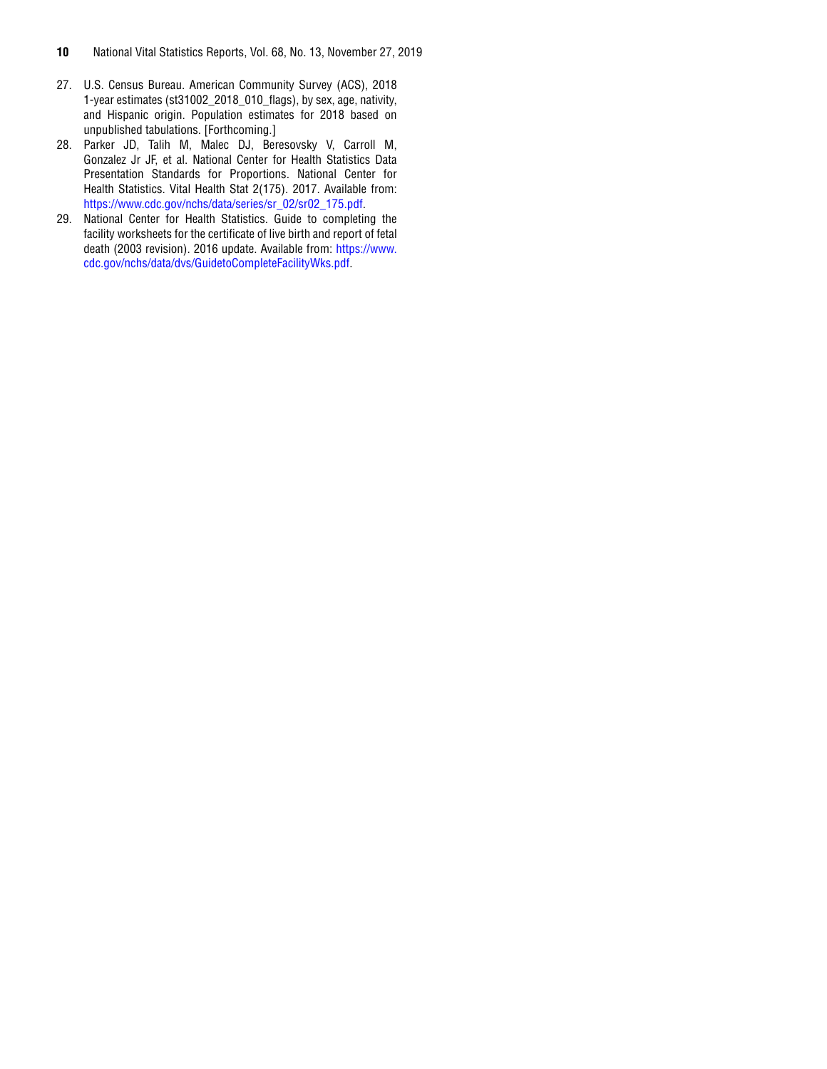27. U.S. Census Bureau. American Community Survey (ACS), 2018 1-year estimates (st31002_2018_010_flags), by sex, age, nativity, and Hispanic origin. Population estimates for 2018 based on unpublished tabulations. [Forthcoming.]
28. Parker JD, Talih M, Malec DJ, Beresovsky V, Carroll M, Gonzalez Jr JF, et al. National Center for Health Statistics Data Presentation Standards for Proportions. National Center for Health Statistics. Vital Health Stat 2(175). 2017. Available from: https://www.cdc.gov/nchs/data/series/sr_02/sr02_175.pdf.
29. National Center for Health Statistics. Guide to completing the facility worksheets for the certificate of live birth and report of fetal death (2003 revision). 2016 update. Available from: https://www.cdc.gov/nchs/data/dvs/GuidetoCompleteFacilityWks.pdf.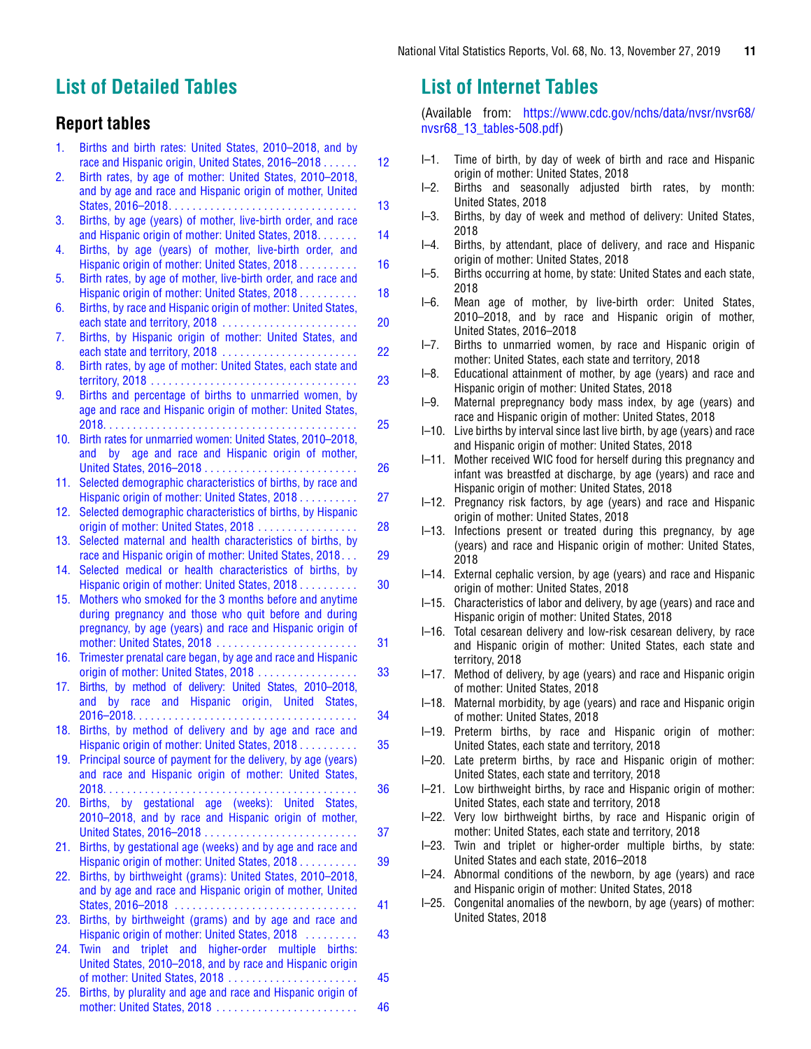# List of Detailed Tables

## Report tables

1. Births and birth rates: United States, 2010–2018, and by race and Hispanic origin, United States, 2016–2018 . . . . . . 12
2. Birth rates, by age of mother: United States, 2010–2018, and by age and race and Hispanic origin of mother, United States, 2016–2018 . . . . . . . . . . . . . . . . . . . . . . . . . . . . . . . 13
3. Births, by age (years) of mother, live-birth order, and race and Hispanic origin of mother: United States, 2018 . . . . . . . 14
4. Births, by age (years) of mother, live-birth order, and Hispanic origin of mother: United States, 2018 . . . . . . . . . . 16
5. Birth rates, by age of mother, live-birth order, and race and Hispanic origin of mother: United States, 2018 . . . . . . . . . . 18
6. Births, by race and Hispanic origin of mother: United States, each state and territory, 2018 . . . . . . . . . . . . . . . . . . . . . . . 20
7. Births, by Hispanic origin of mother: United States, and each state and territory, 2018 . . . . . . . . . . . . . . . . . . . . . . 22
8. Birth rates, by age of mother: United States, each state and territory, 2018 . . . . . . . . . . . . . . . . . . . . . . . . . . . . . . . . . . 23
9. Births and percentage of births to unmarried women, by age and race and Hispanic origin of mother: United States, 2018 . . . . . . . . . . . . . . . . . . . . . . . . . . . . . . . . . . . . . . . . . 25
10. Birth rates for unmarried women: United States, 2010–2018, and by age and race and Hispanic origin of mother, United States, 2016–2018 . . . . . . . . . . . . . . . . . . . . . . . . . 26
11. Selected demographic characteristics of births, by race and Hispanic origin of mother: United States, 2018 . . . . . . . . . . 27
12. Selected demographic characteristics of births, by Hispanic origin of mother: United States, 2018 . . . . . . . . . . . . . . . . . 28
13. Selected maternal and health characteristics of births, by race and Hispanic origin of mother: United States, 2018 . . . 29
14. Selected medical or health characteristics of births, by Hispanic origin of mother: United States, 2018 . . . . . . . . . . 30
15. Mothers who smoked for the 3 months before and anytime during pregnancy and those who quit before and during pregnancy, by age (years) and race and Hispanic origin of mother: United States, 2018 . . . . . . . . . . . . . . . . . . . . . . . 31
16. Trimester prenatal care began, by age and race and Hispanic origin of mother: United States, 2018 . . . . . . . . . . . . . . . . 33
17. Births, by method of delivery: United States, 2010–2018, and by race and Hispanic origin, United States, 2016–2018 . . . . . . . . . . . . . . . . . . . . . . . . . . . . . . . . . . . . . 34
18. Births, by method of delivery and by age and race and Hispanic origin of mother: United States, 2018 . . . . . . . . . . 35
19. Principal source of payment for the delivery, by age (years) and race and Hispanic origin of mother: United States, 2018 . . . . . . . . . . . . . . . . . . . . . . . . . . . . . . . . . . . . . . . . . 36
20. Births, by gestational age (weeks): United States, 2010–2018, and by race and Hispanic origin of mother, United States, 2016–2018 . . . . . . . . . . . . . . . . . . . . . . . . . 37
21. Births, by gestational age (weeks) and by age and race and Hispanic origin of mother: United States, 2018 . . . . . . . . . . 39
22. Births, by birthweight (grams): United States, 2010–2018, and by age and race and Hispanic origin of mother, United States, 2016–2018 . . . . . . . . . . . . . . . . . . . . . . . . . . . . . . . 41
23. Births, by birthweight (grams) and by age and race and Hispanic origin of mother: United States, 2018 . . . . . . . . . 43
24. Twin and triplet and higher-order multiple births: United States, 2010–2018, and by race and Hispanic origin of mother: United States, 2018 . . . . . . . . . . . . . . . . . . . . . . 45
25. Births, by plurality and age and race and Hispanic origin of mother: United States, 2018 . . . . . . . . . . . . . . . . . . . . . . . . 46

# List of Internet Tables

(Available from: https://www.cdc.gov/nchs/data/nvsr/nvsr68/nvsr68_13_tables-508.pdf)

- I–1. Time of birth, by day of week of birth and race and Hispanic origin of mother: United States, 2018
- I–2. Births and seasonally adjusted birth rates, by month: United States, 2018
- I–3. Births, by day of week and method of delivery: United States, 2018
- I–4. Births, by attendant, place of delivery, and race and Hispanic origin of mother: United States, 2018
- I–5. Births occurring at home, by state: United States and each state, 2018
- I–6. Mean age of mother, by live-birth order: United States, 2010–2018, and by race and Hispanic origin of mother, United States, 2016–2018
- I–7. Births to unmarried women, by race and Hispanic origin of mother: United States, each state and territory, 2018
- I–8. Educational attainment of mother, by age (years) and race and Hispanic origin of mother: United States, 2018
- I–9. Maternal prepregnancy body mass index, by age (years) and race and Hispanic origin of mother: United States, 2018
- I–10. Live births by interval since last live birth, by age (years) and race and Hispanic origin of mother: United States, 2018
- I–11. Mother received WIC food for herself during this pregnancy and infant was breastfed at discharge, by age (years) and race and Hispanic origin of mother: United States, 2018
- I–12. Pregnancy risk factors, by age (years) and race and Hispanic origin of mother: United States, 2018
- I–13. Infections present or treated during this pregnancy, by age (years) and race and Hispanic origin of mother: United States, 2018
- I–14. External cephalic version, by age (years) and race and Hispanic origin of mother: United States, 2018
- I–15. Characteristics of labor and delivery, by age (years) and race and Hispanic origin of mother: United States, 2018
- I–16. Total cesarean delivery and low-risk cesarean delivery, by race and Hispanic origin of mother: United States, each state and territory, 2018
- I–17. Method of delivery, by age (years) and race and Hispanic origin of mother: United States, 2018
- I–18. Maternal morbidity, by age (years) and race and Hispanic origin of mother: United States, 2018
- I–19. Preterm births, by race and Hispanic origin of mother: United States, each state and territory, 2018
- I–20. Late preterm births, by race and Hispanic origin of mother: United States, each state and territory, 2018
- I–21. Low birthweight births, by race and Hispanic origin of mother: United States, each state and territory, 2018
- I–22. Very low birthweight births, by race and Hispanic origin of mother: United States, each state and territory, 2018
- I–23. Twin and triplet or higher-order multiple births, by state: United States and each state, 2016–2018
- I–24. Abnormal conditions of the newborn, by age (years) and race and Hispanic origin of mother: United States, 2018
- I–25. Congenital anomalies of the newborn, by age (years) of mother: United States, 2018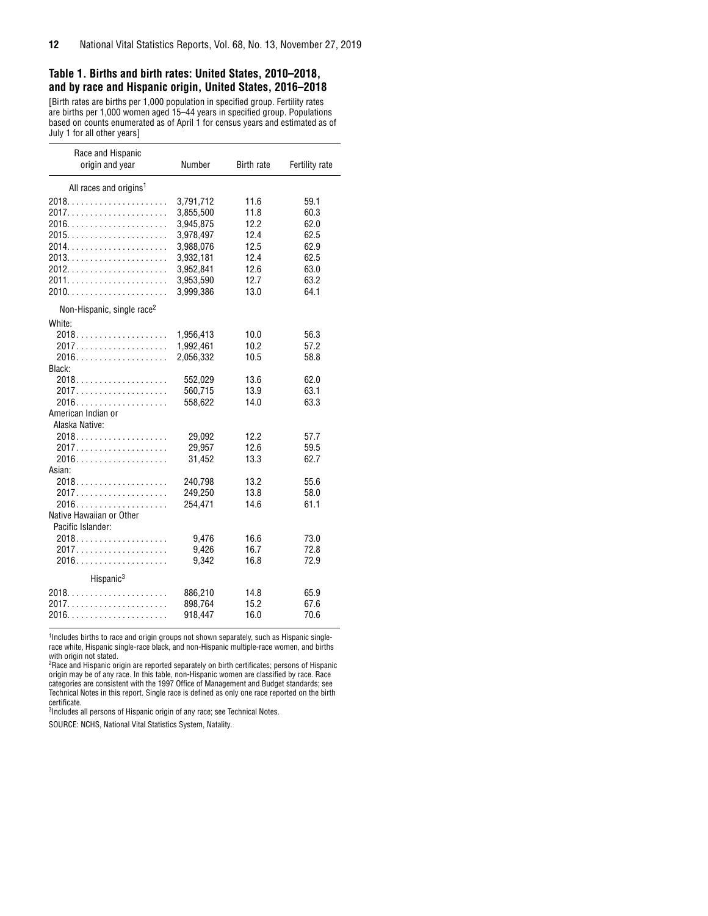### Table 1. Births and birth rates: United States, 2010–2018, and by race and Hispanic origin, United States, 2016–2018

[Birth rates are births per 1,000 population in specified group. Fertility rates are births per 1,000 women aged 15–44 years in specified group. Populations based on counts enumerated as of April 1 for census years and estimated as of July 1 for all other years]

| Race and Hispanic origin and year | Number | Birth rate | Fertility rate |
|---|---|---|---|
| All races and origins[1] | | | |
| 2018 | 3,791,712 | 11.6 | 59.1 |
| 2017 | 3,855,500 | 11.8 | 60.3 |
| 2016 | 3,945,875 | 12.2 | 62.0 |
| 2015 | 3,978,497 | 12.4 | 62.5 |
| 2014 | 3,988,076 | 12.5 | 62.9 |
| 2013 | 3,932,181 | 12.4 | 62.5 |
| 2012 | 3,952,841 | 12.6 | 63.0 |
| 2011 | 3,953,590 | 12.7 | 63.2 |
| 2010 | 3,999,386 | 13.0 | 64.1 |
| Non-Hispanic, single race[2] | | | |
| White: | | | |
| 2018 | 1,956,413 | 10.0 | 56.3 |
| 2017 | 1,992,461 | 10.2 | 57.2 |
| 2016 | 2,056,332 | 10.5 | 58.8 |
| Black: | | | |
| 2018 | 552,029 | 13.6 | 62.0 |
| 2017 | 560,715 | 13.9 | 63.1 |
| 2016 | 558,622 | 14.0 | 63.3 |
| American Indian or Alaska Native: | | | |
| 2018 | 29,092 | 12.2 | 57.7 |
| 2017 | 29,957 | 12.6 | 59.5 |
| 2016 | 31,452 | 13.3 | 62.7 |
| Asian: | | | |
| 2018 | 240,798 | 13.2 | 55.6 |
| 2017 | 249,250 | 13.8 | 58.0 |
| 2016 | 254,471 | 14.6 | 61.1 |
| Native Hawaiian or Other Pacific Islander: | | | |
| 2018 | 9,476 | 16.6 | 73.0 |
| 2017 | 9,426 | 16.7 | 72.8 |
| 2016 | 9,342 | 16.8 | 72.9 |
| Hispanic[3] | | | |
| 2018 | 886,210 | 14.8 | 65.9 |
| 2017 | 898,764 | 15.2 | 67.6 |
| 2016 | 918,447 | 16.0 | 70.6 |

[1]Includes births to race and origin groups not shown separately, such as Hispanic single-race white, Hispanic single-race black, and non-Hispanic multiple-race women, and births with origin not stated.

[2]Race and Hispanic origin are reported separately on birth certificates; persons of Hispanic origin may be of any race. In this table, non-Hispanic women are classified by race. Race categories are consistent with the 1997 Office of Management and Budget standards; see Technical Notes in this report. Single race is defined as only one race reported on the birth certificate.

[3]Includes all persons of Hispanic origin of any race; see Technical Notes.

SOURCE: NCHS, National Vital Statistics System, Natality.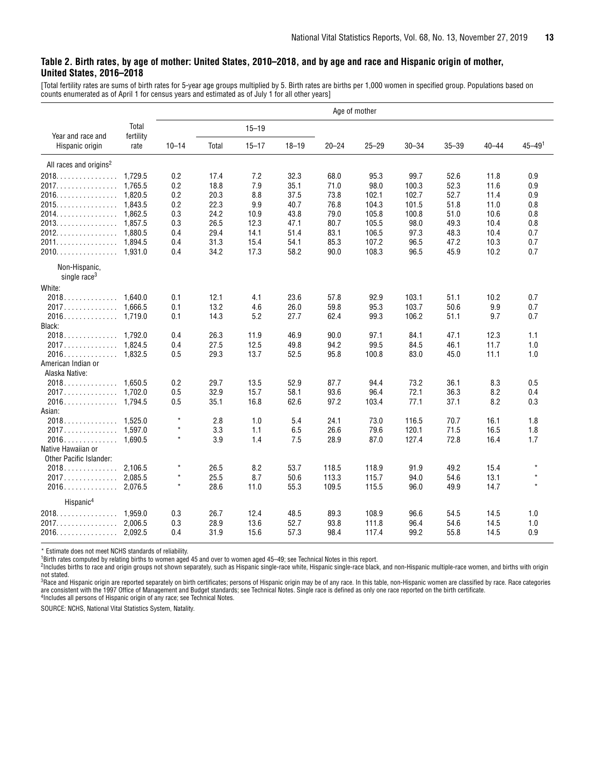### Table 2. Birth rates, by age of mother: United States, 2010–2018, and by age and race and Hispanic origin of mother, United States, 2016–2018

[Total fertility rates are sums of birth rates for 5-year age groups multiplied by 5. Birth rates are births per 1,000 women in specified group. Populations based on counts enumerated as of April 1 for census years and estimated as of July 1 for all other years]

| Year and race and Hispanic origin | Total fertility rate | Age of mother | | | | | | | | | |
|---|---|---|---|---|---|---|---|---|---|---|---|
| | | 10–14 | 15–19 | | | 20–24 | 25–29 | 30–34 | 35–39 | 40–44 | 45–49[1] |
| | | | Total | 15–17 | 18–19 | | | | | | |
| All races and origins[2] | | | | | | | | | | | |
| 2018 | 1,729.5 | 0.2 | 17.4 | 7.2 | 32.3 | 68.0 | 95.3 | 99.7 | 52.6 | 11.8 | 0.9 |
| 2017 | 1,765.5 | 0.2 | 18.8 | 7.9 | 35.1 | 71.0 | 98.0 | 100.3 | 52.3 | 11.6 | 0.9 |
| 2016 | 1,820.5 | 0.2 | 20.3 | 8.8 | 37.5 | 73.8 | 102.1 | 102.7 | 52.7 | 11.4 | 0.9 |
| 2015 | 1,843.5 | 0.2 | 22.3 | 9.9 | 40.7 | 76.8 | 104.3 | 101.5 | 51.8 | 11.0 | 0.8 |
| 2014 | 1,862.5 | 0.3 | 24.2 | 10.9 | 43.8 | 79.0 | 105.8 | 100.8 | 51.0 | 10.6 | 0.8 |
| 2013 | 1,857.5 | 0.3 | 26.5 | 12.3 | 47.1 | 80.7 | 105.5 | 98.0 | 49.3 | 10.4 | 0.8 |
| 2012 | 1,880.5 | 0.4 | 29.4 | 14.1 | 51.4 | 83.1 | 106.5 | 97.3 | 48.3 | 10.4 | 0.7 |
| 2011 | 1,894.5 | 0.4 | 31.3 | 15.4 | 54.1 | 85.3 | 107.2 | 96.5 | 47.2 | 10.3 | 0.7 |
| 2010 | 1,931.0 | 0.4 | 34.2 | 17.3 | 58.2 | 90.0 | 108.3 | 96.5 | 45.9 | 10.2 | 0.7 |
| Non-Hispanic, single race[3] | | | | | | | | | | | |
| White: | | | | | | | | | | | |
| 2018 | 1,640.0 | 0.1 | 12.1 | 4.1 | 23.6 | 57.8 | 92.9 | 103.1 | 51.1 | 10.2 | 0.7 |
| 2017 | 1,666.5 | 0.1 | 13.2 | 4.6 | 26.0 | 59.8 | 95.3 | 103.7 | 50.6 | 9.9 | 0.7 |
| 2016 | 1,719.0 | 0.1 | 14.3 | 5.2 | 27.7 | 62.4 | 99.3 | 106.2 | 51.1 | 9.7 | 0.7 |
| Black: | | | | | | | | | | | |
| 2018 | 1,792.0 | 0.4 | 26.3 | 11.9 | 46.9 | 90.0 | 97.1 | 84.1 | 47.1 | 12.3 | 1.1 |
| 2017 | 1,824.5 | 0.4 | 27.5 | 12.5 | 49.8 | 94.2 | 99.5 | 84.5 | 46.1 | 11.7 | 1.0 |
| 2016 | 1,832.5 | 0.5 | 29.3 | 13.7 | 52.5 | 95.8 | 100.8 | 83.0 | 45.0 | 11.1 | 1.0 |
| American Indian or Alaska Native: | | | | | | | | | | | |
| 2018 | 1,650.5 | 0.2 | 29.7 | 13.5 | 52.9 | 87.7 | 94.4 | 73.2 | 36.1 | 8.3 | 0.5 |
| 2017 | 1,702.0 | 0.5 | 32.9 | 15.7 | 58.1 | 93.6 | 96.4 | 72.1 | 36.3 | 8.2 | 0.4 |
| 2016 | 1,794.5 | 0.5 | 35.1 | 16.8 | 62.6 | 97.2 | 103.4 | 77.1 | 37.1 | 8.2 | 0.3 |
| Asian: | | | | | | | | | | | |
| 2018 | 1,525.0 | * | 2.8 | 1.0 | 5.4 | 24.1 | 73.0 | 116.5 | 70.7 | 16.1 | 1.8 |
| 2017 | 1,597.0 | * | 3.3 | 1.1 | 6.5 | 26.6 | 79.6 | 120.1 | 71.5 | 16.5 | 1.8 |
| 2016 | 1,690.5 | * | 3.9 | 1.4 | 7.5 | 28.9 | 87.0 | 127.4 | 72.8 | 16.4 | 1.7 |
| Native Hawaiian or Other Pacific Islander: | | | | | | | | | | | |
| 2018 | 2,106.5 | * | 26.5 | 8.2 | 53.7 | 118.5 | 118.9 | 91.9 | 49.2 | 15.4 | * |
| 2017 | 2,085.5 | * | 25.5 | 8.7 | 50.6 | 113.3 | 115.7 | 94.0 | 54.6 | 13.1 | * |
| 2016 | 2,076.5 | * | 28.6 | 11.0 | 55.3 | 109.5 | 115.5 | 96.0 | 49.9 | 14.7 | * |
| Hispanic[4] | | | | | | | | | | | |
| 2018 | 1,959.0 | 0.3 | 26.7 | 12.4 | 48.5 | 89.3 | 108.9 | 96.6 | 54.5 | 14.5 | 1.0 |
| 2017 | 2,006.5 | 0.3 | 28.9 | 13.6 | 52.7 | 93.8 | 111.8 | 96.4 | 54.6 | 14.5 | 1.0 |
| 2016 | 2,092.5 | 0.4 | 31.9 | 15.6 | 57.3 | 98.4 | 117.4 | 99.2 | 55.8 | 14.5 | 0.9 |

* Estimate does not meet NCHS standards of reliability.

[1]Birth rates computed by relating births to women aged 45 and over to women aged 45–49; see Technical Notes in this report.

[2]Includes births to race and origin groups not shown separately, such as Hispanic single-race white, Hispanic single-race black, and non-Hispanic multiple-race women, and births with origin not stated.

[3]Race and Hispanic origin are reported separately on birth certificates; persons of Hispanic origin may be of any race. In this table, non-Hispanic women are classified by race. Race categories are consistent with the 1997 Office of Management and Budget standards; see Technical Notes. Single race is defined as only one race reported on the birth certificate.

[4]Includes all persons of Hispanic origin of any race; see Technical Notes.

SOURCE: NCHS, National Vital Statistics System, Natality.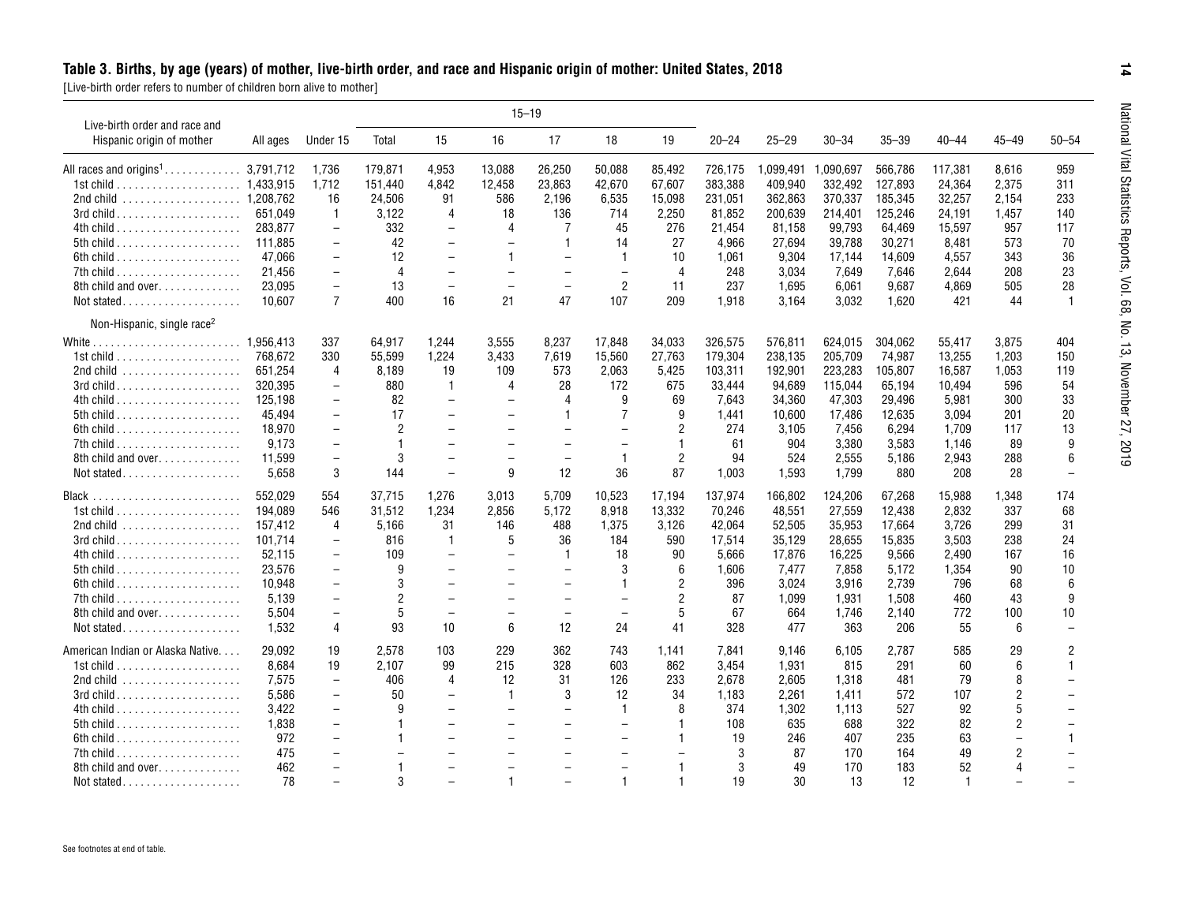## Table 3. Births, by age (years) of mother, live-birth order, and race and Hispanic origin of mother: United States, 2018

[Live-birth order refers to number of children born alive to mother]

| Live-birth order and race and Hispanic origin of mother | All ages | Under 15 | 15–19 | | | | | | 20–24 | 25–29 | 30–34 | 35–39 | 40–44 | 45–49 | 50–54 |
|---|---|---|---|---|---|---|---|---|---|---|---|---|---|---|---|
| | | | Total | 15 | 16 | 17 | 18 | 19 | | | | | | | |
| All races and origins[1] | 3,791,712 | 1,736 | 179,871 | 4,953 | 13,088 | 26,250 | 50,088 | 85,492 | 726,175 | 1,099,491 | 1,090,697 | 566,786 | 117,381 | 8,616 | 959 |
| 1st child | 1,433,915 | 1,712 | 151,440 | 4,842 | 12,458 | 23,863 | 42,670 | 67,607 | 383,388 | 409,940 | 332,492 | 127,893 | 24,364 | 2,375 | 311 |
| 2nd child | 1,208,762 | 16 | 24,506 | 91 | 586 | 2,196 | 6,535 | 15,098 | 231,051 | 362,863 | 370,337 | 185,345 | 32,257 | 2,154 | 233 |
| 3rd child | 651,049 | 1 | 3,122 | 4 | 18 | 136 | 714 | 2,250 | 81,852 | 200,639 | 214,401 | 125,246 | 24,191 | 1,457 | 140 |
| 4th child | 283,877 | – | 332 | – | 4 | 7 | 45 | 276 | 21,454 | 81,158 | 99,793 | 64,469 | 15,597 | 957 | 117 |
| 5th child | 111,885 | – | 42 | – | – | 1 | 14 | 27 | 4,966 | 27,694 | 39,788 | 30,271 | 8,481 | 573 | 70 |
| 6th child | 47,066 | – | 12 | – | 1 | – | 1 | 10 | 1,061 | 9,304 | 17,144 | 14,609 | 4,557 | 343 | 36 |
| 7th child | 21,456 | – | 4 | – | – | – | – | 4 | 248 | 3,034 | 7,649 | 7,646 | 2,644 | 208 | 23 |
| 8th child and over | 23,095 | – | 13 | – | – | – | 2 | 11 | 237 | 1,695 | 6,061 | 9,687 | 4,869 | 505 | 28 |
| Not stated | 10,607 | 7 | 400 | 16 | 21 | 47 | 107 | 209 | 1,918 | 3,164 | 3,032 | 1,620 | 421 | 44 | 1 |
| Non-Hispanic, single race[2] | | | | | | | | | | | | | | | |
| White | 1,956,413 | 337 | 64,917 | 1,244 | 3,555 | 8,237 | 17,848 | 34,033 | 326,575 | 576,811 | 624,015 | 304,062 | 55,417 | 3,875 | 404 |
| 1st child | 768,672 | 330 | 55,599 | 1,224 | 3,433 | 7,619 | 15,560 | 27,763 | 179,304 | 238,135 | 205,709 | 74,987 | 13,255 | 1,203 | 150 |
| 2nd child | 651,254 | 4 | 8,189 | 19 | 109 | 573 | 2,063 | 5,425 | 103,311 | 192,901 | 223,283 | 105,807 | 16,587 | 1,053 | 119 |
| 3rd child | 320,395 | – | 880 | 1 | 4 | 28 | 172 | 675 | 33,444 | 94,689 | 115,044 | 65,194 | 10,494 | 596 | 54 |
| 4th child | 125,198 | – | 82 | – | – | 4 | 9 | 69 | 7,643 | 34,360 | 47,303 | 29,496 | 5,981 | 300 | 33 |
| 5th child | 45,494 | – | 17 | – | – | 1 | 7 | 9 | 1,441 | 10,600 | 17,486 | 12,635 | 3,094 | 201 | 20 |
| 6th child | 18,970 | – | 2 | – | – | – | – | 2 | 274 | 3,105 | 7,456 | 6,294 | 1,709 | 117 | 13 |
| 7th child | 9,173 | – | 1 | – | – | – | – | 1 | 61 | 904 | 3,380 | 3,583 | 1,146 | 89 | 9 |
| 8th child and over | 11,599 | – | 3 | – | – | – | 1 | 2 | 94 | 524 | 2,555 | 5,186 | 2,943 | 288 | 6 |
| Not stated | 5,658 | 3 | 144 | – | 9 | 12 | 36 | 87 | 1,003 | 1,593 | 1,799 | 880 | 208 | 28 | – |
| Black | 552,029 | 554 | 37,715 | 1,276 | 3,013 | 5,709 | 10,523 | 17,194 | 137,974 | 166,802 | 124,206 | 67,268 | 15,988 | 1,348 | 174 |
| 1st child | 194,089 | 546 | 31,512 | 1,234 | 2,856 | 5,172 | 8,918 | 13,332 | 70,246 | 48,551 | 27,559 | 12,438 | 2,832 | 337 | 68 |
| 2nd child | 157,412 | 4 | 5,166 | 31 | 146 | 488 | 1,375 | 3,126 | 42,064 | 52,505 | 35,953 | 17,664 | 3,726 | 299 | 31 |
| 3rd child | 101,714 | – | 816 | 1 | 5 | 36 | 184 | 590 | 17,514 | 35,129 | 28,655 | 15,835 | 3,503 | 238 | 24 |
| 4th child | 52,115 | – | 109 | – | – | 1 | 18 | 90 | 5,666 | 17,876 | 16,225 | 9,566 | 2,490 | 167 | 16 |
| 5th child | 23,576 | – | 9 | – | – | – | 3 | 6 | 1,606 | 7,477 | 7,858 | 5,172 | 1,354 | 90 | 10 |
| 6th child | 10,948 | – | 3 | – | – | – | 1 | 2 | 396 | 3,024 | 3,916 | 2,739 | 796 | 68 | 6 |
| 7th child | 5,139 | – | 2 | – | – | – | – | 2 | 87 | 1,099 | 1,931 | 1,508 | 460 | 43 | 9 |
| 8th child and over | 5,504 | – | 5 | – | – | – | – | 5 | 67 | 664 | 1,746 | 2,140 | 772 | 100 | 10 |
| Not stated | 1,532 | 4 | 93 | 10 | 6 | 12 | 24 | 41 | 328 | 477 | 363 | 206 | 55 | 6 | – |
| American Indian or Alaska Native | 29,092 | 19 | 2,578 | 103 | 229 | 362 | 743 | 1,141 | 7,841 | 9,146 | 6,105 | 2,787 | 585 | 29 | 2 |
| 1st child | 8,684 | 19 | 2,107 | 99 | 215 | 328 | 603 | 862 | 3,454 | 1,931 | 815 | 291 | 60 | 6 | 1 |
| 2nd child | 7,575 | – | 406 | 4 | 12 | 31 | 126 | 233 | 2,678 | 2,605 | 1,318 | 481 | 79 | 8 | – |
| 3rd child | 5,586 | – | 50 | – | 1 | 3 | 12 | 34 | 1,183 | 2,261 | 1,411 | 572 | 107 | 2 | – |
| 4th child | 3,422 | – | 9 | – | – | – | 1 | 8 | 374 | 1,302 | 1,113 | 527 | 92 | 5 | – |
| 5th child | 1,838 | – | 1 | – | – | – | – | 1 | 108 | 635 | 688 | 322 | 82 | 2 | – |
| 6th child | 972 | – | 1 | – | – | – | – | 1 | 19 | 246 | 407 | 235 | 63 | – | 1 |
| 7th child | 475 | – | – | – | – | – | – | – | 3 | 87 | 170 | 164 | 49 | 2 | – |
| 8th child and over | 462 | – | 1 | – | – | – | – | 1 | 3 | 49 | 170 | 183 | 52 | 4 | – |
| Not stated | 78 | – | 3 | – | 1 | – | 1 | 1 | 19 | 30 | 13 | 12 | 1 | – | – |

See footnotes at end of table.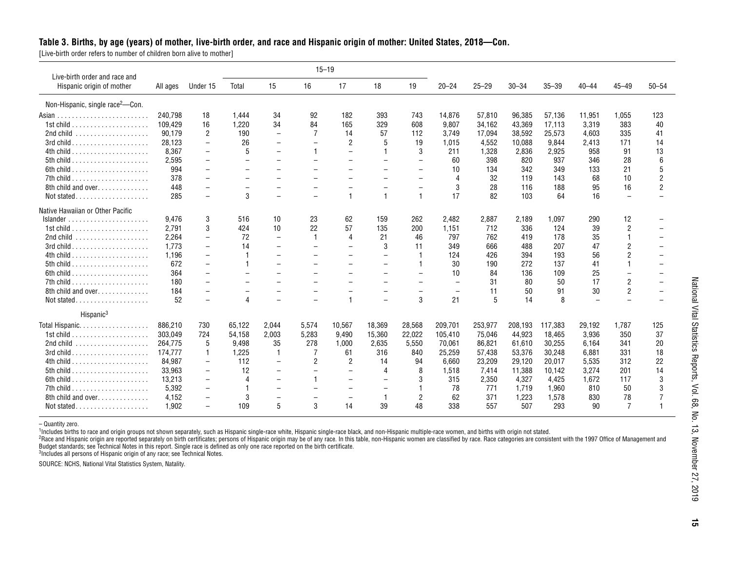## Table 3. Births, by age (years) of mother, live-birth order, and race and Hispanic origin of mother: United States, 2018—Con.

[Live-birth order refers to number of children born alive to mother]

| Live-birth order and race and Hispanic origin of mother | All ages | Under 15 | 15–19 | | | | | | 20–24 | 25–29 | 30–34 | 35–39 | 40–44 | 45–49 | 50–54 |
|---|---|---|---|---|---|---|---|---|---|---|---|---|---|---|---|
| | | | Total | 15 | 16 | 17 | 18 | 19 | | | | | | | |
| Non-Hispanic, single race[2]—Con. | | | | | | | | | | | | | | | |
| Asian | 240,798 | 18 | 1,444 | 34 | 92 | 182 | 393 | 743 | 14,876 | 57,810 | 96,385 | 57,136 | 11,951 | 1,055 | 123 |
| 1st child | 109,429 | 16 | 1,220 | 34 | 84 | 165 | 329 | 608 | 9,807 | 34,162 | 43,369 | 17,113 | 3,319 | 383 | 40 |
| 2nd child | 90,179 | 2 | 190 | – | 7 | 14 | 57 | 112 | 3,749 | 17,094 | 38,592 | 25,573 | 4,603 | 335 | 41 |
| 3rd child | 28,123 | – | 26 | – | – | 2 | 5 | 19 | 1,015 | 4,552 | 10,088 | 9,844 | 2,413 | 171 | 14 |
| 4th child | 8,367 | – | 5 | – | 1 | – | 1 | 3 | 211 | 1,328 | 2,836 | 2,925 | 958 | 91 | 13 |
| 5th child | 2,595 | – | – | – | – | – | – | – | 60 | 398 | 820 | 937 | 346 | 28 | 6 |
| 6th child | 994 | – | – | – | – | – | – | – | 10 | 134 | 342 | 349 | 133 | 21 | 5 |
| 7th child | 378 | – | – | – | – | – | – | – | 4 | 32 | 119 | 143 | 68 | 10 | 2 |
| 8th child and over | 448 | – | – | – | – | – | – | – | 3 | 28 | 116 | 188 | 95 | 16 | 2 |
| Not stated | 285 | – | 3 | – | – | 1 | 1 | 1 | 17 | 82 | 103 | 64 | 16 | – | – |
| Native Hawaiian or Other Pacific Islander | 9,476 | 3 | 516 | 10 | 23 | 62 | 159 | 262 | 2,482 | 2,887 | 2,189 | 1,097 | 290 | 12 | – |
| 1st child | 2,791 | 3 | 424 | 10 | 22 | 57 | 135 | 200 | 1,151 | 712 | 336 | 124 | 39 | 2 | – |
| 2nd child | 2,264 | – | 72 | – | 1 | 4 | 21 | 46 | 797 | 762 | 419 | 178 | 35 | 1 | – |
| 3rd child | 1,773 | – | 14 | – | – | – | 3 | 11 | 349 | 666 | 488 | 207 | 47 | 2 | – |
| 4th child | 1,196 | – | 1 | – | – | – | – | 1 | 124 | 426 | 394 | 193 | 56 | 2 | – |
| 5th child | 672 | – | 1 | – | – | – | – | 1 | 30 | 190 | 272 | 137 | 41 | 1 | – |
| 6th child | 364 | – | – | – | – | – | – | – | 10 | 84 | 136 | 109 | 25 | – | – |
| 7th child | 180 | – | – | – | – | – | – | – | – | 31 | 80 | 50 | 17 | 2 | – |
| 8th child and over | 184 | – | – | – | – | – | – | – | – | 11 | 50 | 91 | 30 | 2 | – |
| Not stated | 52 | – | 4 | – | – | 1 | – | 3 | 21 | 5 | 14 | 8 | – | – | – |
| Hispanic[3] | | | | | | | | | | | | | | | |
| Total Hispanic | 886,210 | 730 | 65,122 | 2,044 | 5,574 | 10,567 | 18,369 | 28,568 | 209,701 | 253,977 | 208,193 | 117,383 | 29,192 | 1,787 | 125 |
| 1st child | 303,049 | 724 | 54,158 | 2,003 | 5,283 | 9,490 | 15,360 | 22,022 | 105,410 | 75,046 | 44,923 | 18,465 | 3,936 | 350 | 37 |
| 2nd child | 264,775 | 5 | 9,498 | 35 | 278 | 1,000 | 2,635 | 5,550 | 70,061 | 86,821 | 61,610 | 30,255 | 6,164 | 341 | 20 |
| 3rd child | 174,777 | 1 | 1,225 | 1 | 7 | 61 | 316 | 840 | 25,259 | 57,438 | 53,376 | 30,248 | 6,881 | 331 | 18 |
| 4th child | 84,987 | – | 112 | – | 2 | 2 | 14 | 94 | 6,660 | 23,209 | 29,120 | 20,017 | 5,535 | 312 | 22 |
| 5th child | 33,963 | – | 12 | – | – | – | 4 | 8 | 1,518 | 7,414 | 11,388 | 10,142 | 3,274 | 201 | 14 |
| 6th child | 13,213 | – | 4 | – | 1 | – | – | 3 | 315 | 2,350 | 4,327 | 4,425 | 1,672 | 117 | 3 |
| 7th child | 5,392 | – | 1 | – | – | – | – | 1 | 78 | 771 | 1,719 | 1,960 | 810 | 50 | 3 |
| 8th child and over | 4,152 | – | 3 | – | – | – | 1 | 2 | 62 | 371 | 1,223 | 1,578 | 830 | 78 | 7 |
| Not stated | 1,902 | – | 109 | 5 | 3 | 14 | 39 | 48 | 338 | 557 | 507 | 293 | 90 | 7 | 1 |

– Quantity zero.

[1]Includes births to race and origin groups not shown separately, such as Hispanic single-race white, Hispanic single-race black, and non-Hispanic multiple-race women, and births with origin not stated.

[2]Race and Hispanic origin are reported separately on birth certificates; persons of Hispanic origin may be of any race. In this table, non-Hispanic women are classified by race. Race categories are consistent with the 1997 Office of Management and Budget standards; see Technical Notes in this report. Single race is defined as only one race reported on the birth certificate.

[3]Includes all persons of Hispanic origin of any race; see Technical Notes.

SOURCE: NCHS, National Vital Statistics System, Natality.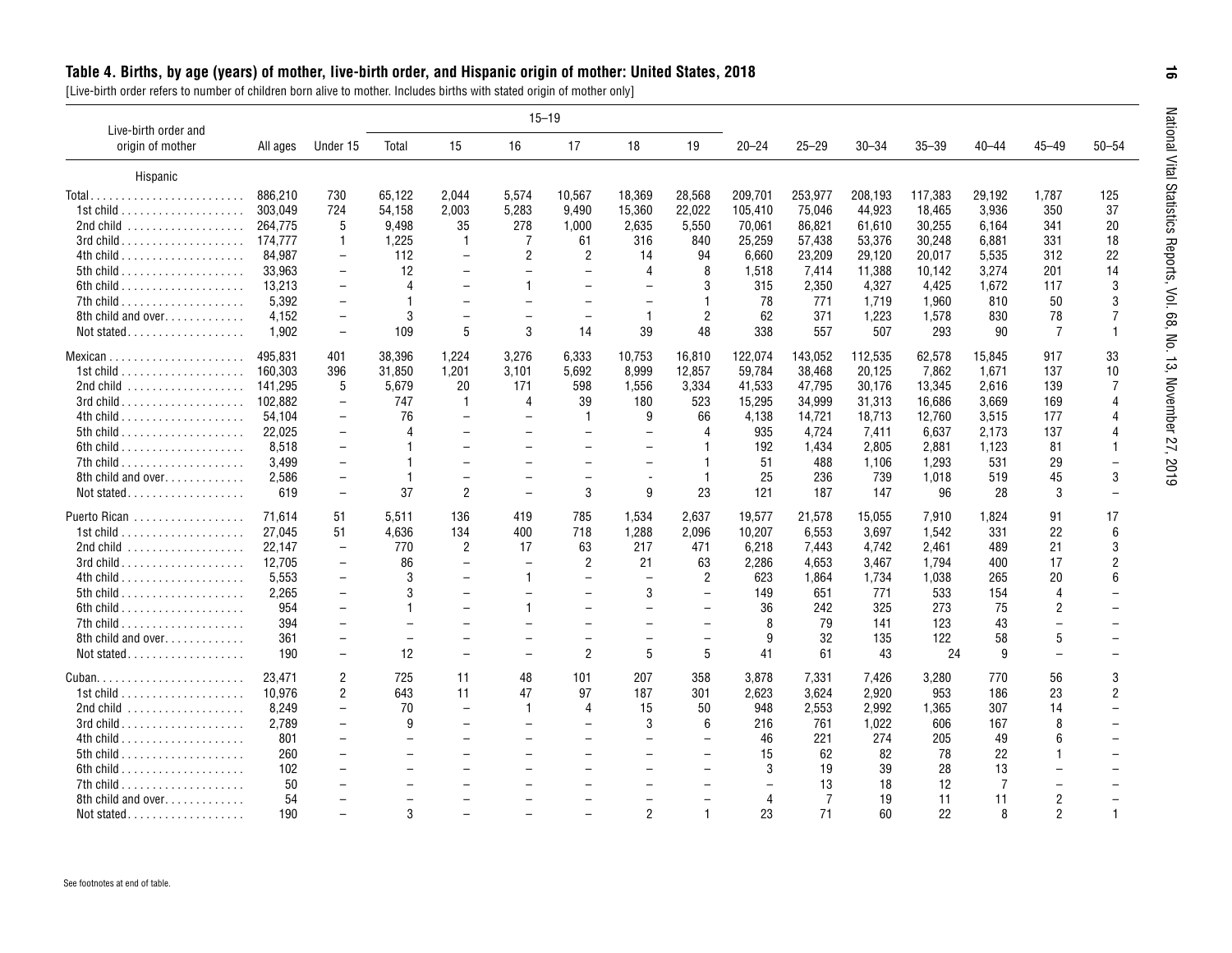## Table 4. Births, by age (years) of mother, live-birth order, and Hispanic origin of mother: United States, 2018

[Live-birth order refers to number of children born alive to mother. Includes births with stated origin of mother only]

| Live-birth order and origin of mother | All ages | Under 15 | 15–19 | | | | | | 20–24 | 25–29 | 30–34 | 35–39 | 40–44 | 45–49 | 50–54 |
|---|---|---|---|---|---|---|---|---|---|---|---|---|---|---|---|
| | | | Total | 15 | 16 | 17 | 18 | 19 | | | | | | | |
| **Hispanic** | | | | | | | | | | | | | | | |
| Total | 886,210 | 730 | 65,122 | 2,044 | 5,574 | 10,567 | 18,369 | 28,568 | 209,701 | 253,977 | 208,193 | 117,383 | 29,192 | 1,787 | 125 |
| 1st child | 303,049 | 724 | 54,158 | 2,003 | 5,283 | 9,490 | 15,360 | 22,022 | 105,410 | 75,046 | 44,923 | 18,465 | 3,936 | 350 | 37 |
| 2nd child | 264,775 | 5 | 9,498 | 35 | 278 | 1,000 | 2,635 | 5,550 | 70,061 | 86,821 | 61,610 | 30,255 | 6,164 | 341 | 20 |
| 3rd child | 174,777 | 1 | 1,225 | 1 | 7 | 61 | 316 | 840 | 25,259 | 57,438 | 53,376 | 30,248 | 6,881 | 331 | 18 |
| 4th child | 84,987 | – | 112 | – | 2 | 2 | 14 | 94 | 6,660 | 23,209 | 29,120 | 20,017 | 5,535 | 312 | 22 |
| 5th child | 33,963 | – | 12 | – | – | – | 4 | 8 | 1,518 | 7,414 | 11,388 | 10,142 | 3,274 | 201 | 14 |
| 6th child | 13,213 | – | 4 | – | 1 | – | – | 3 | 315 | 2,350 | 4,327 | 4,425 | 1,672 | 117 | 3 |
| 7th child | 5,392 | – | 1 | – | – | – | – | 1 | 78 | 771 | 1,719 | 1,960 | 810 | 50 | 3 |
| 8th child and over | 4,152 | – | 3 | – | – | – | 1 | 2 | 62 | 371 | 1,223 | 1,578 | 830 | 78 | 7 |
| Not stated | 1,902 | – | 109 | 5 | 3 | 14 | 39 | 48 | 338 | 557 | 507 | 293 | 90 | 7 | 1 |
| Mexican | 495,831 | 401 | 38,396 | 1,224 | 3,276 | 6,333 | 10,753 | 16,810 | 122,074 | 143,052 | 112,535 | 62,578 | 15,845 | 917 | 33 |
| 1st child | 160,303 | 396 | 31,850 | 1,201 | 3,101 | 5,692 | 8,999 | 12,857 | 59,784 | 38,468 | 20,125 | 7,862 | 1,671 | 137 | 10 |
| 2nd child | 141,295 | 5 | 5,679 | 20 | 171 | 598 | 1,556 | 3,334 | 41,533 | 47,795 | 30,176 | 13,345 | 2,616 | 139 | 7 |
| 3rd child | 102,882 | – | 747 | 1 | 4 | 39 | 180 | 523 | 15,295 | 34,999 | 31,313 | 16,686 | 3,669 | 169 | 4 |
| 4th child | 54,104 | – | 76 | – | – | 1 | 9 | 66 | 4,138 | 14,721 | 18,713 | 12,760 | 3,515 | 177 | 4 |
| 5th child | 22,025 | – | 4 | – | – | – | – | 4 | 935 | 4,724 | 7,411 | 6,637 | 2,173 | 137 | 4 |
| 6th child | 8,518 | – | 1 | – | – | – | – | 1 | 192 | 1,434 | 2,805 | 2,881 | 1,123 | 81 | 1 |
| 7th child | 3,499 | – | 1 | – | – | – | – | 1 | 51 | 488 | 1,106 | 1,293 | 531 | 29 | – |
| 8th child and over | 2,586 | – | 1 | – | – | – | - | 1 | 25 | 236 | 739 | 1,018 | 519 | 45 | 3 |
| Not stated | 619 | – | 37 | 2 | – | 3 | 9 | 23 | 121 | 187 | 147 | 96 | 28 | 3 | – |
| Puerto Rican | 71,614 | 51 | 5,511 | 136 | 419 | 785 | 1,534 | 2,637 | 19,577 | 21,578 | 15,055 | 7,910 | 1,824 | 91 | 17 |
| 1st child | 27,045 | 51 | 4,636 | 134 | 400 | 718 | 1,288 | 2,096 | 10,207 | 6,553 | 3,697 | 1,542 | 331 | 22 | 6 |
| 2nd child | 22,147 | – | 770 | 2 | 17 | 63 | 217 | 471 | 6,218 | 7,443 | 4,742 | 2,461 | 489 | 21 | 3 |
| 3rd child | 12,705 | – | 86 | – | – | 2 | 21 | 63 | 2,286 | 4,653 | 3,467 | 1,794 | 400 | 17 | 2 |
| 4th child | 5,553 | – | 3 | – | 1 | – | – | 2 | 623 | 1,864 | 1,734 | 1,038 | 265 | 20 | 6 |
| 5th child | 2,265 | – | 3 | – | – | – | 3 | – | 149 | 651 | 771 | 533 | 154 | 4 | – |
| 6th child | 954 | – | 1 | – | 1 | – | – | – | 36 | 242 | 325 | 273 | 75 | 2 | – |
| 7th child | 394 | – | – | – | – | – | – | – | 8 | 79 | 141 | 123 | 43 | – | – |
| 8th child and over | 361 | – | – | – | – | – | – | – | 9 | 32 | 135 | 122 | 58 | 5 | – |
| Not stated | 190 | – | 12 | – | – | 2 | 5 | 5 | 41 | 61 | 43 | 24 | 9 | – | – |
| Cuban | 23,471 | 2 | 725 | 11 | 48 | 101 | 207 | 358 | 3,878 | 7,331 | 7,426 | 3,280 | 770 | 56 | 3 |
| 1st child | 10,976 | 2 | 643 | 11 | 47 | 97 | 187 | 301 | 2,623 | 3,624 | 2,920 | 953 | 186 | 23 | 2 |
| 2nd child | 8,249 | – | 70 | – | 1 | 4 | 15 | 50 | 948 | 2,553 | 2,992 | 1,365 | 307 | 14 | – |
| 3rd child | 2,789 | – | 9 | – | – | – | 3 | 6 | 216 | 761 | 1,022 | 606 | 167 | 8 | – |
| 4th child | 801 | – | – | – | – | – | – | – | 46 | 221 | 274 | 205 | 49 | 6 | – |
| 5th child | 260 | – | – | – | – | – | – | – | 15 | 62 | 82 | 78 | 22 | 1 | – |
| 6th child | 102 | – | – | – | – | – | – | – | 3 | 19 | 39 | 28 | 13 | – | – |
| 7th child | 50 | – | – | – | – | – | – | – | – | 13 | 18 | 12 | 7 | – | – |
| 8th child and over | 54 | – | – | – | – | – | – | – | 4 | 7 | 19 | 11 | 11 | 2 | – |
| Not stated | 190 | – | 3 | – | – | – | 2 | 1 | 23 | 71 | 60 | 22 | 8 | 2 | 1 |

See footnotes at end of table.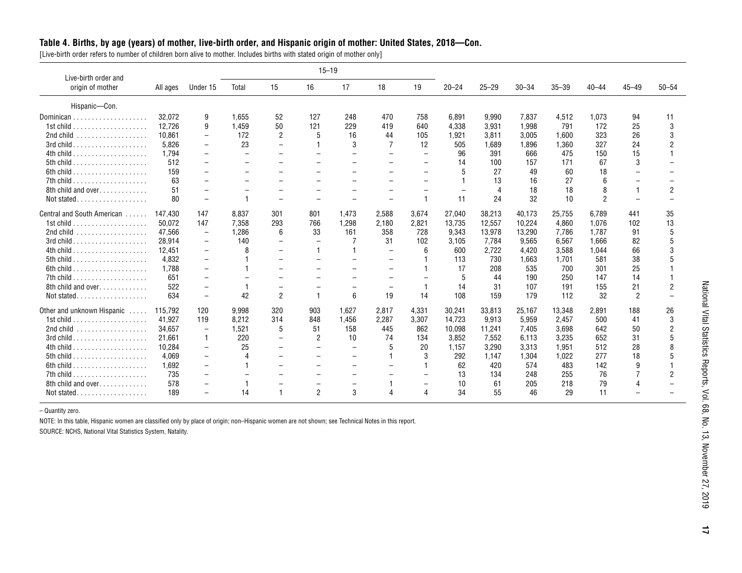### Table 4. Births, by age (years) of mother, live-birth order, and Hispanic origin of mother: United States, 2018—Con.

[Live-birth order refers to number of children born alive to mother. Includes births with stated origin of mother only]

| Live-birth order and origin of mother | All ages | Under 15 | 15–19 | | | | | | 20–24 | 25–29 | 30–34 | 35–39 | 40–44 | 45–49 | 50–54 |
|---|---|---|---|---|---|---|---|---|---|---|---|---|---|---|---|
| | | | Total | 15 | 16 | 17 | 18 | 19 | | | | | | | |
| Hispanic—Con. | | | | | | | | | | | | | | | |
| Dominican | 32,072 | 9 | 1,655 | 52 | 127 | 248 | 470 | 758 | 6,891 | 9,990 | 7,837 | 4,512 | 1,073 | 94 | 11 |
| 1st child | 12,726 | 9 | 1,459 | 50 | 121 | 229 | 419 | 640 | 4,338 | 3,931 | 1,998 | 791 | 172 | 25 | 3 |
| 2nd child | 10,861 | – | 172 | 2 | 5 | 16 | 44 | 105 | 1,921 | 3,811 | 3,005 | 1,600 | 323 | 26 | 3 |
| 3rd child | 5,826 | – | 23 | – | 1 | 3 | 7 | 12 | 505 | 1,689 | 1,896 | 1,360 | 327 | 24 | 2 |
| 4th child | 1,794 | – | – | – | – | – | – | – | 96 | 391 | 666 | 475 | 150 | 15 | 1 |
| 5th child | 512 | – | – | – | – | – | – | – | 14 | 100 | 157 | 171 | 67 | 3 | – |
| 6th child | 159 | – | – | – | – | – | – | – | 5 | 27 | 49 | 60 | 18 | – | – |
| 7th child | 63 | – | – | – | – | – | – | – | 1 | 13 | 16 | 27 | 6 | – | – |
| 8th child and over | 51 | – | – | – | – | – | – | – | – | 4 | 18 | 18 | 8 | 1 | 2 |
| Not stated | 80 | – | 1 | – | – | – | – | 1 | 11 | 24 | 32 | 10 | 2 | – | – |
| Central and South American | 147,430 | 147 | 8,837 | 301 | 801 | 1,473 | 2,588 | 3,674 | 27,040 | 38,213 | 40,173 | 25,755 | 6,789 | 441 | 35 |
| 1st child | 50,072 | 147 | 7,358 | 293 | 766 | 1,298 | 2,180 | 2,821 | 13,735 | 12,557 | 10,224 | 4,860 | 1,076 | 102 | 13 |
| 2nd child | 47,566 | – | 1,286 | 6 | 33 | 161 | 358 | 728 | 9,343 | 13,978 | 13,290 | 7,786 | 1,787 | 91 | 5 |
| 3rd child | 28,914 | – | 140 | – | – | 7 | 31 | 102 | 3,105 | 7,784 | 9,565 | 6,567 | 1,666 | 82 | 5 |
| 4th child | 12,451 | – | 8 | – | 1 | 1 | – | 6 | 600 | 2,722 | 4,420 | 3,588 | 1,044 | 66 | 3 |
| 5th child | 4,832 | – | 1 | – | – | – | – | 1 | 113 | 730 | 1,663 | 1,701 | 581 | 38 | 5 |
| 6th child | 1,788 | – | 1 | – | – | – | – | 1 | 17 | 208 | 535 | 700 | 301 | 25 | 1 |
| 7th child | 651 | – | – | – | – | – | – | – | 5 | 44 | 190 | 250 | 147 | 14 | 1 |
| 8th child and over | 522 | – | 1 | – | – | – | – | 1 | 14 | 31 | 107 | 191 | 155 | 21 | 2 |
| Not stated | 634 | – | 42 | 2 | 1 | 6 | 19 | 14 | 108 | 159 | 179 | 112 | 32 | 2 | – |
| Other and unknown Hispanic | 115,792 | 120 | 9,998 | 320 | 903 | 1,627 | 2,817 | 4,331 | 30,241 | 33,813 | 25,167 | 13,348 | 2,891 | 188 | 26 |
| 1st child | 41,927 | 119 | 8,212 | 314 | 848 | 1,456 | 2,287 | 3,307 | 14,723 | 9,913 | 5,959 | 2,457 | 500 | 41 | 3 |
| 2nd child | 34,657 | – | 1,521 | 5 | 51 | 158 | 445 | 862 | 10,098 | 11,241 | 7,405 | 3,698 | 642 | 50 | 2 |
| 3rd child | 21,661 | 1 | 220 | – | 2 | 10 | 74 | 134 | 3,852 | 7,552 | 6,113 | 3,235 | 652 | 31 | 5 |
| 4th child | 10,284 | – | 25 | – | – | – | 5 | 20 | 1,157 | 3,290 | 3,313 | 1,951 | 512 | 28 | 8 |
| 5th child | 4,069 | – | 4 | – | – | – | 1 | 3 | 292 | 1,147 | 1,304 | 1,022 | 277 | 18 | 5 |
| 6th child | 1,692 | – | 1 | – | – | – | – | 1 | 62 | 420 | 574 | 483 | 142 | 9 | 1 |
| 7th child | 735 | – | – | – | – | – | – | – | 13 | 134 | 248 | 255 | 76 | 7 | 2 |
| 8th child and over | 578 | – | 1 | – | – | – | 1 | – | 10 | 61 | 205 | 218 | 79 | 4 | – |
| Not stated | 189 | – | 14 | 1 | 2 | 3 | 4 | 4 | 34 | 55 | 46 | 29 | 11 | – | – |

– Quantity zero.

NOTE: In this table, Hispanic women are classified only by place of origin; non–Hispanic women are not shown; see Technical Notes in this report.

SOURCE: NCHS, National Vital Statistics System, Natality.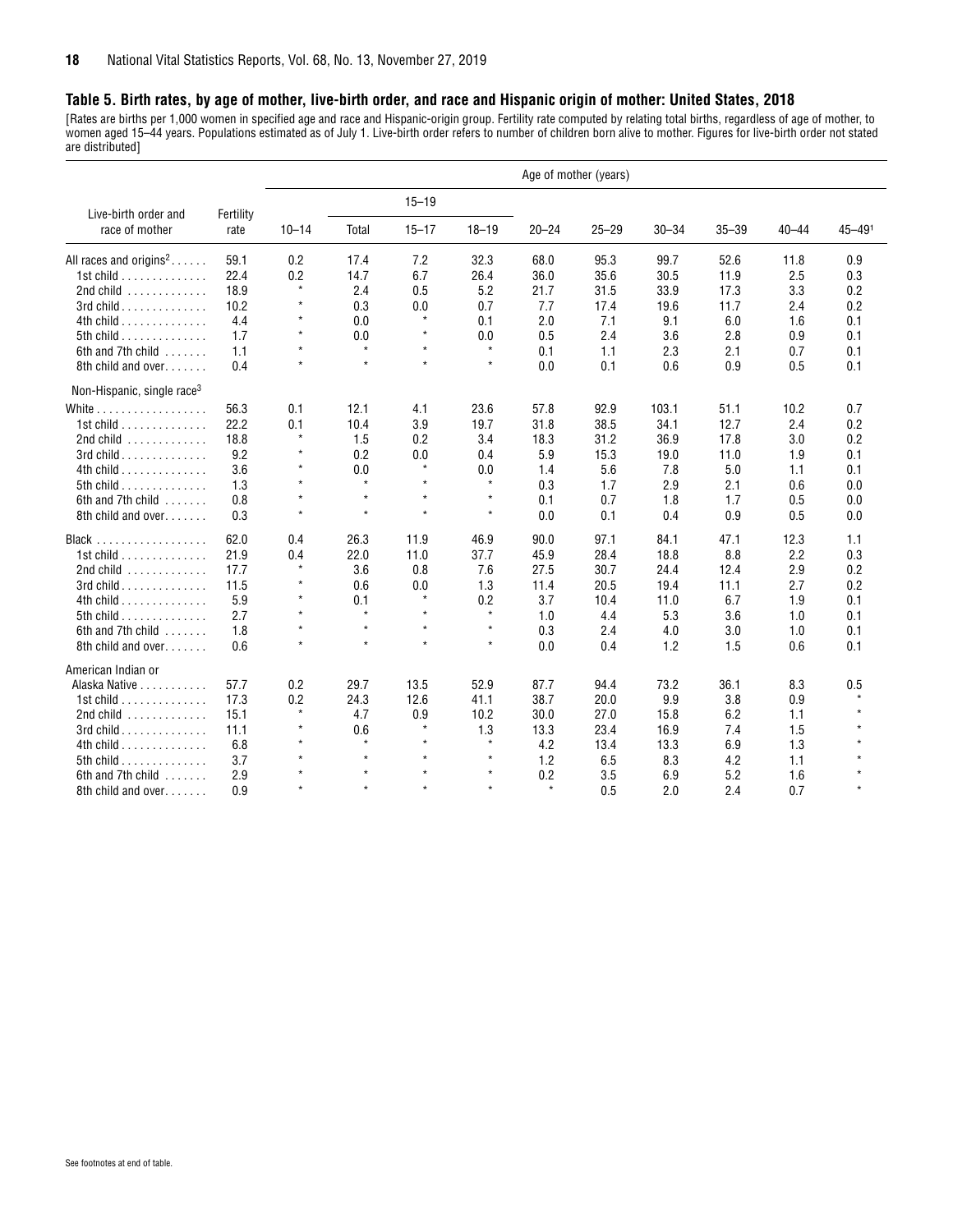## Table 5. Birth rates, by age of mother, live-birth order, and race and Hispanic origin of mother: United States, 2018

[Rates are births per 1,000 women in specified age and race and Hispanic-origin group. Fertility rate computed by relating total births, regardless of age of mother, to women aged 15–44 years. Populations estimated as of July 1. Live-birth order refers to number of children born alive to mother. Figures for live-birth order not stated are distributed]

| Live-birth order and race of mother | Fertility rate | Age of mother (years) | | | | | | | | | |
|---|---|---|---|---|---|---|---|---|---|---|---|
| | | 10–14 | 15–19 | | | 20–24 | 25–29 | 30–34 | 35–39 | 40–44 | 45–49[1] |
| | | | Total | 15–17 | 18–19 | | | | | | |
| All races and origins[2] | 59.1 | 0.2 | 17.4 | 7.2 | 32.3 | 68.0 | 95.3 | 99.7 | 52.6 | 11.8 | 0.9 |
| 1st child | 22.4 | 0.2 | 14.7 | 6.7 | 26.4 | 36.0 | 35.6 | 30.5 | 11.9 | 2.5 | 0.3 |
| 2nd child | 18.9 | * | 2.4 | 0.5 | 5.2 | 21.7 | 31.5 | 33.9 | 17.3 | 3.3 | 0.2 |
| 3rd child | 10.2 | * | 0.3 | 0.0 | 0.7 | 7.7 | 17.4 | 19.6 | 11.7 | 2.4 | 0.2 |
| 4th child | 4.4 | * | 0.0 | * | 0.1 | 2.0 | 7.1 | 9.1 | 6.0 | 1.6 | 0.1 |
| 5th child | 1.7 | * | 0.0 | * | 0.0 | 0.5 | 2.4 | 3.6 | 2.8 | 0.9 | 0.1 |
| 6th and 7th child | 1.1 | * | * | * | * | 0.1 | 1.1 | 2.3 | 2.1 | 0.7 | 0.1 |
| 8th child and over | 0.4 | * | * | * | * | 0.0 | 0.1 | 0.6 | 0.9 | 0.5 | 0.1 |
| Non-Hispanic, single race[3] | | | | | | | | | | | |
| White | 56.3 | 0.1 | 12.1 | 4.1 | 23.6 | 57.8 | 92.9 | 103.1 | 51.1 | 10.2 | 0.7 |
| 1st child | 22.2 | 0.1 | 10.4 | 3.9 | 19.7 | 31.8 | 38.5 | 34.1 | 12.7 | 2.4 | 0.2 |
| 2nd child | 18.8 | * | 1.5 | 0.2 | 3.4 | 18.3 | 31.2 | 36.9 | 17.8 | 3.0 | 0.2 |
| 3rd child | 9.2 | * | 0.2 | 0.0 | 0.4 | 5.9 | 15.3 | 19.0 | 11.0 | 1.9 | 0.1 |
| 4th child | 3.6 | * | 0.0 | * | 0.0 | 1.4 | 5.6 | 7.8 | 5.0 | 1.1 | 0.1 |
| 5th child | 1.3 | * | * | * | * | 0.3 | 1.7 | 2.9 | 2.1 | 0.6 | 0.0 |
| 6th and 7th child | 0.8 | * | * | * | * | 0.1 | 0.7 | 1.8 | 1.7 | 0.5 | 0.0 |
| 8th child and over | 0.3 | * | * | * | * | 0.0 | 0.1 | 0.4 | 0.9 | 0.5 | 0.0 |
| Black | 62.0 | 0.4 | 26.3 | 11.9 | 46.9 | 90.0 | 97.1 | 84.1 | 47.1 | 12.3 | 1.1 |
| 1st child | 21.9 | 0.4 | 22.0 | 11.0 | 37.7 | 45.9 | 28.4 | 18.8 | 8.8 | 2.2 | 0.3 |
| 2nd child | 17.7 | * | 3.6 | 0.8 | 7.6 | 27.5 | 30.7 | 24.4 | 12.4 | 2.9 | 0.2 |
| 3rd child | 11.5 | * | 0.6 | 0.0 | 1.3 | 11.4 | 20.5 | 19.4 | 11.1 | 2.7 | 0.2 |
| 4th child | 5.9 | * | 0.1 | * | 0.2 | 3.7 | 10.4 | 11.0 | 6.7 | 1.9 | 0.1 |
| 5th child | 2.7 | * | * | * | * | 1.0 | 4.4 | 5.3 | 3.6 | 1.0 | 0.1 |
| 6th and 7th child | 1.8 | * | * | * | * | 0.3 | 2.4 | 4.0 | 3.0 | 1.0 | 0.1 |
| 8th child and over | 0.6 | * | * | * | * | 0.0 | 0.4 | 1.2 | 1.5 | 0.6 | 0.1 |
| American Indian or Alaska Native | 57.7 | 0.2 | 29.7 | 13.5 | 52.9 | 87.7 | 94.4 | 73.2 | 36.1 | 8.3 | 0.5 |
| 1st child | 17.3 | 0.2 | 24.3 | 12.6 | 41.1 | 38.7 | 20.0 | 9.9 | 3.8 | 0.9 | * |
| 2nd child | 15.1 | * | 4.7 | 0.9 | 10.2 | 30.0 | 27.0 | 15.8 | 6.2 | 1.1 | * |
| 3rd child | 11.1 | * | 0.6 | * | 1.3 | 13.3 | 23.4 | 16.9 | 7.4 | 1.5 | * |
| 4th child | 6.8 | * | * | * | * | 4.2 | 13.4 | 13.3 | 6.9 | 1.3 | * |
| 5th child | 3.7 | * | * | * | * | 1.2 | 6.5 | 8.3 | 4.2 | 1.1 | * |
| 6th and 7th child | 2.9 | * | * | * | * | 0.2 | 3.5 | 6.9 | 5.2 | 1.6 | * |
| 8th child and over | 0.9 | * | * | * | * | * | 0.5 | 2.0 | 2.4 | 0.7 | * |

See footnotes at end of table.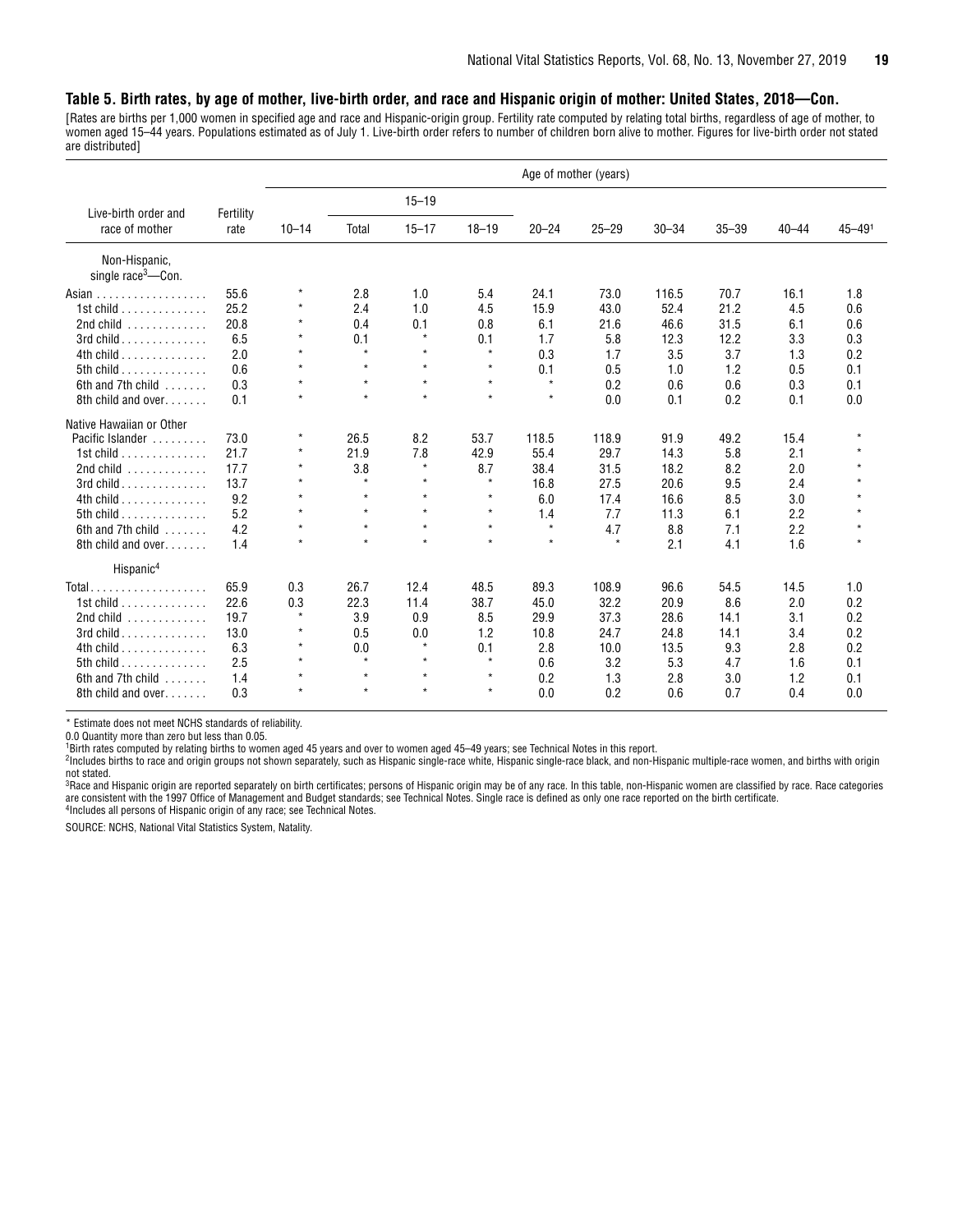### Table 5. Birth rates, by age of mother, live-birth order, and race and Hispanic origin of mother: United States, 2018—Con.

[Rates are births per 1,000 women in specified age and race and Hispanic-origin group. Fertility rate computed by relating total births, regardless of age of mother, to women aged 15–44 years. Populations estimated as of July 1. Live-birth order refers to number of children born alive to mother. Figures for live-birth order not stated are distributed]

| Live-birth order and race of mother | Fertility rate | Age of mother (years) | | | | | | | | | |
|---|---|---|---|---|---|---|---|---|---|---|---|
| | | 10–14 | 15–19 | | | 20–24 | 25–29 | 30–34 | 35–39 | 40–44 | 45–49[1] |
| | | | Total | 15–17 | 18–19 | | | | | | |
| **Non-Hispanic, single race[3]—Con.** | | | | | | | | | | | |
| Asian | 55.6 | * | 2.8 | 1.0 | 5.4 | 24.1 | 73.0 | 116.5 | 70.7 | 16.1 | 1.8 |
| 1st child | 25.2 | * | 2.4 | 1.0 | 4.5 | 15.9 | 43.0 | 52.4 | 21.2 | 4.5 | 0.6 |
| 2nd child | 20.8 | * | 0.4 | 0.1 | 0.8 | 6.1 | 21.6 | 46.6 | 31.5 | 6.1 | 0.6 |
| 3rd child | 6.5 | * | 0.1 | * | 0.1 | 1.7 | 5.8 | 12.3 | 12.2 | 3.3 | 0.3 |
| 4th child | 2.0 | * | * | * | * | 0.3 | 1.7 | 3.5 | 3.7 | 1.3 | 0.2 |
| 5th child | 0.6 | * | * | * | * | 0.1 | 0.5 | 1.0 | 1.2 | 0.5 | 0.1 |
| 6th and 7th child | 0.3 | * | * | * | * | * | 0.2 | 0.6 | 0.6 | 0.3 | 0.1 |
| 8th child and over | 0.1 | * | * | * | * | * | 0.0 | 0.1 | 0.2 | 0.1 | 0.0 |
| Native Hawaiian or Other Pacific Islander | 73.0 | * | 26.5 | 8.2 | 53.7 | 118.5 | 118.9 | 91.9 | 49.2 | 15.4 | * |
| 1st child | 21.7 | * | 21.9 | 7.8 | 42.9 | 55.4 | 29.7 | 14.3 | 5.8 | 2.1 | * |
| 2nd child | 17.7 | * | 3.8 | * | 8.7 | 38.4 | 31.5 | 18.2 | 8.2 | 2.0 | * |
| 3rd child | 13.7 | * | * | * | * | 16.8 | 27.5 | 20.6 | 9.5 | 2.4 | * |
| 4th child | 9.2 | * | * | * | * | 6.0 | 17.4 | 16.6 | 8.5 | 3.0 | * |
| 5th child | 5.2 | * | * | * | * | 1.4 | 7.7 | 11.3 | 6.1 | 2.2 | * |
| 6th and 7th child | 4.2 | * | * | * | * | * | 4.7 | 8.8 | 7.1 | 2.2 | * |
| 8th child and over | 1.4 | * | * | * | * | * | * | 2.1 | 4.1 | 1.6 | * |
| **Hispanic[4]** | | | | | | | | | | | |
| Total | 65.9 | 0.3 | 26.7 | 12.4 | 48.5 | 89.3 | 108.9 | 96.6 | 54.5 | 14.5 | 1.0 |
| 1st child | 22.6 | 0.3 | 22.3 | 11.4 | 38.7 | 45.0 | 32.2 | 20.9 | 8.6 | 2.0 | 0.2 |
| 2nd child | 19.7 | * | 3.9 | 0.9 | 8.5 | 29.9 | 37.3 | 28.6 | 14.1 | 3.1 | 0.2 |
| 3rd child | 13.0 | * | 0.5 | 0.0 | 1.2 | 10.8 | 24.7 | 24.8 | 14.1 | 3.4 | 0.2 |
| 4th child | 6.3 | * | 0.0 | * | 0.1 | 2.8 | 10.0 | 13.5 | 9.3 | 2.8 | 0.2 |
| 5th child | 2.5 | * | * | * | * | 0.6 | 3.2 | 5.3 | 4.7 | 1.6 | 0.1 |
| 6th and 7th child | 1.4 | * | * | * | * | 0.2 | 1.3 | 2.8 | 3.0 | 1.2 | 0.1 |
| 8th child and over | 0.3 | * | * | * | * | 0.0 | 0.2 | 0.6 | 0.7 | 0.4 | 0.0 |

* Estimate does not meet NCHS standards of reliability.

0.0 Quantity more than zero but less than 0.05.

[1]Birth rates computed by relating births to women aged 45 years and over to women aged 45–49 years; see Technical Notes in this report.

[2]Includes births to race and origin groups not shown separately, such as Hispanic single-race white, Hispanic single-race black, and non-Hispanic multiple-race women, and births with origin not stated.

[3]Race and Hispanic origin are reported separately on birth certificates; persons of Hispanic origin may be of any race. In this table, non-Hispanic women are classified by race. Race categories are consistent with the 1997 Office of Management and Budget standards; see Technical Notes. Single race is defined as only one race reported on the birth certificate.

[4]Includes all persons of Hispanic origin of any race; see Technical Notes.

SOURCE: NCHS, National Vital Statistics System, Natality.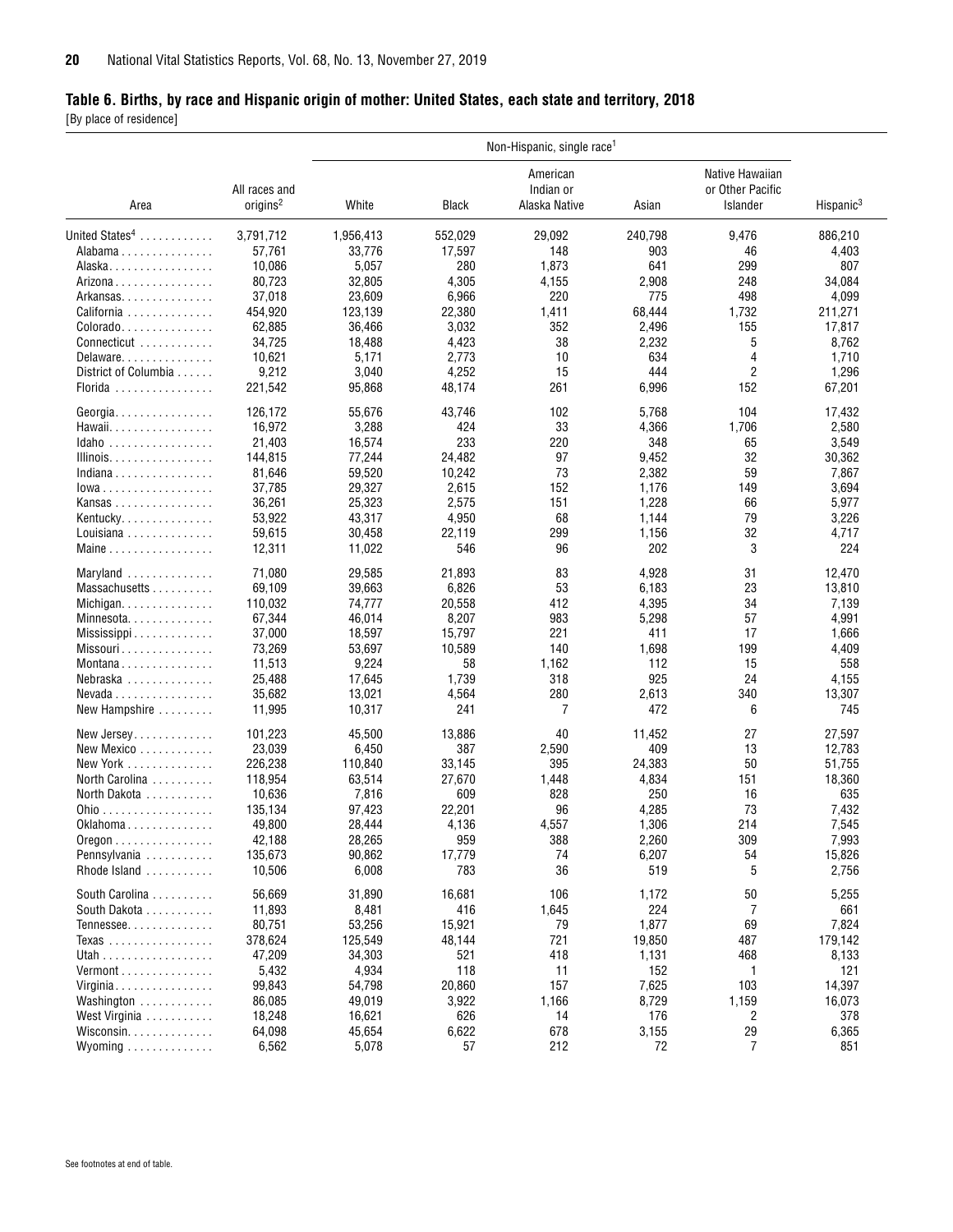## Table 6. Births, by race and Hispanic origin of mother: United States, each state and territory, 2018

[By place of residence]

| Area | All races and origins[2] | Non-Hispanic, single race[1] | | | | | Hispanic[3] |
|---|---|---|---|---|---|---|---|
| | | White | Black | American Indian or Alaska Native | Asian | Native Hawaiian or Other Pacific Islander | |
| United States[4] | 3,791,712 | 1,956,413 | 552,029 | 29,092 | 240,798 | 9,476 | 886,210 |
| Alabama | 57,761 | 33,776 | 17,597 | 148 | 903 | 46 | 4,403 |
| Alaska | 10,086 | 5,057 | 280 | 1,873 | 641 | 299 | 807 |
| Arizona | 80,723 | 32,805 | 4,305 | 4,155 | 2,908 | 248 | 34,084 |
| Arkansas | 37,018 | 23,609 | 6,966 | 220 | 775 | 498 | 4,099 |
| California | 454,920 | 123,139 | 22,380 | 1,411 | 68,444 | 1,732 | 211,271 |
| Colorado | 62,885 | 36,466 | 3,032 | 352 | 2,496 | 155 | 17,817 |
| Connecticut | 34,725 | 18,488 | 4,423 | 38 | 2,232 | 5 | 8,762 |
| Delaware | 10,621 | 5,171 | 2,773 | 10 | 634 | 4 | 1,710 |
| District of Columbia | 9,212 | 3,040 | 4,252 | 15 | 444 | 2 | 1,296 |
| Florida | 221,542 | 95,868 | 48,174 | 261 | 6,996 | 152 | 67,201 |
| Georgia | 126,172 | 55,676 | 43,746 | 102 | 5,768 | 104 | 17,432 |
| Hawaii | 16,972 | 3,288 | 424 | 33 | 4,366 | 1,706 | 2,580 |
| Idaho | 21,403 | 16,574 | 233 | 220 | 348 | 65 | 3,549 |
| Illinois | 144,815 | 77,244 | 24,482 | 97 | 9,452 | 32 | 30,362 |
| Indiana | 81,646 | 59,520 | 10,242 | 73 | 2,382 | 59 | 7,867 |
| Iowa | 37,785 | 29,327 | 2,615 | 152 | 1,176 | 149 | 3,694 |
| Kansas | 36,261 | 25,323 | 2,575 | 151 | 1,228 | 66 | 5,977 |
| Kentucky | 53,922 | 43,317 | 4,950 | 68 | 1,144 | 79 | 3,226 |
| Louisiana | 59,615 | 30,458 | 22,119 | 299 | 1,156 | 32 | 4,717 |
| Maine | 12,311 | 11,022 | 546 | 96 | 202 | 3 | 224 |
| Maryland | 71,080 | 29,585 | 21,893 | 83 | 4,928 | 31 | 12,470 |
| Massachusetts | 69,109 | 39,663 | 6,826 | 53 | 6,183 | 23 | 13,810 |
| Michigan | 110,032 | 74,777 | 20,558 | 412 | 4,395 | 34 | 7,139 |
| Minnesota | 67,344 | 46,014 | 8,207 | 983 | 5,298 | 57 | 4,991 |
| Mississippi | 37,000 | 18,597 | 15,797 | 221 | 411 | 17 | 1,666 |
| Missouri | 73,269 | 53,697 | 10,589 | 140 | 1,698 | 199 | 4,409 |
| Montana | 11,513 | 9,224 | 58 | 1,162 | 112 | 15 | 558 |
| Nebraska | 25,488 | 17,645 | 1,739 | 318 | 925 | 24 | 4,155 |
| Nevada | 35,682 | 13,021 | 4,564 | 280 | 2,613 | 340 | 13,307 |
| New Hampshire | 11,995 | 10,317 | 241 | 7 | 472 | 6 | 745 |
| New Jersey | 101,223 | 45,500 | 13,886 | 40 | 11,452 | 27 | 27,597 |
| New Mexico | 23,039 | 6,450 | 387 | 2,590 | 409 | 13 | 12,783 |
| New York | 226,238 | 110,840 | 33,145 | 395 | 24,383 | 50 | 51,755 |
| North Carolina | 118,954 | 63,514 | 27,670 | 1,448 | 4,834 | 151 | 18,360 |
| North Dakota | 10,636 | 7,816 | 609 | 828 | 250 | 16 | 635 |
| Ohio | 135,134 | 97,423 | 22,201 | 96 | 4,285 | 73 | 7,432 |
| Oklahoma | 49,800 | 28,444 | 4,136 | 4,557 | 1,306 | 214 | 7,545 |
| Oregon | 42,188 | 28,265 | 959 | 388 | 2,260 | 309 | 7,993 |
| Pennsylvania | 135,673 | 90,862 | 17,779 | 74 | 6,207 | 54 | 15,826 |
| Rhode Island | 10,506 | 6,008 | 783 | 36 | 519 | 5 | 2,756 |
| South Carolina | 56,669 | 31,890 | 16,681 | 106 | 1,172 | 50 | 5,255 |
| South Dakota | 11,893 | 8,481 | 416 | 1,645 | 224 | 7 | 661 |
| Tennessee | 80,751 | 53,256 | 15,921 | 79 | 1,877 | 69 | 7,824 |
| Texas | 378,624 | 125,549 | 48,144 | 721 | 19,850 | 487 | 179,142 |
| Utah | 47,209 | 34,303 | 521 | 418 | 1,131 | 468 | 8,133 |
| Vermont | 5,432 | 4,934 | 118 | 11 | 152 | 1 | 121 |
| Virginia | 99,843 | 54,798 | 20,860 | 157 | 7,625 | 103 | 14,397 |
| Washington | 86,085 | 49,019 | 3,922 | 1,166 | 8,729 | 1,159 | 16,073 |
| West Virginia | 18,248 | 16,621 | 626 | 14 | 176 | 2 | 378 |
| Wisconsin | 64,098 | 45,654 | 6,622 | 678 | 3,155 | 29 | 6,365 |
| Wyoming | 6,562 | 5,078 | 57 | 212 | 72 | 7 | 851 |

See footnotes at end of table.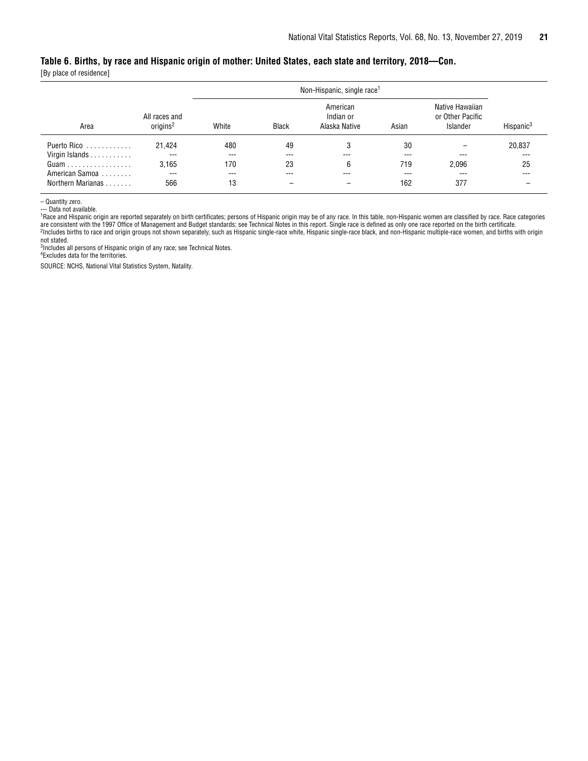**Table 6. Births, by race and Hispanic origin of mother: United States, each state and territory, 2018—Con.**

[By place of residence]

| Area | All races and origins[2] | Non-Hispanic, single race[1] | | | | | Hispanic[3] |
|---|---|---|---|---|---|---|---|
| | | White | Black | American Indian or Alaska Native | Asian | Native Hawaiian or Other Pacific Islander | |
| Puerto Rico | 21,424 | 480 | 49 | 3 | 30 | – | 20,837 |
| Virgin Islands | --- | --- | --- | --- | --- | --- | --- |
| Guam | 3,165 | 170 | 23 | 6 | 719 | 2,096 | 25 |
| American Samoa | --- | --- | --- | --- | --- | --- | --- |
| Northern Marianas | 566 | 13 | – | – | 162 | 377 | – |

– Quantity zero.

--- Data not available.

[1]Race and Hispanic origin are reported separately on birth certificates; persons of Hispanic origin may be of any race. In this table, non-Hispanic women are classified by race. Race categories are consistent with the 1997 Office of Management and Budget standards; see Technical Notes in this report. Single race is defined as only one race reported on the birth certificate.

[2]Includes births to race and origin groups not shown separately, such as Hispanic single-race white, Hispanic single-race black, and non-Hispanic multiple-race women, and births with origin not stated.

[3]Includes all persons of Hispanic origin of any race; see Technical Notes.

[4]Excludes data for the territories.

SOURCE: NCHS, National Vital Statistics System, Natality.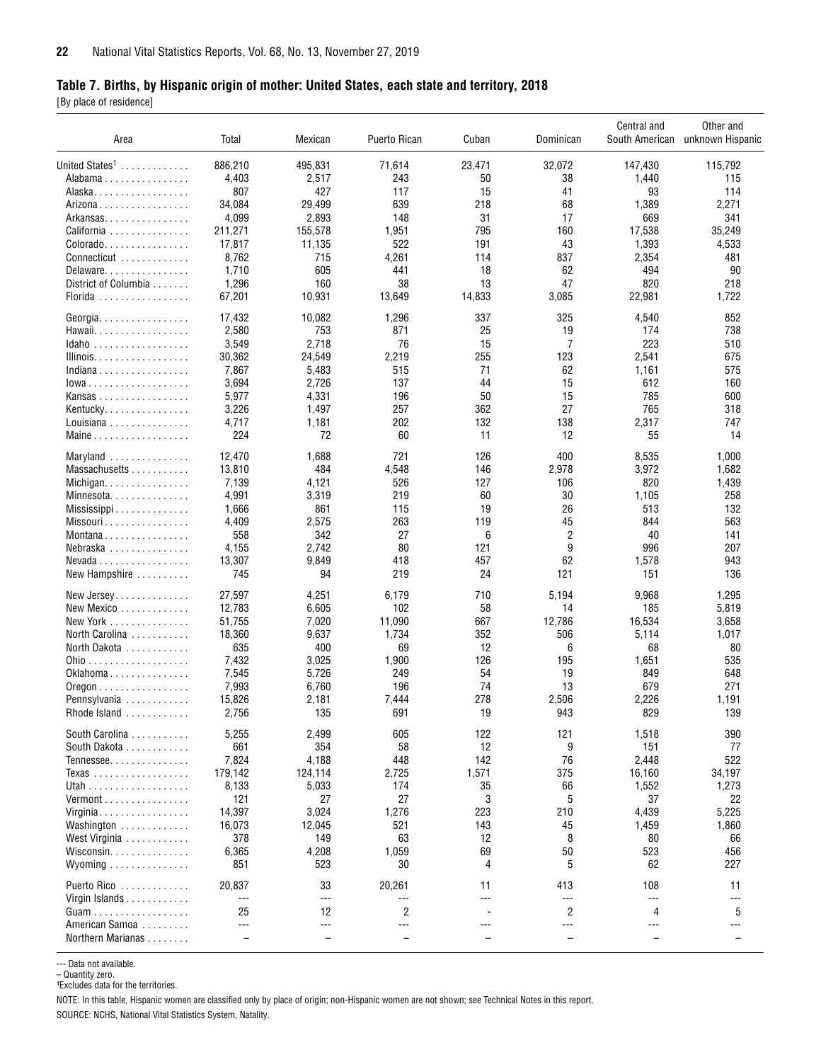## Table 7. Births, by Hispanic origin of mother: United States, each state and territory, 2018

[By place of residence]

| Area | Total | Mexican | Puerto Rican | Cuban | Dominican | Central and South American | Other and unknown Hispanic |
|---|---|---|---|---|---|---|---|
| United States[1] | 886,210 | 495,831 | 71,614 | 23,471 | 32,072 | 147,430 | 115,792 |
| Alabama | 4,403 | 2,517 | 243 | 50 | 38 | 1,440 | 115 |
| Alaska | 807 | 427 | 117 | 15 | 41 | 93 | 114 |
| Arizona | 34,084 | 29,499 | 639 | 218 | 68 | 1,389 | 2,271 |
| Arkansas | 4,099 | 2,893 | 148 | 31 | 17 | 669 | 341 |
| California | 211,271 | 155,578 | 1,951 | 795 | 160 | 17,538 | 35,249 |
| Colorado | 17,817 | 11,135 | 522 | 191 | 43 | 1,393 | 4,533 |
| Connecticut | 8,762 | 715 | 4,261 | 114 | 837 | 2,354 | 481 |
| Delaware | 1,710 | 605 | 441 | 18 | 62 | 494 | 90 |
| District of Columbia | 1,296 | 160 | 38 | 13 | 47 | 820 | 218 |
| Florida | 67,201 | 10,931 | 13,649 | 14,833 | 3,085 | 22,981 | 1,722 |
| Georgia | 17,432 | 10,082 | 1,296 | 337 | 325 | 4,540 | 852 |
| Hawaii | 2,580 | 753 | 871 | 25 | 19 | 174 | 738 |
| Idaho | 3,549 | 2,718 | 76 | 15 | 7 | 223 | 510 |
| Illinois | 30,362 | 24,549 | 2,219 | 255 | 123 | 2,541 | 675 |
| Indiana | 7,867 | 5,483 | 515 | 71 | 62 | 1,161 | 575 |
| Iowa | 3,694 | 2,726 | 137 | 44 | 15 | 612 | 160 |
| Kansas | 5,977 | 4,331 | 196 | 50 | 15 | 785 | 600 |
| Kentucky | 3,226 | 1,497 | 257 | 362 | 27 | 765 | 318 |
| Louisiana | 4,717 | 1,181 | 202 | 132 | 138 | 2,317 | 747 |
| Maine | 224 | 72 | 60 | 11 | 12 | 55 | 14 |
| Maryland | 12,470 | 1,688 | 721 | 126 | 400 | 8,535 | 1,000 |
| Massachusetts | 13,810 | 484 | 4,548 | 146 | 2,978 | 3,972 | 1,682 |
| Michigan | 7,139 | 4,121 | 526 | 127 | 106 | 820 | 1,439 |
| Minnesota | 4,991 | 3,319 | 219 | 60 | 30 | 1,105 | 258 |
| Mississippi | 1,666 | 861 | 115 | 19 | 26 | 513 | 132 |
| Missouri | 4,409 | 2,575 | 263 | 119 | 45 | 844 | 563 |
| Montana | 558 | 342 | 27 | 6 | 2 | 40 | 141 |
| Nebraska | 4,155 | 2,742 | 80 | 121 | 9 | 996 | 207 |
| Nevada | 13,307 | 9,849 | 418 | 457 | 62 | 1,578 | 943 |
| New Hampshire | 745 | 94 | 219 | 24 | 121 | 151 | 136 |
| New Jersey | 27,597 | 4,251 | 6,179 | 710 | 5,194 | 9,968 | 1,295 |
| New Mexico | 12,783 | 6,605 | 102 | 58 | 14 | 185 | 5,819 |
| New York | 51,755 | 7,020 | 11,090 | 667 | 12,786 | 16,534 | 3,658 |
| North Carolina | 18,360 | 9,637 | 1,734 | 352 | 506 | 5,114 | 1,017 |
| North Dakota | 635 | 400 | 69 | 12 | 6 | 68 | 80 |
| Ohio | 7,432 | 3,025 | 1,900 | 126 | 195 | 1,651 | 535 |
| Oklahoma | 7,545 | 5,726 | 249 | 54 | 19 | 849 | 648 |
| Oregon | 7,993 | 6,760 | 196 | 74 | 13 | 679 | 271 |
| Pennsylvania | 15,826 | 2,181 | 7,444 | 278 | 2,506 | 2,226 | 1,191 |
| Rhode Island | 2,756 | 135 | 691 | 19 | 943 | 829 | 139 |
| South Carolina | 5,255 | 2,499 | 605 | 122 | 121 | 1,518 | 390 |
| South Dakota | 661 | 354 | 58 | 12 | 9 | 151 | 77 |
| Tennessee | 7,824 | 4,188 | 448 | 142 | 76 | 2,448 | 522 |
| Texas | 179,142 | 124,114 | 2,725 | 1,571 | 375 | 16,160 | 34,197 |
| Utah | 8,133 | 5,033 | 174 | 35 | 66 | 1,552 | 1,273 |
| Vermont | 121 | 27 | 27 | 3 | 5 | 37 | 22 |
| Virginia | 14,397 | 3,024 | 1,276 | 223 | 210 | 4,439 | 5,225 |
| Washington | 16,073 | 12,045 | 521 | 143 | 45 | 1,459 | 1,860 |
| West Virginia | 378 | 149 | 63 | 12 | 8 | 80 | 66 |
| Wisconsin | 6,365 | 4,208 | 1,059 | 69 | 50 | 523 | 456 |
| Wyoming | 851 | 523 | 30 | 4 | 5 | 62 | 227 |
| Puerto Rico | 20,837 | 33 | 20,261 | 11 | 413 | 108 | 11 |
| Virgin Islands | --- | --- | --- | --- | --- | --- | --- |
| Guam | 25 | 12 | 2 | - | 2 | 4 | 5 |
| American Samoa | --- | --- | --- | --- | --- | --- | --- |
| Northern Marianas | – | – | – | – | – | – | – |

--- Data not available.

– Quantity zero.

[1]Excludes data for the territories.

NOTE: In this table, Hispanic women are classified only by place of origin; non-Hispanic women are not shown; see Technical Notes in this report.

SOURCE: NCHS, National Vital Statistics System, Natality.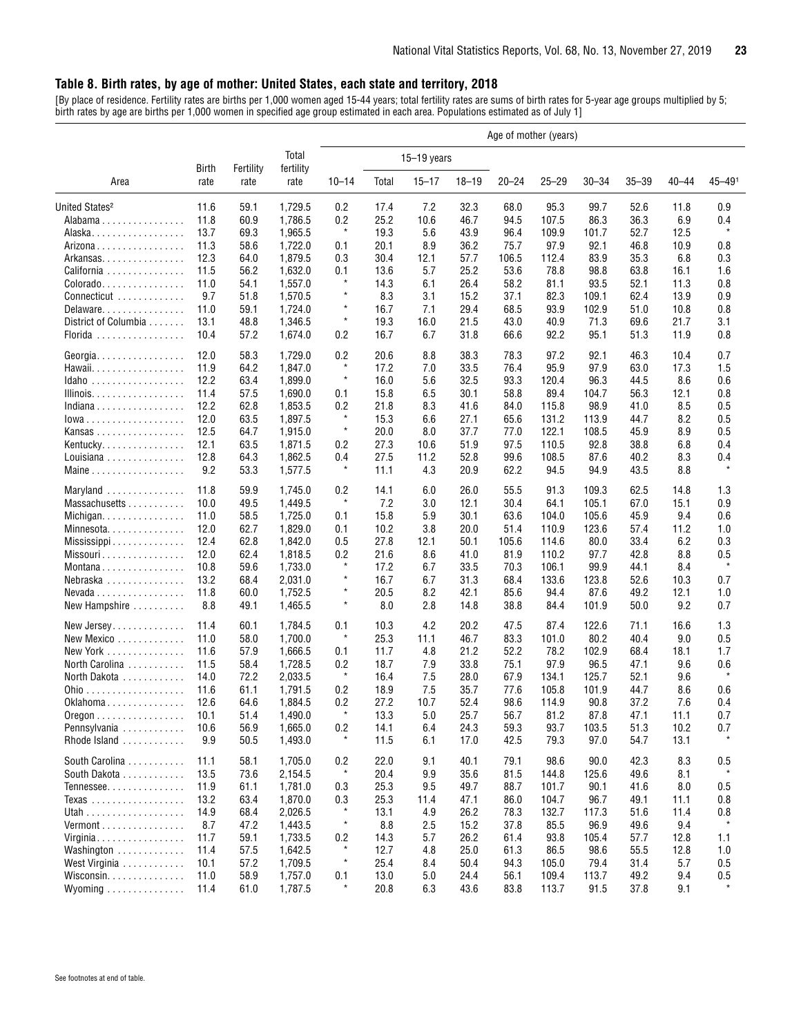## Table 8. Birth rates, by age of mother: United States, each state and territory, 2018

[By place of residence. Fertility rates are births per 1,000 women aged 15-44 years; total fertility rates are sums of birth rates for 5-year age groups multiplied by 5; birth rates by age are births per 1,000 women in specified age group estimated in each area. Populations estimated as of July 1]

| Area | Birth rate | Fertility rate | Total fertility rate | Age of mother (years) | | | | | | | | | |
|---|---|---|---|---|---|---|---|---|---|---|---|---|---|
| | | | | 10–14 | 15–19 years | | | 20–24 | 25–29 | 30–34 | 35–39 | 40–44 | 45–49[1] |
| | | | | | Total | 15–17 | 18–19 | | | | | | |
| United States[2] | 11.6 | 59.1 | 1,729.5 | 0.2 | 17.4 | 7.2 | 32.3 | 68.0 | 95.3 | 99.7 | 52.6 | 11.8 | 0.9 |
| Alabama | 11.8 | 60.9 | 1,786.5 | 0.2 | 25.2 | 10.6 | 46.7 | 94.5 | 107.5 | 86.3 | 36.3 | 6.9 | 0.4 |
| Alaska | 13.7 | 69.3 | 1,965.5 | * | 19.3 | 5.6 | 43.9 | 96.4 | 109.9 | 101.7 | 52.7 | 12.5 | * |
| Arizona | 11.3 | 58.6 | 1,722.0 | 0.1 | 20.1 | 8.9 | 36.2 | 75.7 | 97.9 | 92.1 | 46.8 | 10.9 | 0.8 |
| Arkansas | 12.3 | 64.0 | 1,879.5 | 0.3 | 30.4 | 12.1 | 57.7 | 106.5 | 112.4 | 83.9 | 35.3 | 6.8 | 0.3 |
| California | 11.5 | 56.2 | 1,632.0 | 0.1 | 13.6 | 5.7 | 25.2 | 53.6 | 78.8 | 98.8 | 63.8 | 16.1 | 1.6 |
| Colorado | 11.0 | 54.1 | 1,557.0 | * | 14.3 | 6.1 | 26.4 | 58.2 | 81.1 | 93.5 | 52.1 | 11.3 | 0.8 |
| Connecticut | 9.7 | 51.8 | 1,570.5 | * | 8.3 | 3.1 | 15.2 | 37.1 | 82.3 | 109.1 | 62.4 | 13.9 | 0.9 |
| Delaware | 11.0 | 59.1 | 1,724.0 | * | 16.7 | 7.1 | 29.4 | 68.5 | 93.9 | 102.9 | 51.0 | 10.8 | 0.8 |
| District of Columbia | 13.1 | 48.8 | 1,346.5 | * | 19.3 | 16.0 | 21.5 | 43.0 | 40.9 | 71.3 | 69.6 | 21.7 | 3.1 |
| Florida | 10.4 | 57.2 | 1,674.0 | 0.2 | 16.7 | 6.7 | 31.8 | 66.6 | 92.2 | 95.1 | 51.3 | 11.9 | 0.8 |
| Georgia | 12.0 | 58.3 | 1,729.0 | 0.2 | 20.6 | 8.8 | 38.3 | 78.3 | 97.2 | 92.1 | 46.3 | 10.4 | 0.7 |
| Hawaii | 11.9 | 64.2 | 1,847.0 | * | 17.2 | 7.0 | 33.5 | 76.4 | 95.9 | 97.9 | 63.0 | 17.3 | 1.5 |
| Idaho | 12.2 | 63.4 | 1,899.0 | * | 16.0 | 5.6 | 32.5 | 93.3 | 120.4 | 96.3 | 44.5 | 8.6 | 0.6 |
| Illinois | 11.4 | 57.5 | 1,690.0 | 0.1 | 15.8 | 6.5 | 30.1 | 58.8 | 89.4 | 104.7 | 56.3 | 12.1 | 0.8 |
| Indiana | 12.2 | 62.8 | 1,853.5 | 0.2 | 21.8 | 8.3 | 41.6 | 84.0 | 115.8 | 98.9 | 41.0 | 8.5 | 0.5 |
| Iowa | 12.0 | 63.5 | 1,897.5 | * | 15.3 | 6.6 | 27.1 | 65.6 | 131.2 | 113.9 | 44.7 | 8.2 | 0.5 |
| Kansas | 12.5 | 64.7 | 1,915.0 | * | 20.0 | 8.0 | 37.7 | 77.0 | 122.1 | 108.5 | 45.9 | 8.9 | 0.5 |
| Kentucky | 12.1 | 63.5 | 1,871.5 | 0.2 | 27.3 | 10.6 | 51.9 | 97.5 | 110.5 | 92.8 | 38.8 | 6.8 | 0.4 |
| Louisiana | 12.8 | 64.3 | 1,862.5 | 0.4 | 27.5 | 11.2 | 52.8 | 99.6 | 108.5 | 87.6 | 40.2 | 8.3 | 0.4 |
| Maine | 9.2 | 53.3 | 1,577.5 | * | 11.1 | 4.3 | 20.9 | 62.2 | 94.5 | 94.9 | 43.5 | 8.8 | * |
| Maryland | 11.8 | 59.9 | 1,745.0 | 0.2 | 14.1 | 6.0 | 26.0 | 55.5 | 91.3 | 109.3 | 62.5 | 14.8 | 1.3 |
| Massachusetts | 10.0 | 49.5 | 1,449.5 | * | 7.2 | 3.0 | 12.1 | 30.4 | 64.1 | 105.1 | 67.0 | 15.1 | 0.9 |
| Michigan | 11.0 | 58.5 | 1,725.0 | 0.1 | 15.8 | 5.9 | 30.1 | 63.6 | 104.0 | 105.6 | 45.9 | 9.4 | 0.6 |
| Minnesota | 12.0 | 62.7 | 1,829.0 | 0.1 | 10.2 | 3.8 | 20.0 | 51.4 | 110.9 | 123.6 | 57.4 | 11.2 | 1.0 |
| Mississippi | 12.4 | 62.8 | 1,842.0 | 0.5 | 27.8 | 12.1 | 50.1 | 105.6 | 114.6 | 80.0 | 33.4 | 6.2 | 0.3 |
| Missouri | 12.0 | 62.4 | 1,818.5 | 0.2 | 21.6 | 8.6 | 41.0 | 81.9 | 110.2 | 97.7 | 42.8 | 8.8 | 0.5 |
| Montana | 10.8 | 59.6 | 1,733.0 | * | 17.2 | 6.7 | 33.5 | 70.3 | 106.1 | 99.9 | 44.1 | 8.4 | * |
| Nebraska | 13.2 | 68.4 | 2,031.0 | * | 16.7 | 6.7 | 31.3 | 68.4 | 133.6 | 123.8 | 52.6 | 10.3 | 0.7 |
| Nevada | 11.8 | 60.0 | 1,752.5 | * | 20.5 | 8.2 | 42.1 | 85.6 | 94.4 | 87.6 | 49.2 | 12.1 | 1.0 |
| New Hampshire | 8.8 | 49.1 | 1,465.5 | * | 8.0 | 2.8 | 14.8 | 38.8 | 84.4 | 101.9 | 50.0 | 9.2 | 0.7 |
| New Jersey | 11.4 | 60.1 | 1,784.5 | 0.1 | 10.3 | 4.2 | 20.2 | 47.5 | 87.4 | 122.6 | 71.1 | 16.6 | 1.3 |
| New Mexico | 11.0 | 58.0 | 1,700.0 | * | 25.3 | 11.1 | 46.7 | 83.3 | 101.0 | 80.2 | 40.4 | 9.0 | 0.5 |
| New York | 11.6 | 57.9 | 1,666.5 | 0.1 | 11.7 | 4.8 | 21.2 | 52.2 | 78.2 | 102.9 | 68.4 | 18.1 | 1.7 |
| North Carolina | 11.5 | 58.4 | 1,728.5 | 0.2 | 18.7 | 7.9 | 33.8 | 75.1 | 97.9 | 96.5 | 47.1 | 9.6 | 0.6 |
| North Dakota | 14.0 | 72.2 | 2,033.5 | * | 16.4 | 7.5 | 28.0 | 67.9 | 134.1 | 125.7 | 52.1 | 9.6 | * |
| Ohio | 11.6 | 61.1 | 1,791.5 | 0.2 | 18.9 | 7.5 | 35.7 | 77.6 | 105.8 | 101.9 | 44.7 | 8.6 | 0.6 |
| Oklahoma | 12.6 | 64.6 | 1,884.5 | 0.2 | 27.2 | 10.7 | 52.4 | 98.6 | 114.9 | 90.8 | 37.2 | 7.6 | 0.4 |
| Oregon | 10.1 | 51.4 | 1,490.0 | * | 13.3 | 5.0 | 25.7 | 56.7 | 81.2 | 87.8 | 47.1 | 11.1 | 0.7 |
| Pennsylvania | 10.6 | 56.9 | 1,665.0 | 0.2 | 14.1 | 6.4 | 24.3 | 59.3 | 93.7 | 103.5 | 51.3 | 10.2 | 0.7 |
| Rhode Island | 9.9 | 50.5 | 1,493.0 | * | 11.5 | 6.1 | 17.0 | 42.5 | 79.3 | 97.0 | 54.7 | 13.1 | * |
| South Carolina | 11.1 | 58.1 | 1,705.0 | 0.2 | 22.0 | 9.1 | 40.1 | 79.1 | 98.6 | 90.0 | 42.3 | 8.3 | 0.5 |
| South Dakota | 13.5 | 73.6 | 2,154.5 | * | 20.4 | 9.9 | 35.6 | 81.5 | 144.8 | 125.6 | 49.6 | 8.1 | * |
| Tennessee | 11.9 | 61.1 | 1,781.0 | 0.3 | 25.3 | 9.5 | 49.7 | 88.7 | 101.7 | 90.1 | 41.6 | 8.0 | 0.5 |
| Texas | 13.2 | 63.4 | 1,870.0 | 0.3 | 25.3 | 11.4 | 47.1 | 86.0 | 104.7 | 96.7 | 49.1 | 11.1 | 0.8 |
| Utah | 14.9 | 68.4 | 2,026.5 | * | 13.1 | 4.9 | 26.2 | 78.3 | 132.7 | 117.3 | 51.6 | 11.4 | 0.8 |
| Vermont | 8.7 | 47.2 | 1,443.5 | * | 8.8 | 2.5 | 15.2 | 37.8 | 85.5 | 96.9 | 49.6 | 9.4 | * |
| Virginia | 11.7 | 59.1 | 1,733.5 | 0.2 | 14.3 | 5.7 | 26.2 | 61.4 | 93.8 | 105.4 | 57.7 | 12.8 | 1.1 |
| Washington | 11.4 | 57.5 | 1,642.5 | * | 12.7 | 4.8 | 25.0 | 61.3 | 86.5 | 98.6 | 55.5 | 12.8 | 1.0 |
| West Virginia | 10.1 | 57.2 | 1,709.5 | * | 25.4 | 8.4 | 50.4 | 94.3 | 105.0 | 79.4 | 31.4 | 5.7 | 0.5 |
| Wisconsin | 11.0 | 58.9 | 1,757.0 | 0.1 | 13.0 | 5.0 | 24.4 | 56.1 | 109.4 | 113.7 | 49.2 | 9.4 | 0.5 |
| Wyoming | 11.4 | 61.0 | 1,787.5 | * | 20.8 | 6.3 | 43.6 | 83.8 | 113.7 | 91.5 | 37.8 | 9.1 | * |

See footnotes at end of table.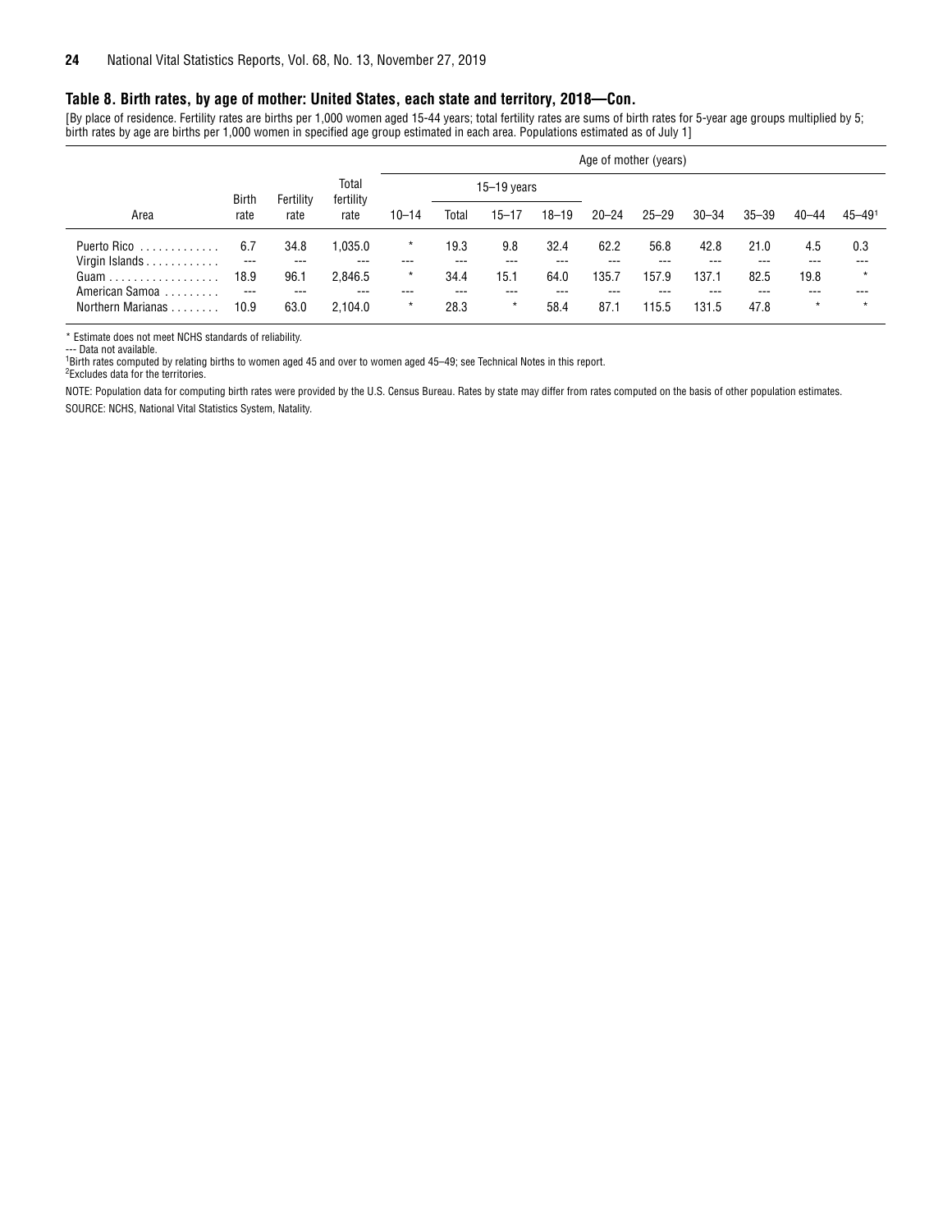### Table 8. Birth rates, by age of mother: United States, each state and territory, 2018—Con.

[By place of residence. Fertility rates are births per 1,000 women aged 15-44 years; total fertility rates are sums of birth rates for 5-year age groups multiplied by 5; birth rates by age are births per 1,000 women in specified age group estimated in each area. Populations estimated as of July 1]

| Area | Birth rate | Fertility rate | Total fertility rate | Age of mother (years) | | | | | | | | | |
|---|---|---|---|---|---|---|---|---|---|---|---|---|---|
| | | | | 10–14 | 15–19 years | | | 20–24 | 25–29 | 30–34 | 35–39 | 40–44 | 45–49[1] |
| | | | | | Total | 15–17 | 18–19 | | | | | | |
| Puerto Rico | 6.7 | 34.8 | 1,035.0 | * | 19.3 | 9.8 | 32.4 | 62.2 | 56.8 | 42.8 | 21.0 | 4.5 | 0.3 |
| Virgin Islands | --- | --- | --- | --- | --- | --- | --- | --- | --- | --- | --- | --- | --- |
| Guam | 18.9 | 96.1 | 2,846.5 | * | 34.4 | 15.1 | 64.0 | 135.7 | 157.9 | 137.1 | 82.5 | 19.8 | * |
| American Samoa | --- | --- | --- | --- | --- | --- | --- | --- | --- | --- | --- | --- | --- |
| Northern Marianas | 10.9 | 63.0 | 2,104.0 | * | 28.3 | * | 58.4 | 87.1 | 115.5 | 131.5 | 47.8 | * | * |

* Estimate does not meet NCHS standards of reliability.
--- Data not available.
[1]Birth rates computed by relating births to women aged 45 and over to women aged 45–49; see Technical Notes in this report.
[2]Excludes data for the territories.

NOTE: Population data for computing birth rates were provided by the U.S. Census Bureau. Rates by state may differ from rates computed on the basis of other population estimates.
SOURCE: NCHS, National Vital Statistics System, Natality.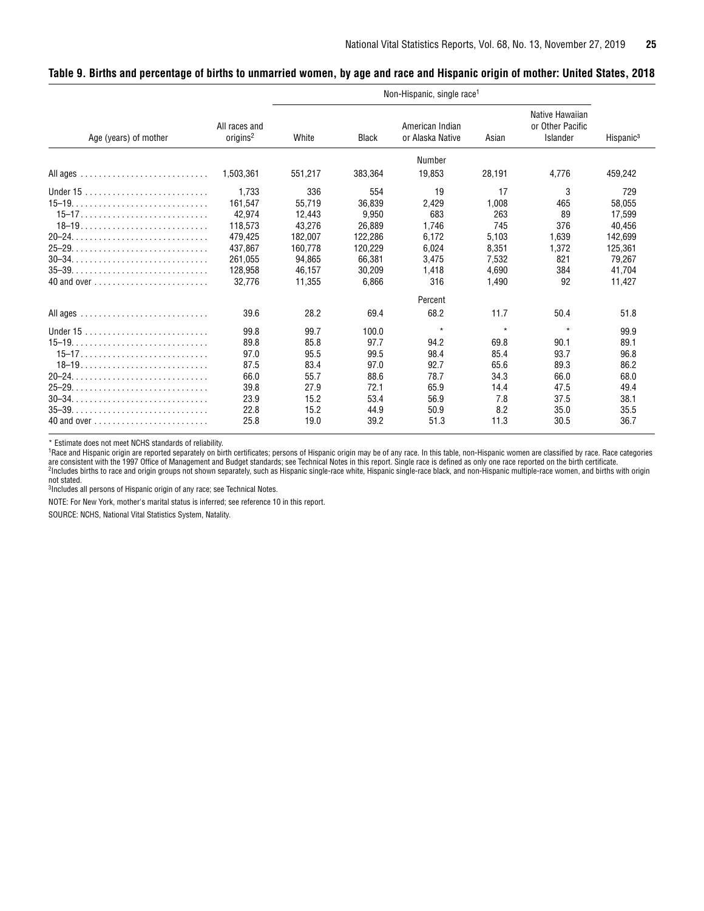## Table 9. Births and percentage of births to unmarried women, by age and race and Hispanic origin of mother: United States, 2018

| Age (years) of mother | All races and origins[2] | Non-Hispanic, single race[1] | | | | | Hispanic[3] |
|---|---|---|---|---|---|---|---|
| | | White | Black | American Indian or Alaska Native | Asian | Native Hawaiian or Other Pacific Islander | |
| | | | | Number | | | |
| All ages | 1,503,361 | 551,217 | 383,364 | 19,853 | 28,191 | 4,776 | 459,242 |
| Under 15 | 1,733 | 336 | 554 | 19 | 17 | 3 | 729 |
| 15–19 | 161,547 | 55,719 | 36,839 | 2,429 | 1,008 | 465 | 58,055 |
| 15–17 | 42,974 | 12,443 | 9,950 | 683 | 263 | 89 | 17,599 |
| 18–19 | 118,573 | 43,276 | 26,889 | 1,746 | 745 | 376 | 40,456 |
| 20–24 | 479,425 | 182,007 | 122,286 | 6,172 | 5,103 | 1,639 | 142,699 |
| 25–29 | 437,867 | 160,778 | 120,229 | 6,024 | 8,351 | 1,372 | 125,361 |
| 30–34 | 261,055 | 94,865 | 66,381 | 3,475 | 7,532 | 821 | 79,267 |
| 35–39 | 128,958 | 46,157 | 30,209 | 1,418 | 4,690 | 384 | 41,704 |
| 40 and over | 32,776 | 11,355 | 6,866 | 316 | 1,490 | 92 | 11,427 |
| | | | | Percent | | | |
| All ages | 39.6 | 28.2 | 69.4 | 68.2 | 11.7 | 50.4 | 51.8 |
| Under 15 | 99.8 | 99.7 | 100.0 | * | * | * | 99.9 |
| 15–19 | 89.8 | 85.8 | 97.7 | 94.2 | 69.8 | 90.1 | 89.1 |
| 15–17 | 97.0 | 95.5 | 99.5 | 98.4 | 85.4 | 93.7 | 96.8 |
| 18–19 | 87.5 | 83.4 | 97.0 | 92.7 | 65.6 | 89.3 | 86.2 |
| 20–24 | 66.0 | 55.7 | 88.6 | 78.7 | 34.3 | 66.0 | 68.0 |
| 25–29 | 39.8 | 27.9 | 72.1 | 65.9 | 14.4 | 47.5 | 49.4 |
| 30–34 | 23.9 | 15.2 | 53.4 | 56.9 | 7.8 | 37.5 | 38.1 |
| 35–39 | 22.8 | 15.2 | 44.9 | 50.9 | 8.2 | 35.0 | 35.5 |
| 40 and over | 25.8 | 19.0 | 39.2 | 51.3 | 11.3 | 30.5 | 36.7 |

* Estimate does not meet NCHS standards of reliability.

[1]Race and Hispanic origin are reported separately on birth certificates; persons of Hispanic origin may be of any race. In this table, non-Hispanic women are classified by race. Race categories are consistent with the 1997 Office of Management and Budget standards; see Technical Notes in this report. Single race is defined as only one race reported on the birth certificate.

[2]Includes births to race and origin groups not shown separately, such as Hispanic single-race white, Hispanic single-race black, and non-Hispanic multiple-race women, and births with origin not stated.

[3]Includes all persons of Hispanic origin of any race; see Technical Notes.

NOTE: For New York, mother's marital status is inferred; see reference 10 in this report.

SOURCE: NCHS, National Vital Statistics System, Natality.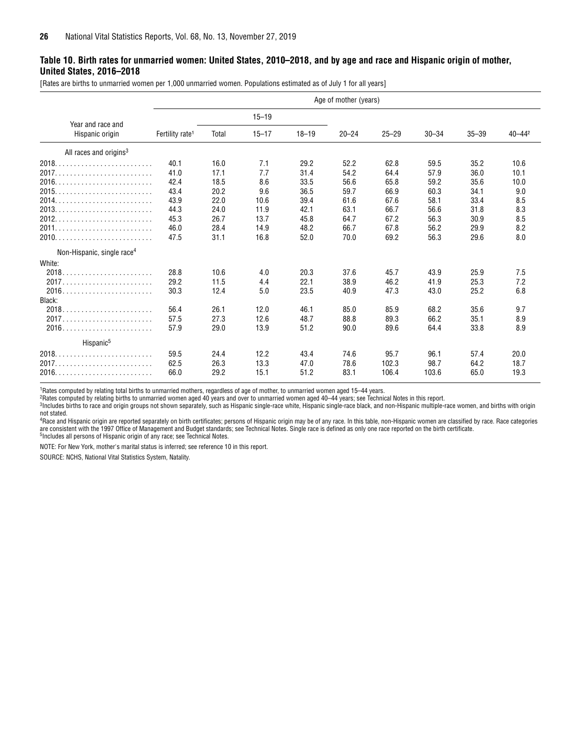### Table 10. Birth rates for unmarried women: United States, 2010–2018, and by age and race and Hispanic origin of mother, United States, 2016–2018

[Rates are births to unmarried women per 1,000 unmarried women. Populations estimated as of July 1 for all years]

| Year and race and Hispanic origin | Fertility rate[1] | 15–19 | | | 20–24 | 25–29 | 30–34 | 35–39 | 40–44[2] |
|---|---|---|---|---|---|---|---|---|---|
| | | Total | 15–17 | 18–19 | | | | | |
| **All races and origins[3]** | | | | | | | | | |
| 2018 | 40.1 | 16.0 | 7.1 | 29.2 | 52.2 | 62.8 | 59.5 | 35.2 | 10.6 |
| 2017 | 41.0 | 17.1 | 7.7 | 31.4 | 54.2 | 64.4 | 57.9 | 36.0 | 10.1 |
| 2016 | 42.4 | 18.5 | 8.6 | 33.5 | 56.6 | 65.8 | 59.2 | 35.6 | 10.0 |
| 2015 | 43.4 | 20.2 | 9.6 | 36.5 | 59.7 | 66.9 | 60.3 | 34.1 | 9.0 |
| 2014 | 43.9 | 22.0 | 10.6 | 39.4 | 61.6 | 67.6 | 58.1 | 33.4 | 8.5 |
| 2013 | 44.3 | 24.0 | 11.9 | 42.1 | 63.1 | 66.7 | 56.6 | 31.8 | 8.3 |
| 2012 | 45.3 | 26.7 | 13.7 | 45.8 | 64.7 | 67.2 | 56.3 | 30.9 | 8.5 |
| 2011 | 46.0 | 28.4 | 14.9 | 48.2 | 66.7 | 67.8 | 56.2 | 29.9 | 8.2 |
| 2010 | 47.5 | 31.1 | 16.8 | 52.0 | 70.0 | 69.2 | 56.3 | 29.6 | 8.0 |
| **Non-Hispanic, single race[4]** | | | | | | | | | |
| White: | | | | | | | | | |
| 2018 | 28.8 | 10.6 | 4.0 | 20.3 | 37.6 | 45.7 | 43.9 | 25.9 | 7.5 |
| 2017 | 29.2 | 11.5 | 4.4 | 22.1 | 38.9 | 46.2 | 41.9 | 25.3 | 7.2 |
| 2016 | 30.3 | 12.4 | 5.0 | 23.5 | 40.9 | 47.3 | 43.0 | 25.2 | 6.8 |
| Black: | | | | | | | | | |
| 2018 | 56.4 | 26.1 | 12.0 | 46.1 | 85.0 | 85.9 | 68.2 | 35.6 | 9.7 |
| 2017 | 57.5 | 27.3 | 12.6 | 48.7 | 88.8 | 89.3 | 66.2 | 35.1 | 8.9 |
| 2016 | 57.9 | 29.0 | 13.9 | 51.2 | 90.0 | 89.6 | 64.4 | 33.8 | 8.9 |
| **Hispanic[5]** | | | | | | | | | |
| 2018 | 59.5 | 24.4 | 12.2 | 43.4 | 74.6 | 95.7 | 96.1 | 57.4 | 20.0 |
| 2017 | 62.5 | 26.3 | 13.3 | 47.0 | 78.6 | 102.3 | 98.7 | 64.2 | 18.7 |
| 2016 | 66.0 | 29.2 | 15.1 | 51.2 | 83.1 | 106.4 | 103.6 | 65.0 | 19.3 |

[1]Rates computed by relating total births to unmarried mothers, regardless of age of mother, to unmarried women aged 15–44 years.

[2]Rates computed by relating births to unmarried women aged 40 years and over to unmarried women aged 40–44 years; see Technical Notes in this report.

[3]Includes births to race and origin groups not shown separately, such as Hispanic single-race white, Hispanic single-race black, and non-Hispanic multiple-race women, and births with origin not stated.

[4]Race and Hispanic origin are reported separately on birth certificates; persons of Hispanic origin may be of any race. In this table, non-Hispanic women are classified by race. Race categories are consistent with the 1997 Office of Management and Budget standards; see Technical Notes. Single race is defined as only one race reported on the birth certificate.

[5]Includes all persons of Hispanic origin of any race; see Technical Notes.

NOTE: For New York, mother's marital status is inferred; see reference 10 in this report.

SOURCE: NCHS, National Vital Statistics System, Natality.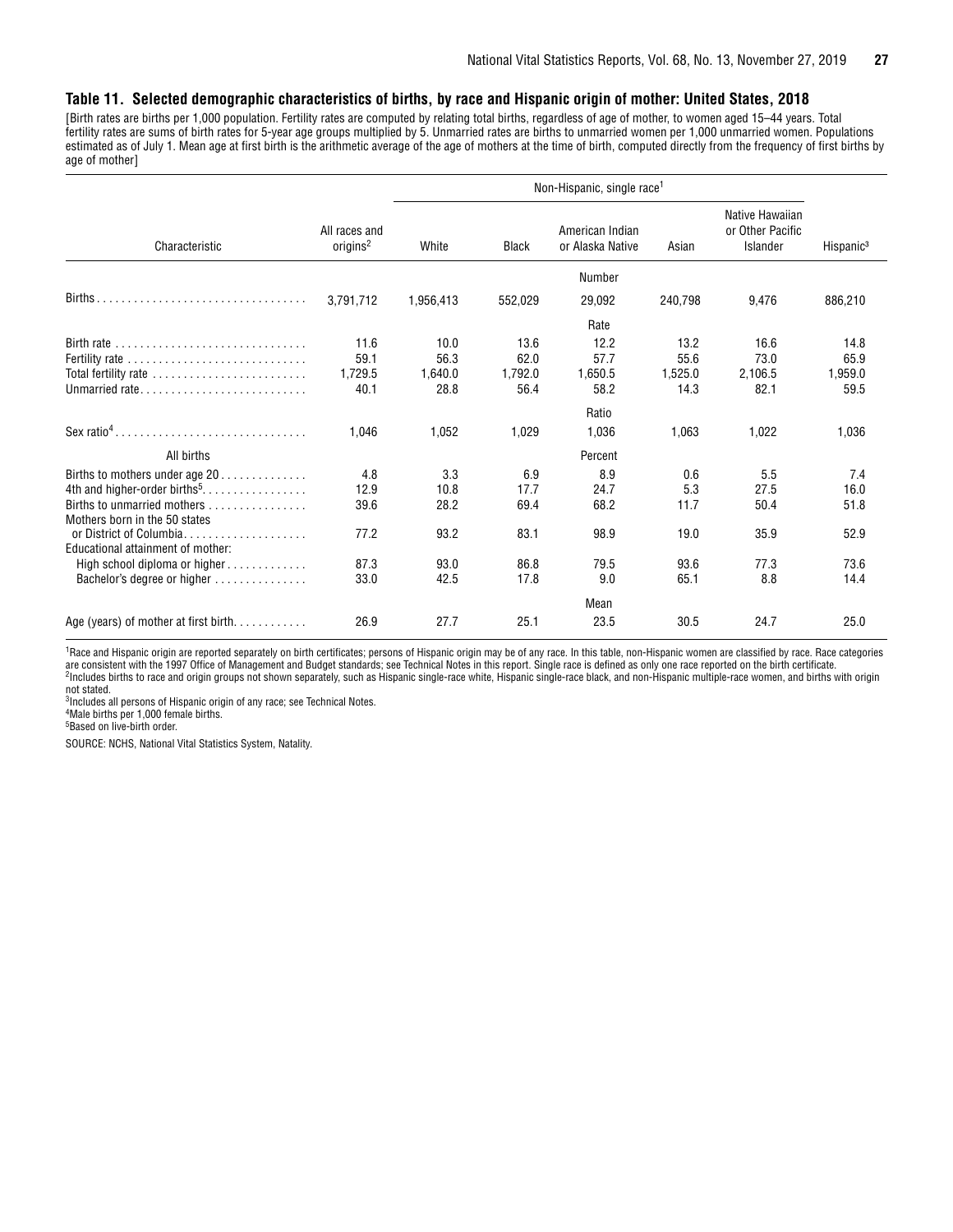## Table 11. Selected demographic characteristics of births, by race and Hispanic origin of mother: United States, 2018

[Birth rates are births per 1,000 population. Fertility rates are computed by relating total births, regardless of age of mother, to women aged 15–44 years. Total fertility rates are sums of birth rates for 5-year age groups multiplied by 5. Unmarried rates are births to unmarried women per 1,000 unmarried women. Populations estimated as of July 1. Mean age at first birth is the arithmetic average of the age of mothers at the time of birth, computed directly from the frequency of first births by age of mother]

| Characteristic | All races and origins[2] | Non-Hispanic, single race[1] | | | | | Hispanic[3] |
|---|---|---|---|---|---|---|---|
| | | White | Black | American Indian or Alaska Native | Asian | Native Hawaiian or Other Pacific Islander | |
| | | | | Number | | | |
| Births | 3,791,712 | 1,956,413 | 552,029 | 29,092 | 240,798 | 9,476 | 886,210 |
| | | | | Rate | | | |
| Birth rate | 11.6 | 10.0 | 13.6 | 12.2 | 13.2 | 16.6 | 14.8 |
| Fertility rate | 59.1 | 56.3 | 62.0 | 57.7 | 55.6 | 73.0 | 65.9 |
| Total fertility rate | 1,729.5 | 1,640.0 | 1,792.0 | 1,650.5 | 1,525.0 | 2,106.5 | 1,959.0 |
| Unmarried rate | 40.1 | 28.8 | 56.4 | 58.2 | 14.3 | 82.1 | 59.5 |
| | | | | Ratio | | | |
| Sex ratio[4] | 1,046 | 1,052 | 1,029 | 1,036 | 1,063 | 1,022 | 1,036 |
| All births | | | | Percent | | | |
| Births to mothers under age 20 | 4.8 | 3.3 | 6.9 | 8.9 | 0.6 | 5.5 | 7.4 |
| 4th and higher-order births[5] | 12.9 | 10.8 | 17.7 | 24.7 | 5.3 | 27.5 | 16.0 |
| Births to unmarried mothers | 39.6 | 28.2 | 69.4 | 68.2 | 11.7 | 50.4 | 51.8 |
| Mothers born in the 50 states or District of Columbia | 77.2 | 93.2 | 83.1 | 98.9 | 19.0 | 35.9 | 52.9 |
| Educational attainment of mother: | | | | | | | |
| High school diploma or higher | 87.3 | 93.0 | 86.8 | 79.5 | 93.6 | 77.3 | 73.6 |
| Bachelor's degree or higher | 33.0 | 42.5 | 17.8 | 9.0 | 65.1 | 8.8 | 14.4 |
| | | | | Mean | | | |
| Age (years) of mother at first birth | 26.9 | 27.7 | 25.1 | 23.5 | 30.5 | 24.7 | 25.0 |

[1]Race and Hispanic origin are reported separately on birth certificates; persons of Hispanic origin may be of any race. In this table, non-Hispanic women are classified by race. Race categories are consistent with the 1997 Office of Management and Budget standards; see Technical Notes in this report. Single race is defined as only one race reported on the birth certificate.

[2]Includes births to race and origin groups not shown separately, such as Hispanic single-race white, Hispanic single-race black, and non-Hispanic multiple-race women, and births with origin not stated.

[3]Includes all persons of Hispanic origin of any race; see Technical Notes.

[4]Male births per 1,000 female births.

[5]Based on live-birth order.

SOURCE: NCHS, National Vital Statistics System, Natality.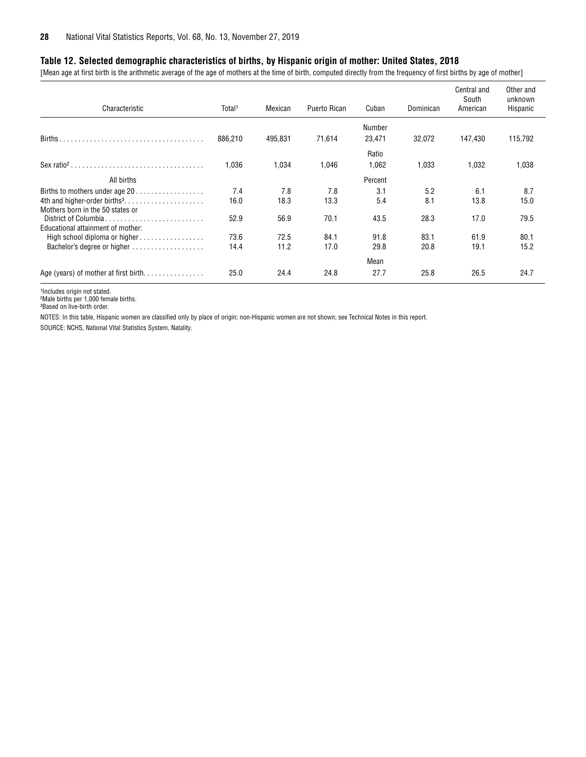### Table 12. Selected demographic characteristics of births, by Hispanic origin of mother: United States, 2018

[Mean age at first birth is the arithmetic average of the age of mothers at the time of birth, computed directly from the frequency of first births by age of mother]

| Characteristic | Total[1] | Mexican | Puerto Rican | Cuban | Dominican | Central and South American | Other and unknown Hispanic |
|---|---|---|---|---|---|---|---|
| | | | | Number | | | |
| Births | 886,210 | 495,831 | 71,614 | 23,471 | 32,072 | 147,430 | 115,792 |
| | | | | Ratio | | | |
| Sex ratio[2] | 1,036 | 1,034 | 1,046 | 1,062 | 1,033 | 1,032 | 1,038 |
| All births | | | | Percent | | | |
| Births to mothers under age 20 | 7.4 | 7.8 | 7.8 | 3.1 | 5.2 | 6.1 | 8.7 |
| 4th and higher-order births[3] | 16.0 | 18.3 | 13.3 | 5.4 | 8.1 | 13.8 | 15.0 |
| Mothers born in the 50 states or District of Columbia | 52.9 | 56.9 | 70.1 | 43.5 | 28.3 | 17.0 | 79.5 |
| Educational attainment of mother: | | | | | | | |
| High school diploma or higher | 73.6 | 72.5 | 84.1 | 91.8 | 83.1 | 61.9 | 80.1 |
| Bachelor's degree or higher | 14.4 | 11.2 | 17.0 | 29.8 | 20.8 | 19.1 | 15.2 |
| | | | | Mean | | | |
| Age (years) of mother at first birth | 25.0 | 24.4 | 24.8 | 27.7 | 25.8 | 26.5 | 24.7 |

[1]Includes origin not stated.
[2]Male births per 1,000 female births.
[3]Based on live-birth order.

NOTES: In this table, Hispanic women are classified only by place of origin; non-Hispanic women are not shown; see Technical Notes in this report.

SOURCE: NCHS, National Vital Statistics System, Natality.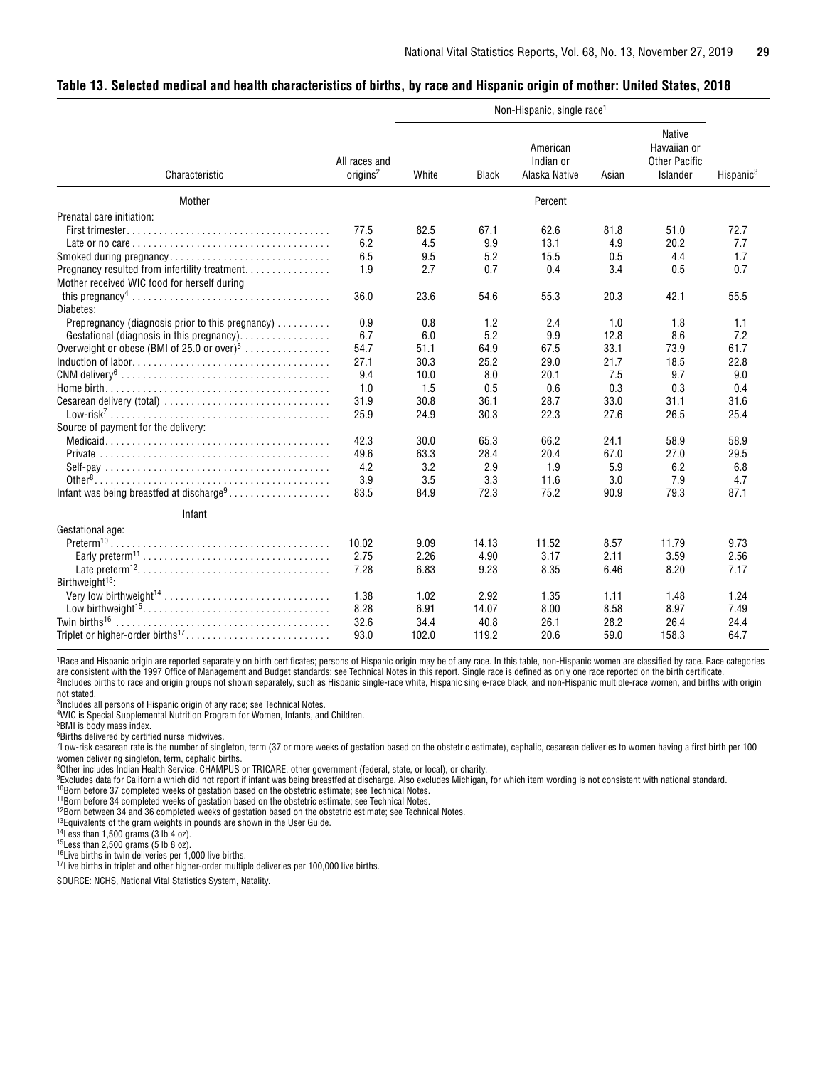### Table 13. Selected medical and health characteristics of births, by race and Hispanic origin of mother: United States, 2018

| Characteristic | All races and origins[2] | Non-Hispanic, single race[1] | | | | | Hispanic[3] |
|---|---|---|---|---|---|---|---|
| | | White | Black | American Indian or Alaska Native | Asian | Native Hawaiian or Other Pacific Islander | |
| **Mother** | Percent | | | | | | |
| Prenatal care initiation: | | | | | | | |
| First trimester | 77.5 | 82.5 | 67.1 | 62.6 | 81.8 | 51.0 | 72.7 |
| Late or no care | 6.2 | 4.5 | 9.9 | 13.1 | 4.9 | 20.2 | 7.7 |
| Smoked during pregnancy | 6.5 | 9.5 | 5.2 | 15.5 | 0.5 | 4.4 | 1.7 |
| Pregnancy resulted from infertility treatment | 1.9 | 2.7 | 0.7 | 0.4 | 3.4 | 0.5 | 0.7 |
| Mother received WIC food for herself during this pregnancy[4] | 36.0 | 23.6 | 54.6 | 55.3 | 20.3 | 42.1 | 55.5 |
| Diabetes: | | | | | | | |
| Prepregnancy (diagnosis prior to this pregnancy) | 0.9 | 0.8 | 1.2 | 2.4 | 1.0 | 1.8 | 1.1 |
| Gestational (diagnosis in this pregnancy) | 6.7 | 6.0 | 5.2 | 9.9 | 12.8 | 8.6 | 7.2 |
| Overweight or obese (BMI of 25.0 or over)[5] | 54.7 | 51.1 | 64.9 | 67.5 | 33.1 | 73.9 | 61.7 |
| Induction of labor | 27.1 | 30.3 | 25.2 | 29.0 | 21.7 | 18.5 | 22.8 |
| CNM delivery[6] | 9.4 | 10.0 | 8.0 | 20.1 | 7.5 | 9.7 | 9.0 |
| Home birth | 1.0 | 1.5 | 0.5 | 0.6 | 0.3 | 0.3 | 0.4 |
| Cesarean delivery (total) | 31.9 | 30.8 | 36.1 | 28.7 | 33.0 | 31.1 | 31.6 |
| Low-risk[7] | 25.9 | 24.9 | 30.3 | 22.3 | 27.6 | 26.5 | 25.4 |
| Source of payment for the delivery: | | | | | | | |
| Medicaid | 42.3 | 30.0 | 65.3 | 66.2 | 24.1 | 58.9 | 58.9 |
| Private | 49.6 | 63.3 | 28.4 | 20.4 | 67.0 | 27.0 | 29.5 |
| Self-pay | 4.2 | 3.2 | 2.9 | 1.9 | 5.9 | 6.2 | 6.8 |
| Other[8] | 3.9 | 3.5 | 3.3 | 11.6 | 3.0 | 7.9 | 4.7 |
| Infant was being breastfed at discharge[9] | 83.5 | 84.9 | 72.3 | 75.2 | 90.9 | 79.3 | 87.1 |
| **Infant** | | | | | | | |
| Gestational age: | | | | | | | |
| Preterm[10] | 10.02 | 9.09 | 14.13 | 11.52 | 8.57 | 11.79 | 9.73 |
| Early preterm[11] | 2.75 | 2.26 | 4.90 | 3.17 | 2.11 | 3.59 | 2.56 |
| Late preterm[12] | 7.28 | 6.83 | 9.23 | 8.35 | 6.46 | 8.20 | 7.17 |
| Birthweight[13]: | | | | | | | |
| Very low birthweight[14] | 1.38 | 1.02 | 2.92 | 1.35 | 1.11 | 1.48 | 1.24 |
| Low birthweight[15] | 8.28 | 6.91 | 14.07 | 8.00 | 8.58 | 8.97 | 7.49 |
| Twin births[16] | 32.6 | 34.4 | 40.8 | 26.1 | 28.2 | 26.4 | 24.4 |
| Triplet or higher-order births[17] | 93.0 | 102.0 | 119.2 | 20.6 | 59.0 | 158.3 | 64.7 |

[1]Race and Hispanic origin are reported separately on birth certificates; persons of Hispanic origin may be of any race. In this table, non-Hispanic women are classified by race. Race categories are consistent with the 1997 Office of Management and Budget standards; see Technical Notes in this report. Single race is defined as only one race reported on the birth certificate.
[2]Includes births to race and origin groups not shown separately, such as Hispanic single-race white, Hispanic single-race black, and non-Hispanic multiple-race women, and births with origin not stated.
[3]Includes all persons of Hispanic origin of any race; see Technical Notes.
[4]WIC is Special Supplemental Nutrition Program for Women, Infants, and Children.
[5]BMI is body mass index.
[6]Births delivered by certified nurse midwives.
[7]Low-risk cesarean rate is the number of singleton, term (37 or more weeks of gestation based on the obstetric estimate), cephalic, cesarean deliveries to women having a first birth per 100 women delivering singleton, term, cephalic births.
[8]Other includes Indian Health Service, CHAMPUS or TRICARE, other government (federal, state, or local), or charity.
[9]Excludes data for California which did not report if infant was being breastfed at discharge. Also excludes Michigan, for which item wording is not consistent with national standard.
[10]Born before 37 completed weeks of gestation based on the obstetric estimate; see Technical Notes.
[11]Born before 34 completed weeks of gestation based on the obstetric estimate; see Technical Notes.
[12]Born between 34 and 36 completed weeks of gestation based on the obstetric estimate; see Technical Notes.
[13]Equivalents of the gram weights in pounds are shown in the User Guide.
[14]Less than 1,500 grams (3 lb 4 oz).
[15]Less than 2,500 grams (5 lb 8 oz).
[16]Live births in twin deliveries per 1,000 live births.
[17]Live births in triplet and other higher-order multiple deliveries per 100,000 live births.

SOURCE: NCHS, National Vital Statistics System, Natality.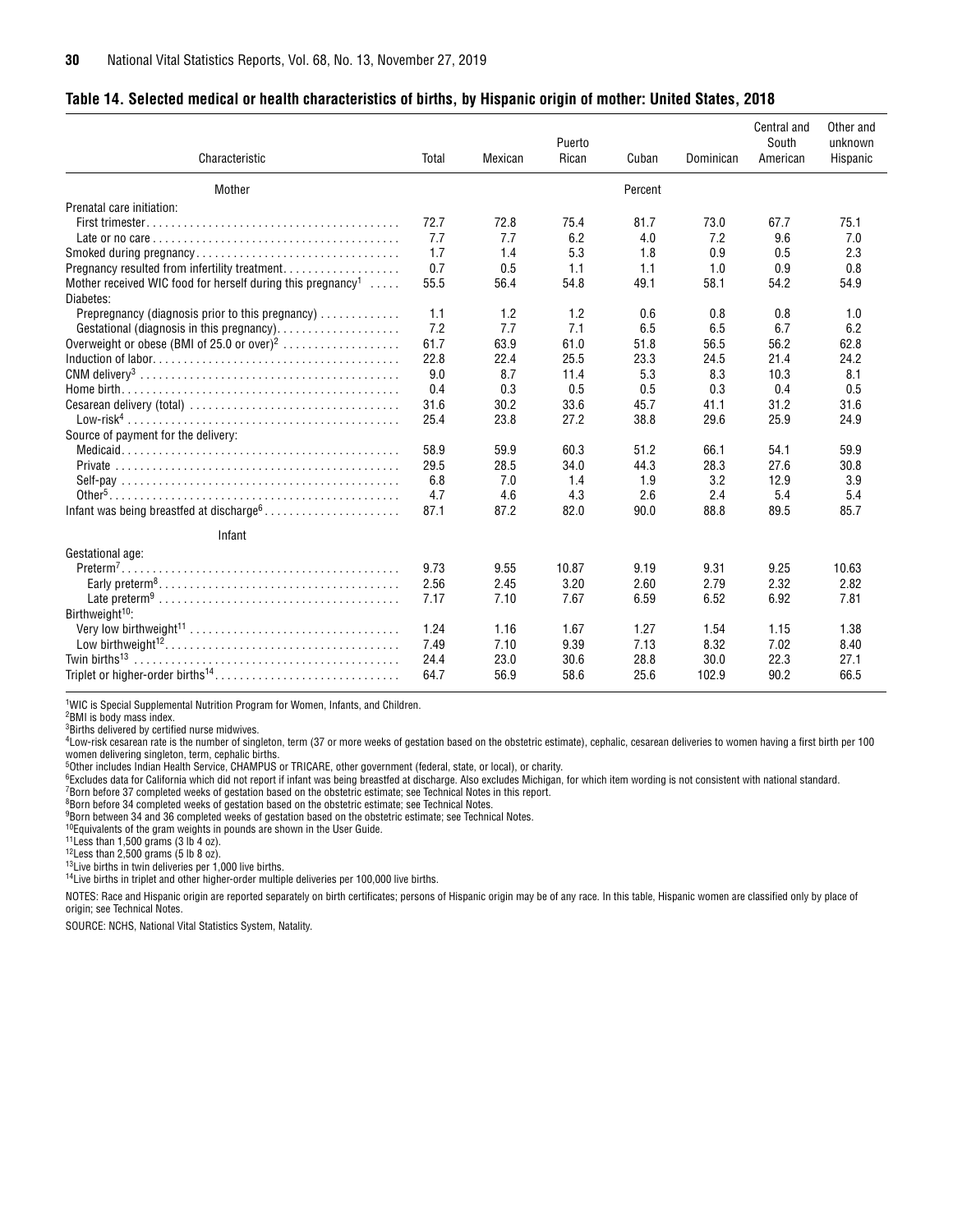### Table 14. Selected medical or health characteristics of births, by Hispanic origin of mother: United States, 2018

| Characteristic | Total | Mexican | Puerto Rican | Cuban | Dominican | Central and South American | Other and unknown Hispanic |
|---|---|---|---|---|---|---|---|
| **Mother** | | | | Percent | | | |
| Prenatal care initiation: | | | | | | | |
| First trimester | 72.7 | 72.8 | 75.4 | 81.7 | 73.0 | 67.7 | 75.1 |
| Late or no care | 7.7 | 7.7 | 6.2 | 4.0 | 7.2 | 9.6 | 7.0 |
| Smoked during pregnancy | 1.7 | 1.4 | 5.3 | 1.8 | 0.9 | 0.5 | 2.3 |
| Pregnancy resulted from infertility treatment | 0.7 | 0.5 | 1.1 | 1.1 | 1.0 | 0.9 | 0.8 |
| Mother received WIC food for herself during this pregnancy[1] | 55.5 | 56.4 | 54.8 | 49.1 | 58.1 | 54.2 | 54.9 |
| Diabetes: | | | | | | | |
| Prepregnancy (diagnosis prior to this pregnancy) | 1.1 | 1.2 | 1.2 | 0.6 | 0.8 | 0.8 | 1.0 |
| Gestational (diagnosis in this pregnancy) | 7.2 | 7.7 | 7.1 | 6.5 | 6.5 | 6.7 | 6.2 |
| Overweight or obese (BMI of 25.0 or over)[2] | 61.7 | 63.9 | 61.0 | 51.8 | 56.5 | 56.2 | 62.8 |
| Induction of labor | 22.8 | 22.4 | 25.5 | 23.3 | 24.5 | 21.4 | 24.2 |
| CNM delivery[3] | 9.0 | 8.7 | 11.4 | 5.3 | 8.3 | 10.3 | 8.1 |
| Home birth | 0.4 | 0.3 | 0.5 | 0.5 | 0.3 | 0.4 | 0.5 |
| Cesarean delivery (total) | 31.6 | 30.2 | 33.6 | 45.7 | 41.1 | 31.2 | 31.6 |
| Low-risk[4] | 25.4 | 23.8 | 27.2 | 38.8 | 29.6 | 25.9 | 24.9 |
| Source of payment for the delivery: | | | | | | | |
| Medicaid | 58.9 | 59.9 | 60.3 | 51.2 | 66.1 | 54.1 | 59.9 |
| Private | 29.5 | 28.5 | 34.0 | 44.3 | 28.3 | 27.6 | 30.8 |
| Self-pay | 6.8 | 7.0 | 1.4 | 1.9 | 3.2 | 12.9 | 3.9 |
| Other[5] | 4.7 | 4.6 | 4.3 | 2.6 | 2.4 | 5.4 | 5.4 |
| Infant was being breastfed at discharge[6] | 87.1 | 87.2 | 82.0 | 90.0 | 88.8 | 89.5 | 85.7 |
| **Infant** | | | | | | | |
| Gestational age: | | | | | | | |
| Preterm[7] | 9.73 | 9.55 | 10.87 | 9.19 | 9.31 | 9.25 | 10.63 |
| Early preterm[8] | 2.56 | 2.45 | 3.20 | 2.60 | 2.79 | 2.32 | 2.82 |
| Late preterm[9] | 7.17 | 7.10 | 7.67 | 6.59 | 6.52 | 6.92 | 7.81 |
| Birthweight[10]: | | | | | | | |
| Very low birthweight[11] | 1.24 | 1.16 | 1.67 | 1.27 | 1.54 | 1.15 | 1.38 |
| Low birthweight[12] | 7.49 | 7.10 | 9.39 | 7.13 | 8.32 | 7.02 | 8.40 |
| Twin births[13] | 24.4 | 23.0 | 30.6 | 28.8 | 30.0 | 22.3 | 27.1 |
| Triplet or higher-order births[14] | 64.7 | 56.9 | 58.6 | 25.6 | 102.9 | 90.2 | 66.5 |

[1]WIC is Special Supplemental Nutrition Program for Women, Infants, and Children.
[2]BMI is body mass index.
[3]Births delivered by certified nurse midwives.
[4]Low-risk cesarean rate is the number of singleton, term (37 or more weeks of gestation based on the obstetric estimate), cephalic, cesarean deliveries to women having a first birth per 100 women delivering singleton, term, cephalic births.
[5]Other includes Indian Health Service, CHAMPUS or TRICARE, other government (federal, state, or local), or charity.
[6]Excludes data for California which did not report if infant was being breastfed at discharge. Also excludes Michigan, for which item wording is not consistent with national standard.
[7]Born before 37 completed weeks of gestation based on the obstetric estimate; see Technical Notes in this report.
[8]Born before 34 completed weeks of gestation based on the obstetric estimate; see Technical Notes.
[9]Born between 34 and 36 completed weeks of gestation based on the obstetric estimate; see Technical Notes.
[10]Equivalents of the gram weights in pounds are shown in the User Guide.
[11]Less than 1,500 grams (3 lb 4 oz).
[12]Less than 2,500 grams (5 lb 8 oz).
[13]Live births in twin deliveries per 1,000 live births.
[14]Live births in triplet and other higher-order multiple deliveries per 100,000 live births.

NOTES: Race and Hispanic origin are reported separately on birth certificates; persons of Hispanic origin may be of any race. In this table, Hispanic women are classified only by place of origin; see Technical Notes.

SOURCE: NCHS, National Vital Statistics System, Natality.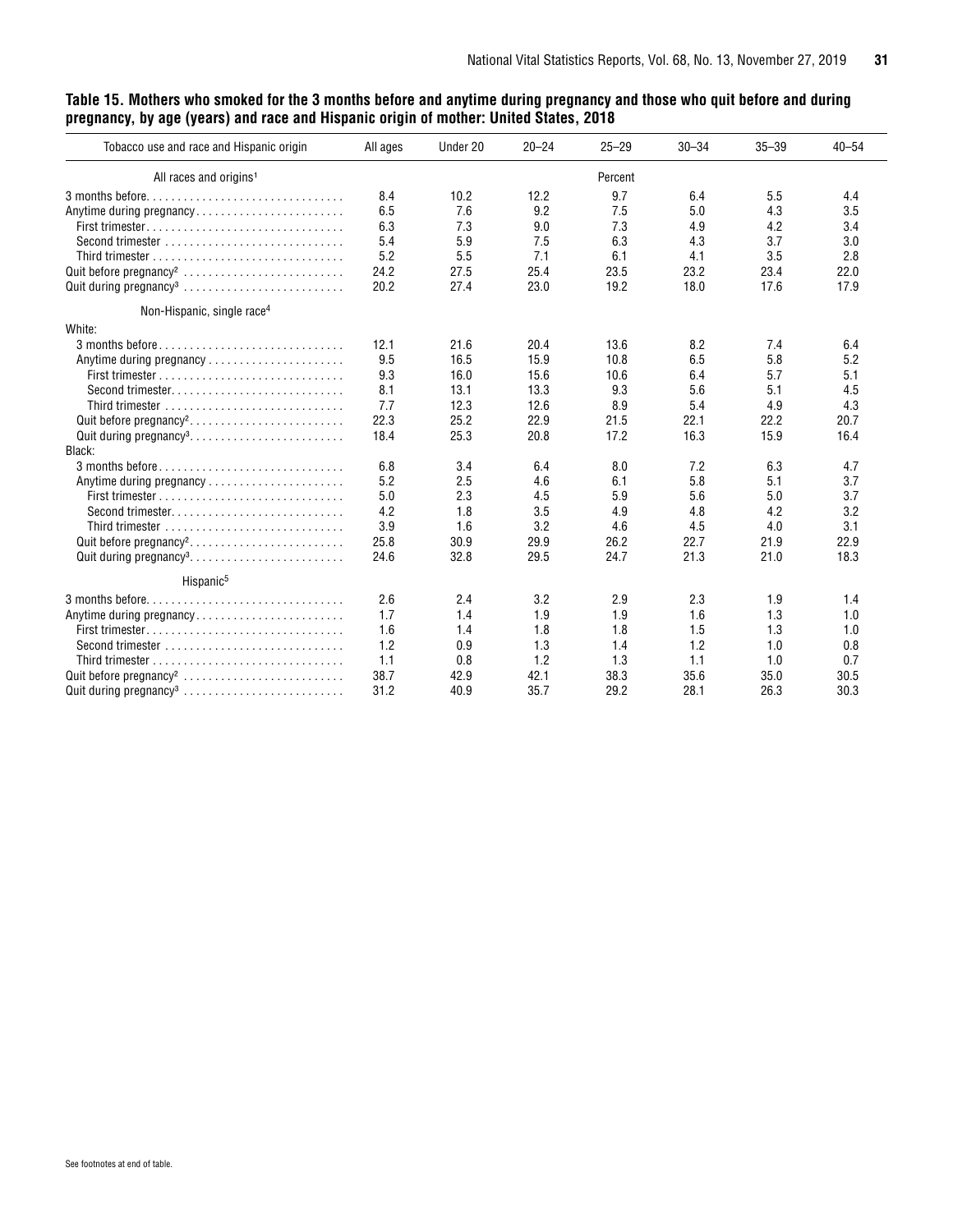**Table 15. Mothers who smoked for the 3 months before and anytime during pregnancy and those who quit before and during pregnancy, by age (years) and race and Hispanic origin of mother: United States, 2018**

| Tobacco use and race and Hispanic origin | All ages | Under 20 | 20–24 | 25–29 | 30–34 | 35–39 | 40–54 |
|---|---|---|---|---|---|---|---|
| All races and origins[1] | | | | Percent | | | |
| 3 months before | 8.4 | 10.2 | 12.2 | 9.7 | 6.4 | 5.5 | 4.4 |
| Anytime during pregnancy | 6.5 | 7.6 | 9.2 | 7.5 | 5.0 | 4.3 | 3.5 |
| First trimester | 6.3 | 7.3 | 9.0 | 7.3 | 4.9 | 4.2 | 3.4 |
| Second trimester | 5.4 | 5.9 | 7.5 | 6.3 | 4.3 | 3.7 | 3.0 |
| Third trimester | 5.2 | 5.5 | 7.1 | 6.1 | 4.1 | 3.5 | 2.8 |
| Quit before pregnancy[2] | 24.2 | 27.5 | 25.4 | 23.5 | 23.2 | 23.4 | 22.0 |
| Quit during pregnancy[3] | 20.2 | 27.4 | 23.0 | 19.2 | 18.0 | 17.6 | 17.9 |
| Non-Hispanic, single race[4] | | | | | | | |
| White: | | | | | | | |
| 3 months before | 12.1 | 21.6 | 20.4 | 13.6 | 8.2 | 7.4 | 6.4 |
| Anytime during pregnancy | 9.5 | 16.5 | 15.9 | 10.8 | 6.5 | 5.8 | 5.2 |
| First trimester | 9.3 | 16.0 | 15.6 | 10.6 | 6.4 | 5.7 | 5.1 |
| Second trimester | 8.1 | 13.1 | 13.3 | 9.3 | 5.6 | 5.1 | 4.5 |
| Third trimester | 7.7 | 12.3 | 12.6 | 8.9 | 5.4 | 4.9 | 4.3 |
| Quit before pregnancy[2] | 22.3 | 25.2 | 22.9 | 21.5 | 22.1 | 22.2 | 20.7 |
| Quit during pregnancy[3] | 18.4 | 25.3 | 20.8 | 17.2 | 16.3 | 15.9 | 16.4 |
| Black: | | | | | | | |
| 3 months before | 6.8 | 3.4 | 6.4 | 8.0 | 7.2 | 6.3 | 4.7 |
| Anytime during pregnancy | 5.2 | 2.5 | 4.6 | 6.1 | 5.8 | 5.1 | 3.7 |
| First trimester | 5.0 | 2.3 | 4.5 | 5.9 | 5.6 | 5.0 | 3.7 |
| Second trimester | 4.2 | 1.8 | 3.5 | 4.9 | 4.8 | 4.2 | 3.2 |
| Third trimester | 3.9 | 1.6 | 3.2 | 4.6 | 4.5 | 4.0 | 3.1 |
| Quit before pregnancy[2] | 25.8 | 30.9 | 29.9 | 26.2 | 22.7 | 21.9 | 22.9 |
| Quit during pregnancy[3] | 24.6 | 32.8 | 29.5 | 24.7 | 21.3 | 21.0 | 18.3 |
| Hispanic[5] | | | | | | | |
| 3 months before | 2.6 | 2.4 | 3.2 | 2.9 | 2.3 | 1.9 | 1.4 |
| Anytime during pregnancy | 1.7 | 1.4 | 1.9 | 1.9 | 1.6 | 1.3 | 1.0 |
| First trimester | 1.6 | 1.4 | 1.8 | 1.8 | 1.5 | 1.3 | 1.0 |
| Second trimester | 1.2 | 0.9 | 1.3 | 1.4 | 1.2 | 1.0 | 0.8 |
| Third trimester | 1.1 | 0.8 | 1.2 | 1.3 | 1.1 | 1.0 | 0.7 |
| Quit before pregnancy[2] | 38.7 | 42.9 | 42.1 | 38.3 | 35.6 | 35.0 | 30.5 |
| Quit during pregnancy[3] | 31.2 | 40.9 | 35.7 | 29.2 | 28.1 | 26.3 | 30.3 |

See footnotes at end of table.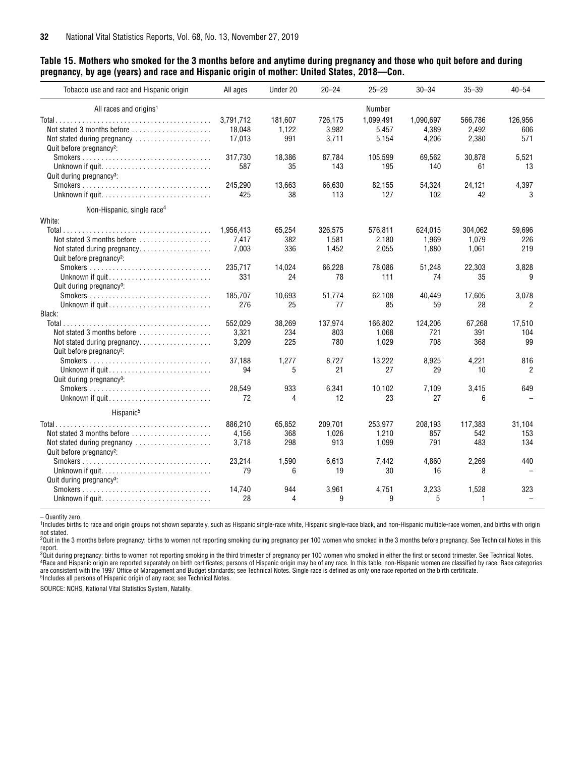**Table 15. Mothers who smoked for the 3 months before and anytime during pregnancy and those who quit before and during pregnancy, by age (years) and race and Hispanic origin of mother: United States, 2018—Con.**

| Tobacco use and race and Hispanic origin | All ages | Under 20 | 20–24 | 25–29 | 30–34 | 35–39 | 40–54 |
|---|---|---|---|---|---|---|---|
| All races and origins[1] | | | | Number | | | |
| Total | 3,791,712 | 181,607 | 726,175 | 1,099,491 | 1,090,697 | 566,786 | 126,956 |
| Not stated 3 months before | 18,048 | 1,122 | 3,982 | 5,457 | 4,389 | 2,492 | 606 |
| Not stated during pregnancy | 17,013 | 991 | 3,711 | 5,154 | 4,206 | 2,380 | 571 |
| Quit before pregnancy[2]: | | | | | | | |
| Smokers | 317,730 | 18,386 | 87,784 | 105,599 | 69,562 | 30,878 | 5,521 |
| Unknown if quit | 587 | 35 | 143 | 195 | 140 | 61 | 13 |
| Quit during pregnancy[3]: | | | | | | | |
| Smokers | 245,290 | 13,663 | 66,630 | 82,155 | 54,324 | 24,121 | 4,397 |
| Unknown if quit | 425 | 38 | 113 | 127 | 102 | 42 | 3 |
| Non-Hispanic, single race[4] | | | | | | | |
| White: | | | | | | | |
| Total | 1,956,413 | 65,254 | 326,575 | 576,811 | 624,015 | 304,062 | 59,696 |
| Not stated 3 months before | 7,417 | 382 | 1,581 | 2,180 | 1,969 | 1,079 | 226 |
| Not stated during pregnancy | 7,003 | 336 | 1,452 | 2,055 | 1,880 | 1,061 | 219 |
| Quit before pregnancy[2]: | | | | | | | |
| Smokers | 235,717 | 14,024 | 66,228 | 78,086 | 51,248 | 22,303 | 3,828 |
| Unknown if quit | 331 | 24 | 78 | 111 | 74 | 35 | 9 |
| Quit during pregnancy[3]: | | | | | | | |
| Smokers | 185,707 | 10,693 | 51,774 | 62,108 | 40,449 | 17,605 | 3,078 |
| Unknown if quit | 276 | 25 | 77 | 85 | 59 | 28 | 2 |
| Black: | | | | | | | |
| Total | 552,029 | 38,269 | 137,974 | 166,802 | 124,206 | 67,268 | 17,510 |
| Not stated 3 months before | 3,321 | 234 | 803 | 1,068 | 721 | 391 | 104 |
| Not stated during pregnancy | 3,209 | 225 | 780 | 1,029 | 708 | 368 | 99 |
| Quit before pregnancy[2]: | | | | | | | |
| Smokers | 37,188 | 1,277 | 8,727 | 13,222 | 8,925 | 4,221 | 816 |
| Unknown if quit | 94 | 5 | 21 | 27 | 29 | 10 | 2 |
| Quit during pregnancy[3]: | | | | | | | |
| Smokers | 28,549 | 933 | 6,341 | 10,102 | 7,109 | 3,415 | 649 |
| Unknown if quit | 72 | 4 | 12 | 23 | 27 | 6 | – |
| Hispanic[5] | | | | | | | |
| Total | 886,210 | 65,852 | 209,701 | 253,977 | 208,193 | 117,383 | 31,104 |
| Not stated 3 months before | 4,156 | 368 | 1,026 | 1,210 | 857 | 542 | 153 |
| Not stated during pregnancy | 3,718 | 298 | 913 | 1,099 | 791 | 483 | 134 |
| Quit before pregnancy[2]: | | | | | | | |
| Smokers | 23,214 | 1,590 | 6,613 | 7,442 | 4,860 | 2,269 | 440 |
| Unknown if quit | 79 | 6 | 19 | 30 | 16 | 8 | – |
| Quit during pregnancy[3]: | | | | | | | |
| Smokers | 14,740 | 944 | 3,961 | 4,751 | 3,233 | 1,528 | 323 |
| Unknown if quit | 28 | 4 | 9 | 9 | 5 | 1 | – |

– Quantity zero.
[1]Includes births to race and origin groups not shown separately, such as Hispanic single-race white, Hispanic single-race black, and non-Hispanic multiple-race women, and births with origin not stated.
[2]Quit in the 3 months before pregnancy: births to women not reporting smoking during pregnancy per 100 women who smoked in the 3 months before pregnancy. See Technical Notes in this report.
[3]Quit during pregnancy: births to women not reporting smoking in the third trimester of pregnancy per 100 women who smoked in either the first or second trimester. See Technical Notes.
[4]Race and Hispanic origin are reported separately on birth certificates; persons of Hispanic origin may be of any race. In this table, non-Hispanic women are classified by race. Race categories are consistent with the 1997 Office of Management and Budget standards; see Technical Notes. Single race is defined as only one race reported on the birth certificate.
[5]Includes all persons of Hispanic origin of any race; see Technical Notes.

SOURCE: NCHS, National Vital Statistics System, Natality.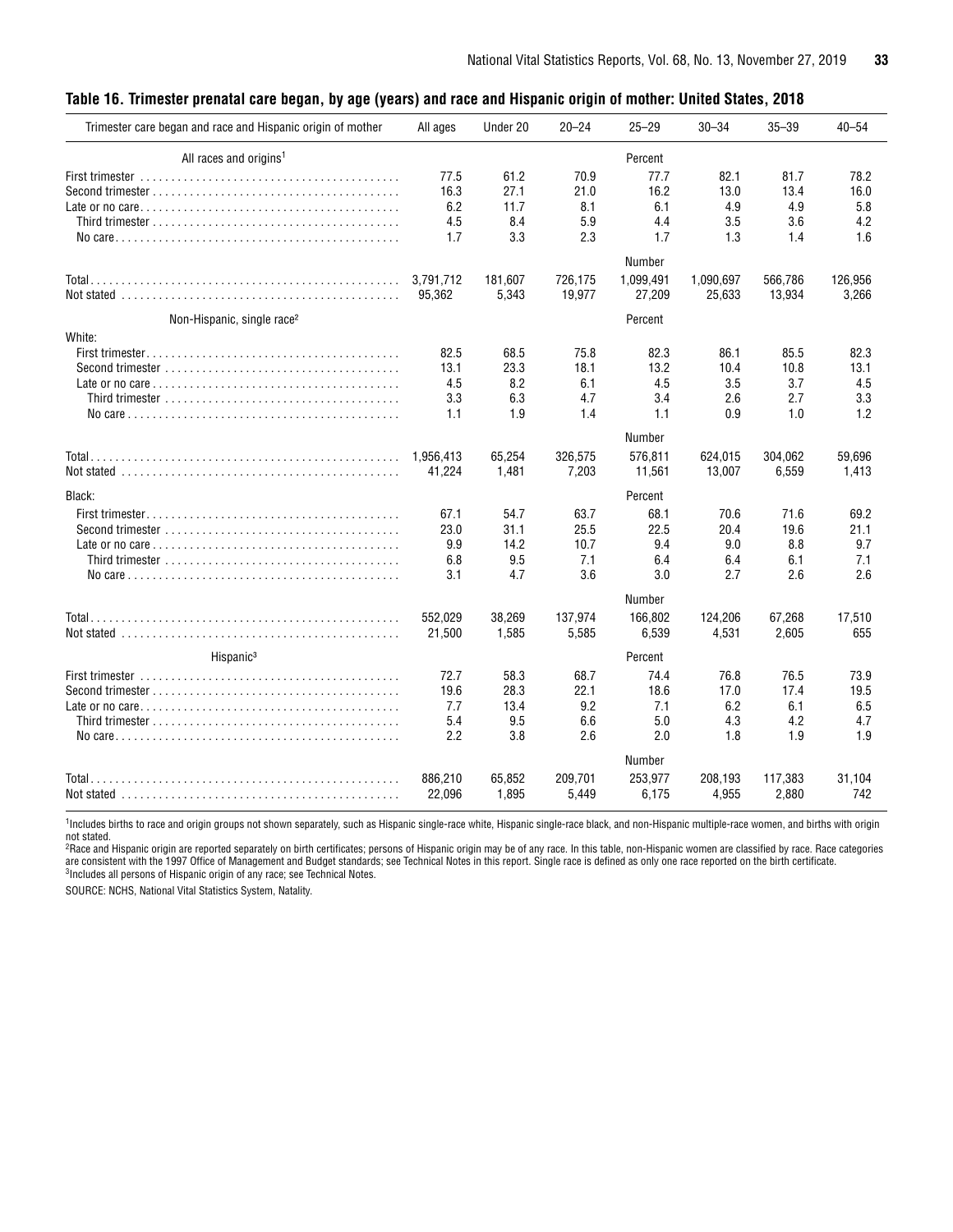## Table 16. Trimester prenatal care began, by age (years) and race and Hispanic origin of mother: United States, 2018

| Trimester care began and race and Hispanic origin of mother | All ages | Under 20 | 20–24 | 25–29 | 30–34 | 35–39 | 40–54 |
|---|---|---|---|---|---|---|---|
| **All races and origins[1]** | | | | Percent | | | |
| First trimester | 77.5 | 61.2 | 70.9 | 77.7 | 82.1 | 81.7 | 78.2 |
| Second trimester | 16.3 | 27.1 | 21.0 | 16.2 | 13.0 | 13.4 | 16.0 |
| Late or no care | 6.2 | 11.7 | 8.1 | 6.1 | 4.9 | 4.9 | 5.8 |
| Third trimester | 4.5 | 8.4 | 5.9 | 4.4 | 3.5 | 3.6 | 4.2 |
| No care | 1.7 | 3.3 | 2.3 | 1.7 | 1.3 | 1.4 | 1.6 |
| | | | | Number | | | |
| Total | 3,791,712 | 181,607 | 726,175 | 1,099,491 | 1,090,697 | 566,786 | 126,956 |
| Not stated | 95,362 | 5,343 | 19,977 | 27,209 | 25,633 | 13,934 | 3,266 |
| **Non-Hispanic, single race[2]** | | | | Percent | | | |
| White: | | | | | | | |
| First trimester | 82.5 | 68.5 | 75.8 | 82.3 | 86.1 | 85.5 | 82.3 |
| Second trimester | 13.1 | 23.3 | 18.1 | 13.2 | 10.4 | 10.8 | 13.1 |
| Late or no care | 4.5 | 8.2 | 6.1 | 4.5 | 3.5 | 3.7 | 4.5 |
| Third trimester | 3.3 | 6.3 | 4.7 | 3.4 | 2.6 | 2.7 | 3.3 |
| No care | 1.1 | 1.9 | 1.4 | 1.1 | 0.9 | 1.0 | 1.2 |
| | | | | Number | | | |
| Total | 1,956,413 | 65,254 | 326,575 | 576,811 | 624,015 | 304,062 | 59,696 |
| Not stated | 41,224 | 1,481 | 7,203 | 11,561 | 13,007 | 6,559 | 1,413 |
| Black: | | | | Percent | | | |
| First trimester | 67.1 | 54.7 | 63.7 | 68.1 | 70.6 | 71.6 | 69.2 |
| Second trimester | 23.0 | 31.1 | 25.5 | 22.5 | 20.4 | 19.6 | 21.1 |
| Late or no care | 9.9 | 14.2 | 10.7 | 9.4 | 9.0 | 8.8 | 9.7 |
| Third trimester | 6.8 | 9.5 | 7.1 | 6.4 | 6.4 | 6.1 | 7.1 |
| No care | 3.1 | 4.7 | 3.6 | 3.0 | 2.7 | 2.6 | 2.6 |
| | | | | Number | | | |
| Total | 552,029 | 38,269 | 137,974 | 166,802 | 124,206 | 67,268 | 17,510 |
| Not stated | 21,500 | 1,585 | 5,585 | 6,539 | 4,531 | 2,605 | 655 |
| **Hispanic[3]** | | | | Percent | | | |
| First trimester | 72.7 | 58.3 | 68.7 | 74.4 | 76.8 | 76.5 | 73.9 |
| Second trimester | 19.6 | 28.3 | 22.1 | 18.6 | 17.0 | 17.4 | 19.5 |
| Late or no care | 7.7 | 13.4 | 9.2 | 7.1 | 6.2 | 6.1 | 6.5 |
| Third trimester | 5.4 | 9.5 | 6.6 | 5.0 | 4.3 | 4.2 | 4.7 |
| No care | 2.2 | 3.8 | 2.6 | 2.0 | 1.8 | 1.9 | 1.9 |
| | | | | Number | | | |
| Total | 886,210 | 65,852 | 209,701 | 253,977 | 208,193 | 117,383 | 31,104 |
| Not stated | 22,096 | 1,895 | 5,449 | 6,175 | 4,955 | 2,880 | 742 |

[1]Includes births to race and origin groups not shown separately, such as Hispanic single-race white, Hispanic single-race black, and non-Hispanic multiple-race women, and births with origin not stated.

[2]Race and Hispanic origin are reported separately on birth certificates; persons of Hispanic origin may be of any race. In this table, non-Hispanic women are classified by race. Race categories are consistent with the 1997 Office of Management and Budget standards; see Technical Notes in this report. Single race is defined as only one race reported on the birth certificate.

[3]Includes all persons of Hispanic origin of any race; see Technical Notes.

SOURCE: NCHS, National Vital Statistics System, Natality.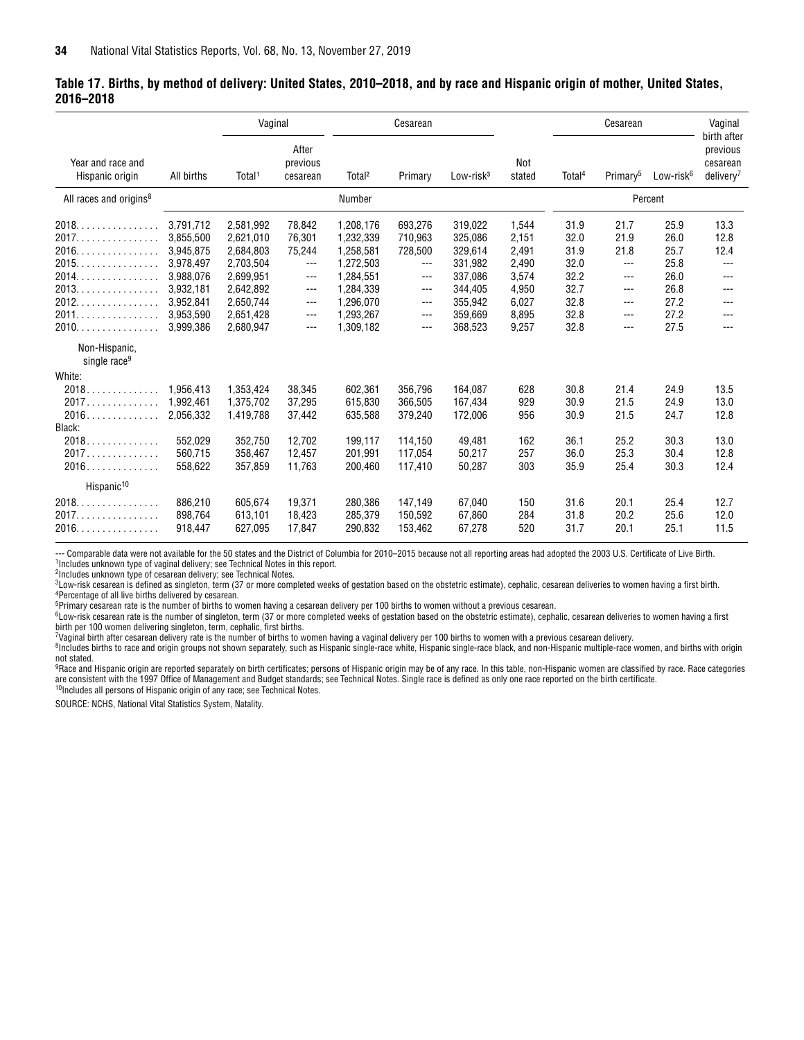## Table 17. Births, by method of delivery: United States, 2010–2018, and by race and Hispanic origin of mother, United States, 2016–2018

| Year and race and Hispanic origin | All births | Vaginal | | Cesarean | | | Not stated | Cesarean | | | Vaginal birth after previous cesarean delivery[7] |
|---|---|---|---|---|---|---|---|---|---|---|---|
| | | Total[1] | After previous cesarean | Total[2] | Primary | Low-risk[3] | | Total[4] | Primary[5] | Low-risk[6] | |
| All races and origins[8] | Number | | | | | | | Percent | | | |
| 2018 | 3,791,712 | 2,581,992 | 78,842 | 1,208,176 | 693,276 | 319,022 | 1,544 | 31.9 | 21.7 | 25.9 | 13.3 |
| 2017 | 3,855,500 | 2,621,010 | 76,301 | 1,232,339 | 710,963 | 325,086 | 2,151 | 32.0 | 21.9 | 26.0 | 12.8 |
| 2016 | 3,945,875 | 2,684,803 | 75,244 | 1,258,581 | 728,500 | 329,614 | 2,491 | 31.9 | 21.8 | 25.7 | 12.4 |
| 2015 | 3,978,497 | 2,703,504 | --- | 1,272,503 | --- | 331,982 | 2,490 | 32.0 | --- | 25.8 | --- |
| 2014 | 3,988,076 | 2,699,951 | --- | 1,284,551 | --- | 337,086 | 3,574 | 32.2 | --- | 26.0 | --- |
| 2013 | 3,932,181 | 2,642,892 | --- | 1,284,339 | --- | 344,405 | 4,950 | 32.7 | --- | 26.8 | --- |
| 2012 | 3,952,841 | 2,650,744 | --- | 1,296,070 | --- | 355,942 | 6,027 | 32.8 | --- | 27.2 | --- |
| 2011 | 3,953,590 | 2,651,428 | --- | 1,293,267 | --- | 359,669 | 8,895 | 32.8 | --- | 27.2 | --- |
| 2010 | 3,999,386 | 2,680,947 | --- | 1,309,182 | --- | 368,523 | 9,257 | 32.8 | --- | 27.5 | --- |
| Non-Hispanic, single race[9] | | | | | | | | | | | |
| White: | | | | | | | | | | | |
| 2018 | 1,956,413 | 1,353,424 | 38,345 | 602,361 | 356,796 | 164,087 | 628 | 30.8 | 21.4 | 24.9 | 13.5 |
| 2017 | 1,992,461 | 1,375,702 | 37,295 | 615,830 | 366,505 | 167,434 | 929 | 30.9 | 21.5 | 24.9 | 13.0 |
| 2016 | 2,056,332 | 1,419,788 | 37,442 | 635,588 | 379,240 | 172,006 | 956 | 30.9 | 21.5 | 24.7 | 12.8 |
| Black: | | | | | | | | | | | |
| 2018 | 552,029 | 352,750 | 12,702 | 199,117 | 114,150 | 49,481 | 162 | 36.1 | 25.2 | 30.3 | 13.0 |
| 2017 | 560,715 | 358,467 | 12,457 | 201,991 | 117,054 | 50,217 | 257 | 36.0 | 25.3 | 30.4 | 12.8 |
| 2016 | 558,622 | 357,859 | 11,763 | 200,460 | 117,410 | 50,287 | 303 | 35.9 | 25.4 | 30.3 | 12.4 |
| Hispanic[10] | | | | | | | | | | | |
| 2018 | 886,210 | 605,674 | 19,371 | 280,386 | 147,149 | 67,040 | 150 | 31.6 | 20.1 | 25.4 | 12.7 |
| 2017 | 898,764 | 613,101 | 18,423 | 285,379 | 150,592 | 67,860 | 284 | 31.8 | 20.2 | 25.6 | 12.0 |
| 2016 | 918,447 | 627,095 | 17,847 | 290,832 | 153,462 | 67,278 | 520 | 31.7 | 20.1 | 25.1 | 11.5 |

--- Comparable data were not available for the 50 states and the District of Columbia for 2010–2015 because not all reporting areas had adopted the 2003 U.S. Certificate of Live Birth.

[1] Includes unknown type of vaginal delivery; see Technical Notes in this report.

[2] Includes unknown type of cesarean delivery; see Technical Notes.

[3] Low-risk cesarean is defined as singleton, term (37 or more completed weeks of gestation based on the obstetric estimate), cephalic, cesarean deliveries to women having a first birth.

[4] Percentage of all live births delivered by cesarean.

[5] Primary cesarean rate is the number of births to women having a cesarean delivery per 100 births to women without a previous cesarean.

[6] Low-risk cesarean rate is the number of singleton, term (37 or more completed weeks of gestation based on the obstetric estimate), cephalic, cesarean deliveries to women having a first birth per 100 women delivering singleton, term, cephalic, first births.

[7] Vaginal birth after cesarean delivery rate is the number of births to women having a vaginal delivery per 100 births to women with a previous cesarean delivery.

[8] Includes births to race and origin groups not shown separately, such as Hispanic single-race white, Hispanic single-race black, and non-Hispanic multiple-race women, and births with origin not stated.

[9] Race and Hispanic origin are reported separately on birth certificates; persons of Hispanic origin may be of any race. In this table, non-Hispanic women are classified by race. Race categories are consistent with the 1997 Office of Management and Budget standards; see Technical Notes. Single race is defined as only one race reported on the birth certificate.

[10] Includes all persons of Hispanic origin of any race; see Technical Notes.

SOURCE: NCHS, National Vital Statistics System, Natality.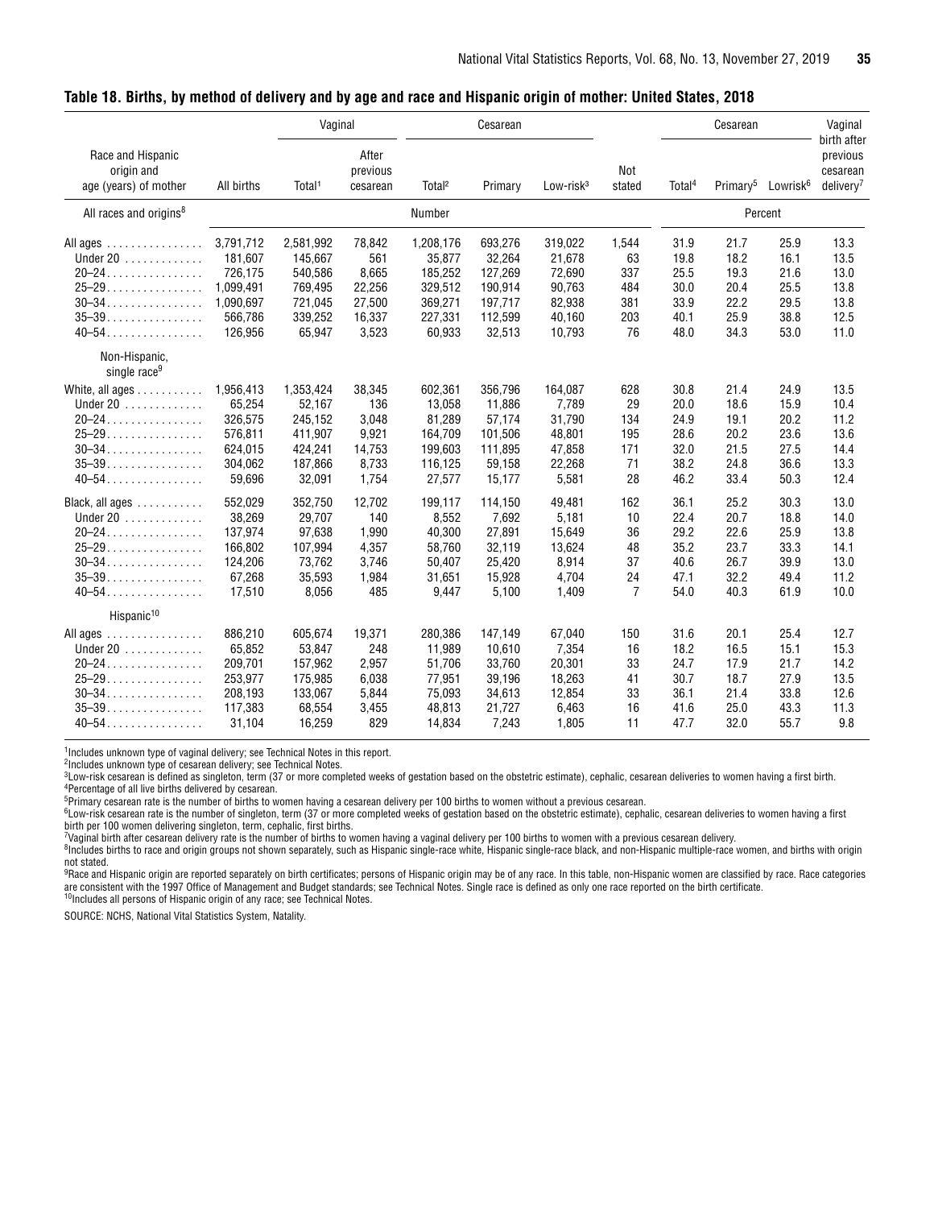**Table 18. Births, by method of delivery and by age and race and Hispanic origin of mother: United States, 2018**

| Race and Hispanic origin and age (years) of mother | All births | Vaginal | | Cesarean | | | Not stated | Cesarean | | | Vaginal birth after previous cesarean delivery[7] |
|---|---|---|---|---|---|---|---|---|---|---|---|
| | | Total[1] | After previous cesarean | Total[2] | Primary | Low-risk[3] | | Total[4] | Primary[5] | Lowrisk[6] | |
| **All races and origins[8]** | Number | | | | | | | Percent | | | |
| All ages | 3,791,712 | 2,581,992 | 78,842 | 1,208,176 | 693,276 | 319,022 | 1,544 | 31.9 | 21.7 | 25.9 | 13.3 |
| Under 20 | 181,607 | 145,667 | 561 | 35,877 | 32,264 | 21,678 | 63 | 19.8 | 18.2 | 16.1 | 13.5 |
| 20–24 | 726,175 | 540,586 | 8,665 | 185,252 | 127,269 | 72,690 | 337 | 25.5 | 19.3 | 21.6 | 13.0 |
| 25–29 | 1,099,491 | 769,495 | 22,256 | 329,512 | 190,914 | 90,763 | 484 | 30.0 | 20.4 | 25.5 | 13.8 |
| 30–34 | 1,090,697 | 721,045 | 27,500 | 369,271 | 197,717 | 82,938 | 381 | 33.9 | 22.2 | 29.5 | 13.8 |
| 35–39 | 566,786 | 339,252 | 16,337 | 227,331 | 112,599 | 40,160 | 203 | 40.1 | 25.9 | 38.8 | 12.5 |
| 40–54 | 126,956 | 65,947 | 3,523 | 60,933 | 32,513 | 10,793 | 76 | 48.0 | 34.3 | 53.0 | 11.0 |
| **Non-Hispanic, single race[9]** | | | | | | | | | | | |
| White, all ages | 1,956,413 | 1,353,424 | 38,345 | 602,361 | 356,796 | 164,087 | 628 | 30.8 | 21.4 | 24.9 | 13.5 |
| Under 20 | 65,254 | 52,167 | 136 | 13,058 | 11,886 | 7,789 | 29 | 20.0 | 18.6 | 15.9 | 10.4 |
| 20–24 | 326,575 | 245,152 | 3,048 | 81,289 | 57,174 | 31,790 | 134 | 24.9 | 19.1 | 20.2 | 11.2 |
| 25–29 | 576,811 | 411,907 | 9,921 | 164,709 | 101,506 | 48,801 | 195 | 28.6 | 20.2 | 23.6 | 13.6 |
| 30–34 | 624,015 | 424,241 | 14,753 | 199,603 | 111,895 | 47,858 | 171 | 32.0 | 21.5 | 27.5 | 14.4 |
| 35–39 | 304,062 | 187,866 | 8,733 | 116,125 | 59,158 | 22,268 | 71 | 38.2 | 24.8 | 36.6 | 13.3 |
| 40–54 | 59,696 | 32,091 | 1,754 | 27,577 | 15,177 | 5,581 | 28 | 46.2 | 33.4 | 50.3 | 12.4 |
| Black, all ages | 552,029 | 352,750 | 12,702 | 199,117 | 114,150 | 49,481 | 162 | 36.1 | 25.2 | 30.3 | 13.0 |
| Under 20 | 38,269 | 29,707 | 140 | 8,552 | 7,692 | 5,181 | 10 | 22.4 | 20.7 | 18.8 | 14.0 |
| 20–24 | 137,974 | 97,638 | 1,990 | 40,300 | 27,891 | 15,649 | 36 | 29.2 | 22.6 | 25.9 | 13.8 |
| 25–29 | 166,802 | 107,994 | 4,357 | 58,760 | 32,119 | 13,624 | 48 | 35.2 | 23.7 | 33.3 | 14.1 |
| 30–34 | 124,206 | 73,762 | 3,746 | 50,407 | 25,420 | 8,914 | 37 | 40.6 | 26.7 | 39.9 | 13.0 |
| 35–39 | 67,268 | 35,593 | 1,984 | 31,651 | 15,928 | 4,704 | 24 | 47.1 | 32.2 | 49.4 | 11.2 |
| 40–54 | 17,510 | 8,056 | 485 | 9,447 | 5,100 | 1,409 | 7 | 54.0 | 40.3 | 61.9 | 10.0 |
| **Hispanic[10]** | | | | | | | | | | | |
| All ages | 886,210 | 605,674 | 19,371 | 280,386 | 147,149 | 67,040 | 150 | 31.6 | 20.1 | 25.4 | 12.7 |
| Under 20 | 65,852 | 53,847 | 248 | 11,989 | 10,610 | 7,354 | 16 | 18.2 | 16.5 | 15.1 | 15.3 |
| 20–24 | 209,701 | 157,962 | 2,957 | 51,706 | 33,760 | 20,301 | 33 | 24.7 | 17.9 | 21.7 | 14.2 |
| 25–29 | 253,977 | 175,985 | 6,038 | 77,951 | 39,196 | 18,263 | 41 | 30.7 | 18.7 | 27.9 | 13.5 |
| 30–34 | 208,193 | 133,067 | 5,844 | 75,093 | 34,613 | 12,854 | 33 | 36.1 | 21.4 | 33.8 | 12.6 |
| 35–39 | 117,383 | 68,554 | 3,455 | 48,813 | 21,727 | 6,463 | 16 | 41.6 | 25.0 | 43.3 | 11.3 |
| 40–54 | 31,104 | 16,259 | 829 | 14,834 | 7,243 | 1,805 | 11 | 47.7 | 32.0 | 55.7 | 9.8 |

[1]Includes unknown type of vaginal delivery; see Technical Notes in this report.
[2]Includes unknown type of cesarean delivery; see Technical Notes.
[3]Low-risk cesarean is defined as singleton, term (37 or more completed weeks of gestation based on the obstetric estimate), cephalic, cesarean deliveries to women having a first birth.
[4]Percentage of all live births delivered by cesarean.
[5]Primary cesarean rate is the number of births to women having a cesarean delivery per 100 births to women without a previous cesarean.
[6]Low-risk cesarean rate is the number of singleton, term (37 or more completed weeks of gestation based on the obstetric estimate), cephalic, cesarean deliveries to women having a first birth per 100 women delivering singleton, term, cephalic, first births.
[7]Vaginal birth after cesarean delivery rate is the number of births to women having a vaginal delivery per 100 births to women with a previous cesarean delivery.
[8]Includes births to race and origin groups not shown separately, such as Hispanic single-race white, Hispanic single-race black, and non-Hispanic multiple-race women, and births with origin not stated.
[9]Race and Hispanic origin are reported separately on birth certificates; persons of Hispanic origin may be of any race. In this table, non-Hispanic women are classified by race. Race categories are consistent with the 1997 Office of Management and Budget standards; see Technical Notes. Single race is defined as only one race reported on the birth certificate.
[10]Includes all persons of Hispanic origin of any race; see Technical Notes.

SOURCE: NCHS, National Vital Statistics System, Natality.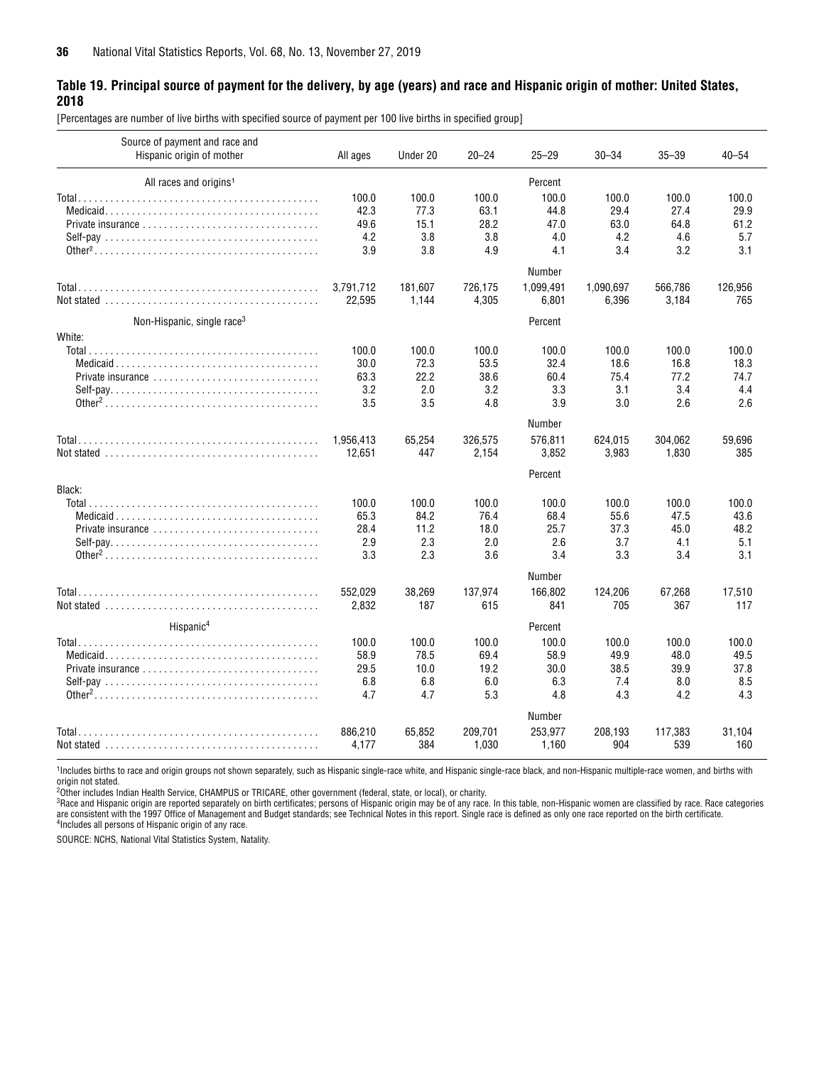## Table 19. Principal source of payment for the delivery, by age (years) and race and Hispanic origin of mother: United States, 2018

[Percentages are number of live births with specified source of payment per 100 live births in specified group]

| Source of payment and race and Hispanic origin of mother | All ages | Under 20 | 20–24 | 25–29 | 30–34 | 35–39 | 40–54 |
|---|---|---|---|---|---|---|---|
| All races and origins[1] | | | | Percent | | | |
| Total | 100.0 | 100.0 | 100.0 | 100.0 | 100.0 | 100.0 | 100.0 |
| Medicaid | 42.3 | 77.3 | 63.1 | 44.8 | 29.4 | 27.4 | 29.9 |
| Private insurance | 49.6 | 15.1 | 28.2 | 47.0 | 63.0 | 64.8 | 61.2 |
| Self-pay | 4.2 | 3.8 | 3.8 | 4.0 | 4.2 | 4.6 | 5.7 |
| Other[2] | 3.9 | 3.8 | 4.9 | 4.1 | 3.4 | 3.2 | 3.1 |
| | | | | Number | | | |
| Total | 3,791,712 | 181,607 | 726,175 | 1,099,491 | 1,090,697 | 566,786 | 126,956 |
| Not stated | 22,595 | 1,144 | 4,305 | 6,801 | 6,396 | 3,184 | 765 |
| Non-Hispanic, single race[3] | | | | Percent | | | |
| White: | | | | | | | |
| Total | 100.0 | 100.0 | 100.0 | 100.0 | 100.0 | 100.0 | 100.0 |
| Medicaid | 30.0 | 72.3 | 53.5 | 32.4 | 18.6 | 16.8 | 18.3 |
| Private insurance | 63.3 | 22.2 | 38.6 | 60.4 | 75.4 | 77.2 | 74.7 |
| Self-pay | 3.2 | 2.0 | 3.2 | 3.3 | 3.1 | 3.4 | 4.4 |
| Other[2] | 3.5 | 3.5 | 4.8 | 3.9 | 3.0 | 2.6 | 2.6 |
| | | | | Number | | | |
| Total | 1,956,413 | 65,254 | 326,575 | 576,811 | 624,015 | 304,062 | 59,696 |
| Not stated | 12,651 | 447 | 2,154 | 3,852 | 3,983 | 1,830 | 385 |
| | | | | Percent | | | |
| Black: | | | | | | | |
| Total | 100.0 | 100.0 | 100.0 | 100.0 | 100.0 | 100.0 | 100.0 |
| Medicaid | 65.3 | 84.2 | 76.4 | 68.4 | 55.6 | 47.5 | 43.6 |
| Private insurance | 28.4 | 11.2 | 18.0 | 25.7 | 37.3 | 45.0 | 48.2 |
| Self-pay | 2.9 | 2.3 | 2.0 | 2.6 | 3.7 | 4.1 | 5.1 |
| Other[2] | 3.3 | 2.3 | 3.6 | 3.4 | 3.3 | 3.4 | 3.1 |
| | | | | Number | | | |
| Total | 552,029 | 38,269 | 137,974 | 166,802 | 124,206 | 67,268 | 17,510 |
| Not stated | 2,832 | 187 | 615 | 841 | 705 | 367 | 117 |
| Hispanic[4] | | | | Percent | | | |
| Total | 100.0 | 100.0 | 100.0 | 100.0 | 100.0 | 100.0 | 100.0 |
| Medicaid | 58.9 | 78.5 | 69.4 | 58.9 | 49.9 | 48.0 | 49.5 |
| Private insurance | 29.5 | 10.0 | 19.2 | 30.0 | 38.5 | 39.9 | 37.8 |
| Self-pay | 6.8 | 6.8 | 6.0 | 6.3 | 7.4 | 8.0 | 8.5 |
| Other[2] | 4.7 | 4.7 | 5.3 | 4.8 | 4.3 | 4.2 | 4.3 |
| | | | | Number | | | |
| Total | 886,210 | 65,852 | 209,701 | 253,977 | 208,193 | 117,383 | 31,104 |
| Not stated | 4,177 | 384 | 1,030 | 1,160 | 904 | 539 | 160 |

[1]Includes births to race and origin groups not shown separately, such as Hispanic single-race white, and Hispanic single-race black, and non-Hispanic multiple-race women, and births with origin not stated.
[2]Other includes Indian Health Service, CHAMPUS or TRICARE, other government (federal, state, or local), or charity.
[3]Race and Hispanic origin are reported separately on birth certificates; persons of Hispanic origin may be of any race. In this table, non-Hispanic women are classified by race. Race categories are consistent with the 1997 Office of Management and Budget standards; see Technical Notes in this report. Single race is defined as only one race reported on the birth certificate.
[4]Includes all persons of Hispanic origin of any race.

SOURCE: NCHS, National Vital Statistics System, Natality.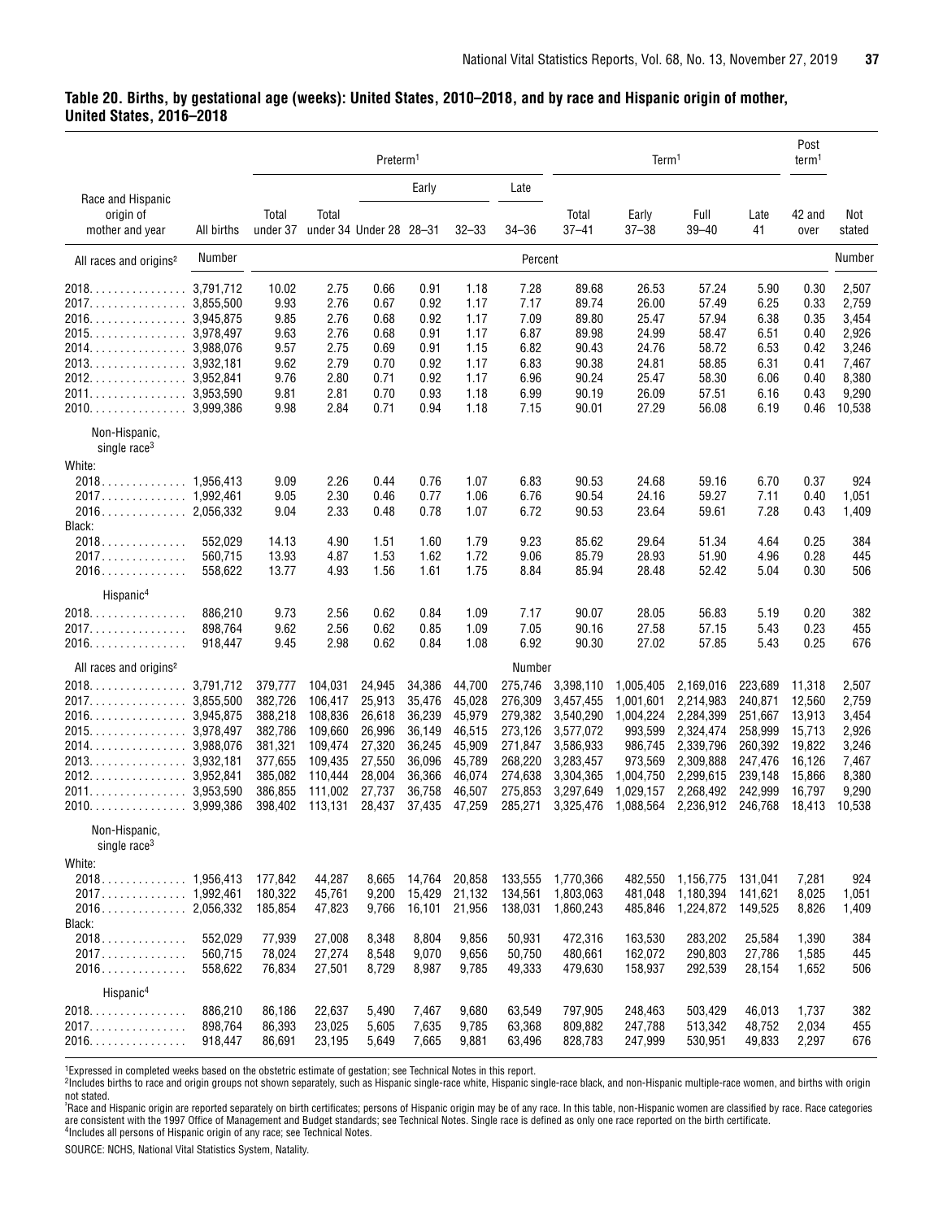## Table 20. Births, by gestational age (weeks): United States, 2010–2018, and by race and Hispanic origin of mother, United States, 2016–2018

| Race and Hispanic origin of mother and year | All births | Preterm[1] | | | | | | Term[1] | | | | Post term[1] | Not stated |
|---|---|---|---|---|---|---|---|---|---|---|---|---|---|
| | | | | Early | | | Late | | | | | | |
| | | Total under 37 | Total under 34 | Under 28 | 28–31 | 32–33 | 34–36 | Total 37–41 | Early 37–38 | Full 39–40 | Late 41 | 42 and over | |
| **All races and origins[2]** | Number | Percent | | | | | | | | | | | Number |
| 2018 | 3,791,712 | 10.02 | 2.75 | 0.66 | 0.91 | 1.18 | 7.28 | 89.68 | 26.53 | 57.24 | 5.90 | 0.30 | 2,507 |
| 2017 | 3,855,500 | 9.93 | 2.76 | 0.67 | 0.92 | 1.17 | 7.17 | 89.74 | 26.00 | 57.49 | 6.25 | 0.33 | 2,759 |
| 2016 | 3,945,875 | 9.85 | 2.76 | 0.68 | 0.92 | 1.17 | 7.09 | 89.80 | 25.47 | 57.94 | 6.38 | 0.35 | 3,454 |
| 2015 | 3,978,497 | 9.63 | 2.76 | 0.68 | 0.91 | 1.17 | 6.87 | 89.98 | 24.99 | 58.47 | 6.51 | 0.40 | 2,926 |
| 2014 | 3,988,076 | 9.57 | 2.75 | 0.69 | 0.91 | 1.15 | 6.82 | 90.43 | 24.76 | 58.72 | 6.53 | 0.42 | 3,246 |
| 2013 | 3,932,181 | 9.62 | 2.79 | 0.70 | 0.92 | 1.17 | 6.83 | 90.38 | 24.81 | 58.85 | 6.31 | 0.41 | 7,467 |
| 2012 | 3,952,841 | 9.76 | 2.80 | 0.71 | 0.92 | 1.17 | 6.96 | 90.24 | 25.47 | 58.30 | 6.06 | 0.40 | 8,380 |
| 2011 | 3,953,590 | 9.81 | 2.81 | 0.70 | 0.93 | 1.18 | 6.99 | 90.19 | 26.09 | 57.51 | 6.16 | 0.43 | 9,290 |
| 2010 | 3,999,386 | 9.98 | 2.84 | 0.71 | 0.94 | 1.18 | 7.15 | 90.01 | 27.29 | 56.08 | 6.19 | 0.46 | 10,538 |
| **Non-Hispanic, single race[3]** | | | | | | | | | | | | | |
| White: | | | | | | | | | | | | | |
| 2018 | 1,956,413 | 9.09 | 2.26 | 0.44 | 0.76 | 1.07 | 6.83 | 90.53 | 24.68 | 59.16 | 6.70 | 0.37 | 924 |
| 2017 | 1,992,461 | 9.05 | 2.30 | 0.46 | 0.77 | 1.06 | 6.76 | 90.54 | 24.16 | 59.27 | 7.11 | 0.40 | 1,051 |
| 2016 | 2,056,332 | 9.04 | 2.33 | 0.48 | 0.78 | 1.07 | 6.72 | 90.53 | 23.64 | 59.61 | 7.28 | 0.43 | 1,409 |
| Black: | | | | | | | | | | | | | |
| 2018 | 552,029 | 14.13 | 4.90 | 1.51 | 1.60 | 1.79 | 9.23 | 85.62 | 29.64 | 51.34 | 4.64 | 0.25 | 384 |
| 2017 | 560,715 | 13.93 | 4.87 | 1.53 | 1.62 | 1.72 | 9.06 | 85.79 | 28.93 | 51.90 | 4.96 | 0.28 | 445 |
| 2016 | 558,622 | 13.77 | 4.93 | 1.56 | 1.61 | 1.75 | 8.84 | 85.94 | 28.48 | 52.42 | 5.04 | 0.30 | 506 |
| **Hispanic[4]** | | | | | | | | | | | | | |
| 2018 | 886,210 | 9.73 | 2.56 | 0.62 | 0.84 | 1.09 | 7.17 | 90.07 | 28.05 | 56.83 | 5.19 | 0.20 | 382 |
| 2017 | 898,764 | 9.62 | 2.56 | 0.62 | 0.85 | 1.09 | 7.05 | 90.16 | 27.58 | 57.15 | 5.43 | 0.23 | 455 |
| 2016 | 918,447 | 9.45 | 2.98 | 0.62 | 0.84 | 1.08 | 6.92 | 90.30 | 27.02 | 57.85 | 5.43 | 0.25 | 676 |
| **All races and origins[2]** | | Number | | | | | | | | | | | |
| 2018 | 3,791,712 | 379,777 | 104,031 | 24,945 | 34,386 | 44,700 | 275,746 | 3,398,110 | 1,005,405 | 2,169,016 | 223,689 | 11,318 | 2,507 |
| 2017 | 3,855,500 | 382,726 | 106,417 | 25,913 | 35,476 | 45,028 | 276,309 | 3,457,455 | 1,001,601 | 2,214,983 | 240,871 | 12,560 | 2,759 |
| 2016 | 3,945,875 | 388,218 | 108,836 | 26,618 | 36,239 | 45,979 | 279,382 | 3,540,290 | 1,004,224 | 2,284,399 | 251,667 | 13,913 | 3,454 |
| 2015 | 3,978,497 | 382,786 | 109,660 | 26,996 | 36,149 | 46,515 | 273,126 | 3,577,072 | 993,599 | 2,324,474 | 258,999 | 15,713 | 2,926 |
| 2014 | 3,988,076 | 381,321 | 109,474 | 27,320 | 36,245 | 45,909 | 271,847 | 3,586,933 | 986,745 | 2,339,796 | 260,392 | 19,822 | 3,246 |
| 2013 | 3,932,181 | 377,655 | 109,435 | 27,550 | 36,096 | 45,789 | 268,220 | 3,283,457 | 973,569 | 2,309,888 | 247,476 | 16,126 | 7,467 |
| 2012 | 3,952,841 | 385,082 | 110,444 | 28,004 | 36,366 | 46,074 | 274,638 | 3,304,365 | 1,004,750 | 2,299,615 | 239,148 | 15,866 | 8,380 |
| 2011 | 3,953,590 | 386,855 | 111,002 | 27,737 | 36,758 | 46,507 | 275,853 | 3,297,649 | 1,029,157 | 2,268,492 | 242,999 | 16,797 | 9,290 |
| 2010 | 3,999,386 | 398,402 | 113,131 | 28,437 | 37,435 | 47,259 | 285,271 | 3,325,476 | 1,088,564 | 2,236,912 | 246,768 | 18,413 | 10,538 |
| **Non-Hispanic, single race[3]** | | | | | | | | | | | | | |
| White: | | | | | | | | | | | | | |
| 2018 | 1,956,413 | 177,842 | 44,287 | 8,665 | 14,764 | 20,858 | 133,555 | 1,770,366 | 482,550 | 1,156,775 | 131,041 | 7,281 | 924 |
| 2017 | 1,992,461 | 180,322 | 45,761 | 9,200 | 15,429 | 21,132 | 134,561 | 1,803,063 | 481,048 | 1,180,394 | 141,621 | 8,025 | 1,051 |
| 2016 | 2,056,332 | 185,854 | 47,823 | 9,766 | 16,101 | 21,956 | 138,031 | 1,860,243 | 485,846 | 1,224,872 | 149,525 | 8,826 | 1,409 |
| Black: | | | | | | | | | | | | | |
| 2018 | 552,029 | 77,939 | 27,008 | 8,348 | 8,804 | 9,856 | 50,931 | 472,316 | 163,530 | 283,202 | 25,584 | 1,390 | 384 |
| 2017 | 560,715 | 78,024 | 27,274 | 8,548 | 9,070 | 9,656 | 50,750 | 480,661 | 162,072 | 290,803 | 27,786 | 1,585 | 445 |
| 2016 | 558,622 | 76,834 | 27,501 | 8,729 | 8,987 | 9,785 | 49,333 | 479,630 | 158,937 | 292,539 | 28,154 | 1,652 | 506 |
| **Hispanic[4]** | | | | | | | | | | | | | |
| 2018 | 886,210 | 86,186 | 22,637 | 5,490 | 7,467 | 9,680 | 63,549 | 797,905 | 248,463 | 503,429 | 46,013 | 1,737 | 382 |
| 2017 | 898,764 | 86,393 | 23,025 | 5,605 | 7,635 | 9,785 | 63,368 | 809,882 | 247,788 | 513,342 | 48,752 | 2,034 | 455 |
| 2016 | 918,447 | 86,691 | 23,195 | 5,649 | 7,665 | 9,881 | 63,496 | 828,783 | 247,999 | 530,951 | 49,833 | 2,297 | 676 |

[1]Expressed in completed weeks based on the obstetric estimate of gestation; see Technical Notes in this report.

[2]Includes births to race and origin groups not shown separately, such as Hispanic single-race white, Hispanic single-race black, and non-Hispanic multiple-race women, and births with origin not stated.

[3]Race and Hispanic origin are reported separately on birth certificates; persons of Hispanic origin may be of any race. In this table, non-Hispanic women are classified by race. Race categories are consistent with the 1997 Office of Management and Budget standards; see Technical Notes. Single race is defined as only one race reported on the birth certificate.

[4]Includes all persons of Hispanic origin of any race; see Technical Notes.

SOURCE: NCHS, National Vital Statistics System, Natality.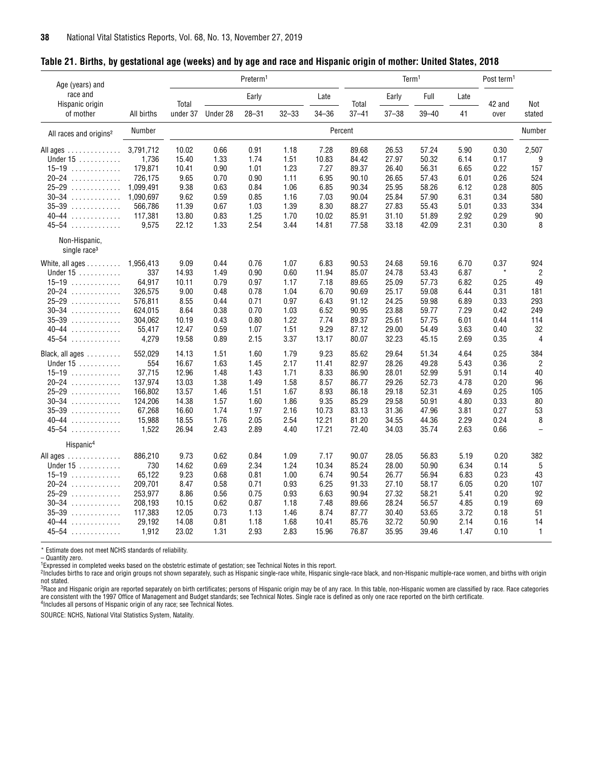## Table 21. Births, by gestational age (weeks) and by age and race and Hispanic origin of mother: United States, 2018

| Age (years) and race and Hispanic origin of mother | All births | Preterm[1] | | | | | Term[1] | | | | Post term[1] | Not stated |
|---|---|---|---|---|---|---|---|---|---|---|---|---|
| | | Total under 37 | Early | | | Late | Total 37–41 | Early | Full | Late | 42 and over | |
| | | | Under 28 | 28–31 | 32–33 | 34–36 | | 37–38 | 39–40 | 41 | | |
| All races and origins[2] | Number | Percent | | | | | | | | | | Number |
| All ages | 3,791,712 | 10.02 | 0.66 | 0.91 | 1.18 | 7.28 | 89.68 | 26.53 | 57.24 | 5.90 | 0.30 | 2,507 |
| Under 15 | 1,736 | 15.40 | 1.33 | 1.74 | 1.51 | 10.83 | 84.42 | 27.97 | 50.32 | 6.14 | 0.17 | 9 |
| 15–19 | 179,871 | 10.41 | 0.90 | 1.01 | 1.23 | 7.27 | 89.37 | 26.40 | 56.31 | 6.65 | 0.22 | 157 |
| 20–24 | 726,175 | 9.65 | 0.70 | 0.90 | 1.11 | 6.95 | 90.10 | 26.65 | 57.43 | 6.01 | 0.26 | 524 |
| 25–29 | 1,099,491 | 9.38 | 0.63 | 0.84 | 1.06 | 6.85 | 90.34 | 25.95 | 58.26 | 6.12 | 0.28 | 805 |
| 30–34 | 1,090,697 | 9.62 | 0.59 | 0.85 | 1.16 | 7.03 | 90.04 | 25.84 | 57.90 | 6.31 | 0.34 | 580 |
| 35–39 | 566,786 | 11.39 | 0.67 | 1.03 | 1.39 | 8.30 | 88.27 | 27.83 | 55.43 | 5.01 | 0.33 | 334 |
| 40–44 | 117,381 | 13.80 | 0.83 | 1.25 | 1.70 | 10.02 | 85.91 | 31.10 | 51.89 | 2.92 | 0.29 | 90 |
| 45–54 | 9,575 | 22.12 | 1.33 | 2.54 | 3.44 | 14.81 | 77.58 | 33.18 | 42.09 | 2.31 | 0.30 | 8 |
| Non-Hispanic, single race[3] | | | | | | | | | | | | |
| White, all ages | 1,956,413 | 9.09 | 0.44 | 0.76 | 1.07 | 6.83 | 90.53 | 24.68 | 59.16 | 6.70 | 0.37 | 924 |
| Under 15 | 337 | 14.93 | 1.49 | 0.90 | 0.60 | 11.94 | 85.07 | 24.78 | 53.43 | 6.87 | * | 2 |
| 15–19 | 64,917 | 10.11 | 0.79 | 0.97 | 1.17 | 7.18 | 89.65 | 25.09 | 57.73 | 6.82 | 0.25 | 49 |
| 20–24 | 326,575 | 9.00 | 0.48 | 0.78 | 1.04 | 6.70 | 90.69 | 25.17 | 59.08 | 6.44 | 0.31 | 181 |
| 25–29 | 576,811 | 8.55 | 0.44 | 0.71 | 0.97 | 6.43 | 91.12 | 24.25 | 59.98 | 6.89 | 0.33 | 293 |
| 30–34 | 624,015 | 8.64 | 0.38 | 0.70 | 1.03 | 6.52 | 90.95 | 23.88 | 59.77 | 7.29 | 0.42 | 249 |
| 35–39 | 304,062 | 10.19 | 0.43 | 0.80 | 1.22 | 7.74 | 89.37 | 25.61 | 57.75 | 6.01 | 0.44 | 114 |
| 40–44 | 55,417 | 12.47 | 0.59 | 1.07 | 1.51 | 9.29 | 87.12 | 29.00 | 54.49 | 3.63 | 0.40 | 32 |
| 45–54 | 4,279 | 19.58 | 0.89 | 2.15 | 3.37 | 13.17 | 80.07 | 32.23 | 45.15 | 2.69 | 0.35 | 4 |
| Black, all ages | 552,029 | 14.13 | 1.51 | 1.60 | 1.79 | 9.23 | 85.62 | 29.64 | 51.34 | 4.64 | 0.25 | 384 |
| Under 15 | 554 | 16.67 | 1.63 | 1.45 | 2.17 | 11.41 | 82.97 | 28.26 | 49.28 | 5.43 | 0.36 | 2 |
| 15–19 | 37,715 | 12.96 | 1.48 | 1.43 | 1.71 | 8.33 | 86.90 | 28.01 | 52.99 | 5.91 | 0.14 | 40 |
| 20–24 | 137,974 | 13.03 | 1.38 | 1.49 | 1.58 | 8.57 | 86.77 | 29.26 | 52.73 | 4.78 | 0.20 | 96 |
| 25–29 | 166,802 | 13.57 | 1.46 | 1.51 | 1.67 | 8.93 | 86.18 | 29.18 | 52.31 | 4.69 | 0.25 | 105 |
| 30–34 | 124,206 | 14.38 | 1.57 | 1.60 | 1.86 | 9.35 | 85.29 | 29.58 | 50.91 | 4.80 | 0.33 | 80 |
| 35–39 | 67,268 | 16.60 | 1.74 | 1.97 | 2.16 | 10.73 | 83.13 | 31.36 | 47.96 | 3.81 | 0.27 | 53 |
| 40–44 | 15,988 | 18.55 | 1.76 | 2.05 | 2.54 | 12.21 | 81.20 | 34.55 | 44.36 | 2.29 | 0.24 | 8 |
| 45–54 | 1,522 | 26.94 | 2.43 | 2.89 | 4.40 | 17.21 | 72.40 | 34.03 | 35.74 | 2.63 | 0.66 | – |
| Hispanic[4] | | | | | | | | | | | | |
| All ages | 886,210 | 9.73 | 0.62 | 0.84 | 1.09 | 7.17 | 90.07 | 28.05 | 56.83 | 5.19 | 0.20 | 382 |
| Under 15 | 730 | 14.62 | 0.69 | 2.34 | 1.24 | 10.34 | 85.24 | 28.00 | 50.90 | 6.34 | 0.14 | 5 |
| 15–19 | 65,122 | 9.23 | 0.68 | 0.81 | 1.00 | 6.74 | 90.54 | 26.77 | 56.94 | 6.83 | 0.23 | 43 |
| 20–24 | 209,701 | 8.47 | 0.58 | 0.71 | 0.93 | 6.25 | 91.33 | 27.10 | 58.17 | 6.05 | 0.20 | 107 |
| 25–29 | 253,977 | 8.86 | 0.56 | 0.75 | 0.93 | 6.63 | 90.94 | 27.32 | 58.21 | 5.41 | 0.20 | 92 |
| 30–34 | 208,193 | 10.15 | 0.62 | 0.87 | 1.18 | 7.48 | 89.66 | 28.24 | 56.57 | 4.85 | 0.19 | 69 |
| 35–39 | 117,383 | 12.05 | 0.73 | 1.13 | 1.46 | 8.74 | 87.77 | 30.40 | 53.65 | 3.72 | 0.18 | 51 |
| 40–44 | 29,192 | 14.08 | 0.81 | 1.18 | 1.68 | 10.41 | 85.76 | 32.72 | 50.90 | 2.14 | 0.16 | 14 |
| 45–54 | 1,912 | 23.02 | 1.31 | 2.93 | 2.83 | 15.96 | 76.87 | 35.95 | 39.46 | 1.47 | 0.10 | 1 |

\* Estimate does not meet NCHS standards of reliability.

– Quantity zero.

[1]Expressed in completed weeks based on the obstetric estimate of gestation; see Technical Notes in this report.

[2]Includes births to race and origin groups not shown separately, such as Hispanic single-race white, Hispanic single-race black, and non-Hispanic multiple-race women, and births with origin not stated.

[3]Race and Hispanic origin are reported separately on birth certificates; persons of Hispanic origin may be of any race. In this table, non-Hispanic women are classified by race. Race categories are consistent with the 1997 Office of Management and Budget standards; see Technical Notes. Single race is defined as only one race reported on the birth certificate.

[4]Includes all persons of Hispanic origin of any race; see Technical Notes.

SOURCE: NCHS, National Vital Statistics System, Natality.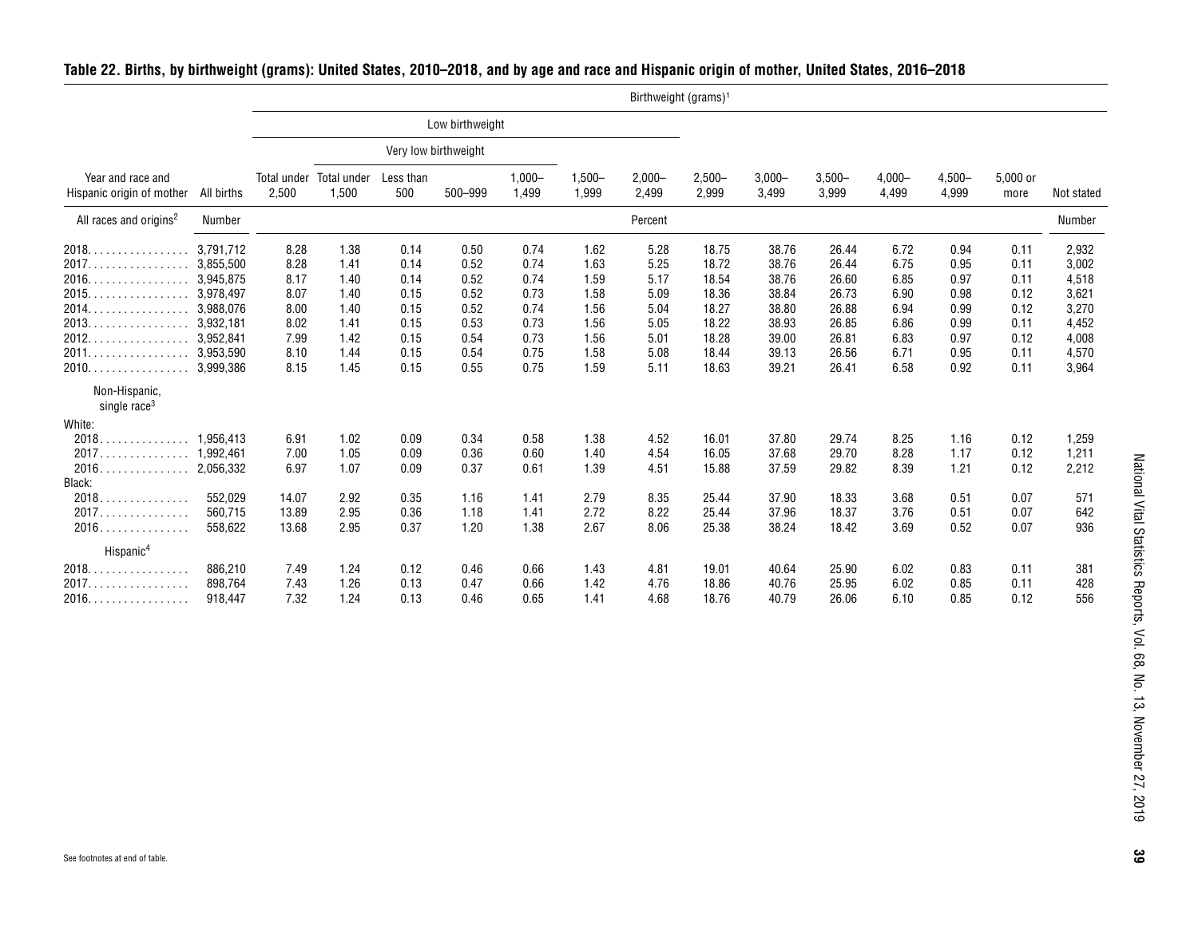## Table 22. Births, by birthweight (grams): United States, 2010–2018, and by age and race and Hispanic origin of mother, United States, 2016–2018

| Year and race and Hispanic origin of mother | All births | Birthweight (grams)[1] | | | | | | | | | | | | | |
|---|---|---|---|---|---|---|---|---|---|---|---|---|---|---|---|
| | | Low birthweight | | | | | | | | | | | | | |
| | | | Very low birthweight | | | | | | | | | | | | |
| | | Total under 2,500 | Total under 1,500 | Less than 500 | 500–999 | 1,000–1,499 | 1,500–1,999 | 2,000–2,499 | 2,500–2,999 | 3,000–3,499 | 3,500–3,999 | 4,000–4,499 | 4,500–4,999 | 5,000 or more | Not stated |
| All races and origins[2] | Number | Percent | | | | | | | | | | | | | Number |
| 2018 | 3,791,712 | 8.28 | 1.38 | 0.14 | 0.50 | 0.74 | 1.62 | 5.28 | 18.75 | 38.76 | 26.44 | 6.72 | 0.94 | 0.11 | 2,932 |
| 2017 | 3,855,500 | 8.28 | 1.41 | 0.14 | 0.52 | 0.74 | 1.63 | 5.25 | 18.72 | 38.76 | 26.44 | 6.75 | 0.95 | 0.11 | 3,002 |
| 2016 | 3,945,875 | 8.17 | 1.40 | 0.14 | 0.52 | 0.74 | 1.59 | 5.17 | 18.54 | 38.76 | 26.60 | 6.85 | 0.97 | 0.11 | 4,518 |
| 2015 | 3,978,497 | 8.07 | 1.40 | 0.15 | 0.52 | 0.73 | 1.58 | 5.09 | 18.36 | 38.84 | 26.73 | 6.90 | 0.98 | 0.12 | 3,621 |
| 2014 | 3,988,076 | 8.00 | 1.40 | 0.15 | 0.52 | 0.74 | 1.56 | 5.04 | 18.27 | 38.80 | 26.88 | 6.94 | 0.99 | 0.12 | 3,270 |
| 2013 | 3,932,181 | 8.02 | 1.41 | 0.15 | 0.53 | 0.73 | 1.56 | 5.05 | 18.22 | 38.93 | 26.85 | 6.86 | 0.99 | 0.11 | 4,452 |
| 2012 | 3,952,841 | 7.99 | 1.42 | 0.15 | 0.54 | 0.73 | 1.56 | 5.01 | 18.28 | 39.00 | 26.81 | 6.83 | 0.97 | 0.12 | 4,008 |
| 2011 | 3,953,590 | 8.10 | 1.44 | 0.15 | 0.54 | 0.75 | 1.58 | 5.08 | 18.44 | 39.13 | 26.56 | 6.71 | 0.95 | 0.11 | 4,570 |
| 2010 | 3,999,386 | 8.15 | 1.45 | 0.15 | 0.55 | 0.75 | 1.59 | 5.11 | 18.63 | 39.21 | 26.41 | 6.58 | 0.92 | 0.11 | 3,964 |
| Non-Hispanic, single race[3] | | | | | | | | | | | | | | | |
| White: | | | | | | | | | | | | | | | |
| 2018 | 1,956,413 | 6.91 | 1.02 | 0.09 | 0.34 | 0.58 | 1.38 | 4.52 | 16.01 | 37.80 | 29.74 | 8.25 | 1.16 | 0.12 | 1,259 |
| 2017 | 1,992,461 | 7.00 | 1.05 | 0.09 | 0.36 | 0.60 | 1.40 | 4.54 | 16.05 | 37.68 | 29.70 | 8.28 | 1.17 | 0.12 | 1,211 |
| 2016 | 2,056,332 | 6.97 | 1.07 | 0.09 | 0.37 | 0.61 | 1.39 | 4.51 | 15.88 | 37.59 | 29.82 | 8.39 | 1.21 | 0.12 | 2,212 |
| Black: | | | | | | | | | | | | | | | |
| 2018 | 552,029 | 14.07 | 2.92 | 0.35 | 1.16 | 1.41 | 2.79 | 8.35 | 25.44 | 37.90 | 18.33 | 3.68 | 0.51 | 0.07 | 571 |
| 2017 | 560,715 | 13.89 | 2.95 | 0.36 | 1.18 | 1.41 | 2.72 | 8.22 | 25.44 | 37.96 | 18.37 | 3.76 | 0.51 | 0.07 | 642 |
| 2016 | 558,622 | 13.68 | 2.95 | 0.37 | 1.20 | 1.38 | 2.67 | 8.06 | 25.38 | 38.24 | 18.42 | 3.69 | 0.52 | 0.07 | 936 |
| Hispanic[4] | | | | | | | | | | | | | | | |
| 2018 | 886,210 | 7.49 | 1.24 | 0.12 | 0.46 | 0.66 | 1.43 | 4.81 | 19.01 | 40.64 | 25.90 | 6.02 | 0.83 | 0.11 | 381 |
| 2017 | 898,764 | 7.43 | 1.26 | 0.13 | 0.47 | 0.66 | 1.42 | 4.76 | 18.86 | 40.76 | 25.95 | 6.02 | 0.85 | 0.11 | 428 |
| 2016 | 918,447 | 7.32 | 1.24 | 0.13 | 0.46 | 0.65 | 1.41 | 4.68 | 18.76 | 40.79 | 26.06 | 6.10 | 0.85 | 0.12 | 556 |

See footnotes at end of table.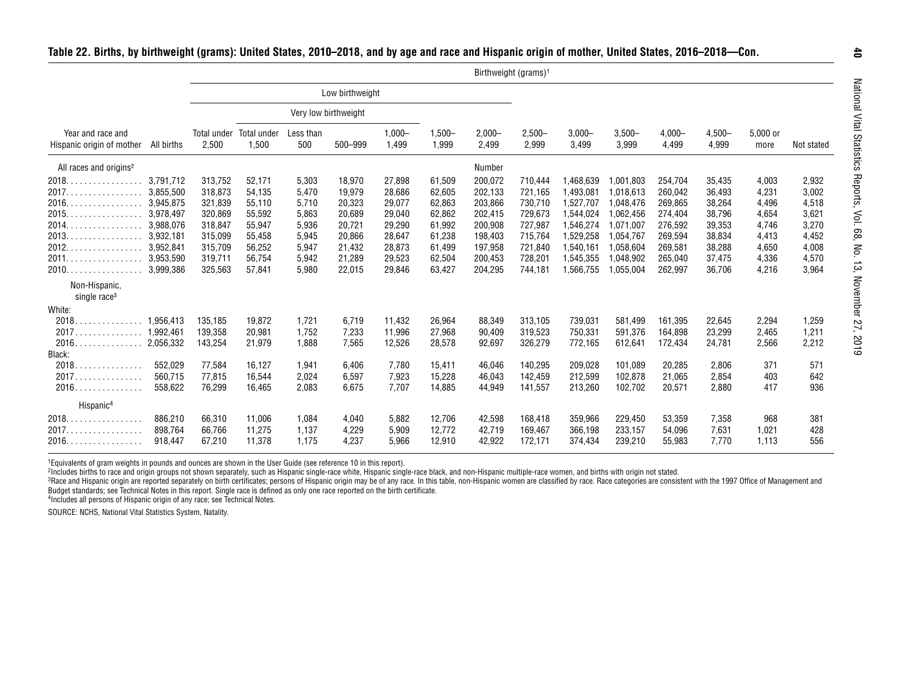## Table 22. Births, by birthweight (grams): United States, 2010–2018, and by age and race and Hispanic origin of mother, United States, 2016–2018—Con.

| Year and race and Hispanic origin of mother | All births | Birthweight (grams)[1] | | | | | | | | | | | | | |
|---|---|---|---|---|---|---|---|---|---|---|---|---|---|---|---|
| | | Low birthweight | | | | | | | | | | | | | |
| | | | Very low birthweight | | | | | | | | | | | | |
| | | Total under 2,500 | Total under 1,500 | Less than 500 | 500–999 | 1,000–1,499 | 1,500–1,999 | 2,000–2,499 | 2,500–2,999 | 3,000–3,499 | 3,500–3,999 | 4,000–4,499 | 4,500–4,999 | 5,000 or more | Not stated |
| All races and origins[2] | | | | | | | | Number | | | | | | | |
| 2018 | 3,791,712 | 313,752 | 52,171 | 5,303 | 18,970 | 27,898 | 61,509 | 200,072 | 710,444 | 1,468,639 | 1,001,803 | 254,704 | 35,435 | 4,003 | 2,932 |
| 2017 | 3,855,500 | 318,873 | 54,135 | 5,470 | 19,979 | 28,686 | 62,605 | 202,133 | 721,165 | 1,493,081 | 1,018,613 | 260,042 | 36,493 | 4,231 | 3,002 |
| 2016 | 3,945,875 | 321,839 | 55,110 | 5,710 | 20,323 | 29,077 | 62,863 | 203,866 | 730,710 | 1,527,707 | 1,048,476 | 269,865 | 38,264 | 4,496 | 4,518 |
| 2015 | 3,978,497 | 320,869 | 55,592 | 5,863 | 20,689 | 29,040 | 62,862 | 202,415 | 729,673 | 1,544,024 | 1,062,456 | 274,404 | 38,796 | 4,654 | 3,621 |
| 2014 | 3,988,076 | 318,847 | 55,947 | 5,936 | 20,721 | 29,290 | 61,992 | 200,908 | 727,987 | 1,546,274 | 1,071,007 | 276,592 | 39,353 | 4,746 | 3,270 |
| 2013 | 3,932,181 | 315,099 | 55,458 | 5,945 | 20,866 | 28,647 | 61,238 | 198,403 | 715,764 | 1,529,258 | 1,054,767 | 269,594 | 38,834 | 4,413 | 4,452 |
| 2012 | 3,952,841 | 315,709 | 56,252 | 5,947 | 21,432 | 28,873 | 61,499 | 197,958 | 721,840 | 1,540,161 | 1,058,604 | 269,581 | 38,288 | 4,650 | 4,008 |
| 2011 | 3,953,590 | 319,711 | 56,754 | 5,942 | 21,289 | 29,523 | 62,504 | 200,453 | 728,201 | 1,545,355 | 1,048,902 | 265,040 | 37,475 | 4,336 | 4,570 |
| 2010 | 3,999,386 | 325,563 | 57,841 | 5,980 | 22,015 | 29,846 | 63,427 | 204,295 | 744,181 | 1,566,755 | 1,055,004 | 262,997 | 36,706 | 4,216 | 3,964 |
| Non-Hispanic, single race[3] | | | | | | | | | | | | | | | |
| White: | | | | | | | | | | | | | | | |
| 2018 | 1,956,413 | 135,185 | 19,872 | 1,721 | 6,719 | 11,432 | 26,964 | 88,349 | 313,105 | 739,031 | 581,499 | 161,395 | 22,645 | 2,294 | 1,259 |
| 2017 | 1,992,461 | 139,358 | 20,981 | 1,752 | 7,233 | 11,996 | 27,968 | 90,409 | 319,523 | 750,331 | 591,376 | 164,898 | 23,299 | 2,465 | 1,211 |
| 2016 | 2,056,332 | 143,254 | 21,979 | 1,888 | 7,565 | 12,526 | 28,578 | 92,697 | 326,279 | 772,165 | 612,641 | 172,434 | 24,781 | 2,566 | 2,212 |
| Black: | | | | | | | | | | | | | | | |
| 2018 | 552,029 | 77,584 | 16,127 | 1,941 | 6,406 | 7,780 | 15,411 | 46,046 | 140,295 | 209,028 | 101,089 | 20,285 | 2,806 | 371 | 571 |
| 2017 | 560,715 | 77,815 | 16,544 | 2,024 | 6,597 | 7,923 | 15,228 | 46,043 | 142,459 | 212,599 | 102,878 | 21,065 | 2,854 | 403 | 642 |
| 2016 | 558,622 | 76,299 | 16,465 | 2,083 | 6,675 | 7,707 | 14,885 | 44,949 | 141,557 | 213,260 | 102,702 | 20,571 | 2,880 | 417 | 936 |
| Hispanic[4] | | | | | | | | | | | | | | | |
| 2018 | 886,210 | 66,310 | 11,006 | 1,084 | 4,040 | 5,882 | 12,706 | 42,598 | 168,418 | 359,966 | 229,450 | 53,359 | 7,358 | 968 | 381 |
| 2017 | 898,764 | 66,766 | 11,275 | 1,137 | 4,229 | 5,909 | 12,772 | 42,719 | 169,467 | 366,198 | 233,157 | 54,096 | 7,631 | 1,021 | 428 |
| 2016 | 918,447 | 67,210 | 11,378 | 1,175 | 4,237 | 5,966 | 12,910 | 42,922 | 172,171 | 374,434 | 239,210 | 55,983 | 7,770 | 1,113 | 556 |

[1]Equivalents of gram weights in pounds and ounces are shown in the User Guide (see reference 10 in this report).

[2]Includes births to race and origin groups not shown separately, such as Hispanic single-race white, Hispanic single-race black, and non-Hispanic multiple-race women, and births with origin not stated.

[3]Race and Hispanic origin are reported separately on birth certificates; persons of Hispanic origin may be of any race. In this table, non-Hispanic women are classified by race. Race categories are consistent with the 1997 Office of Management and Budget standards; see Technical Notes in this report. Single race is defined as only one race reported on the birth certificate.

[4]Includes all persons of Hispanic origin of any race; see Technical Notes.

SOURCE: NCHS, National Vital Statistics System, Natality.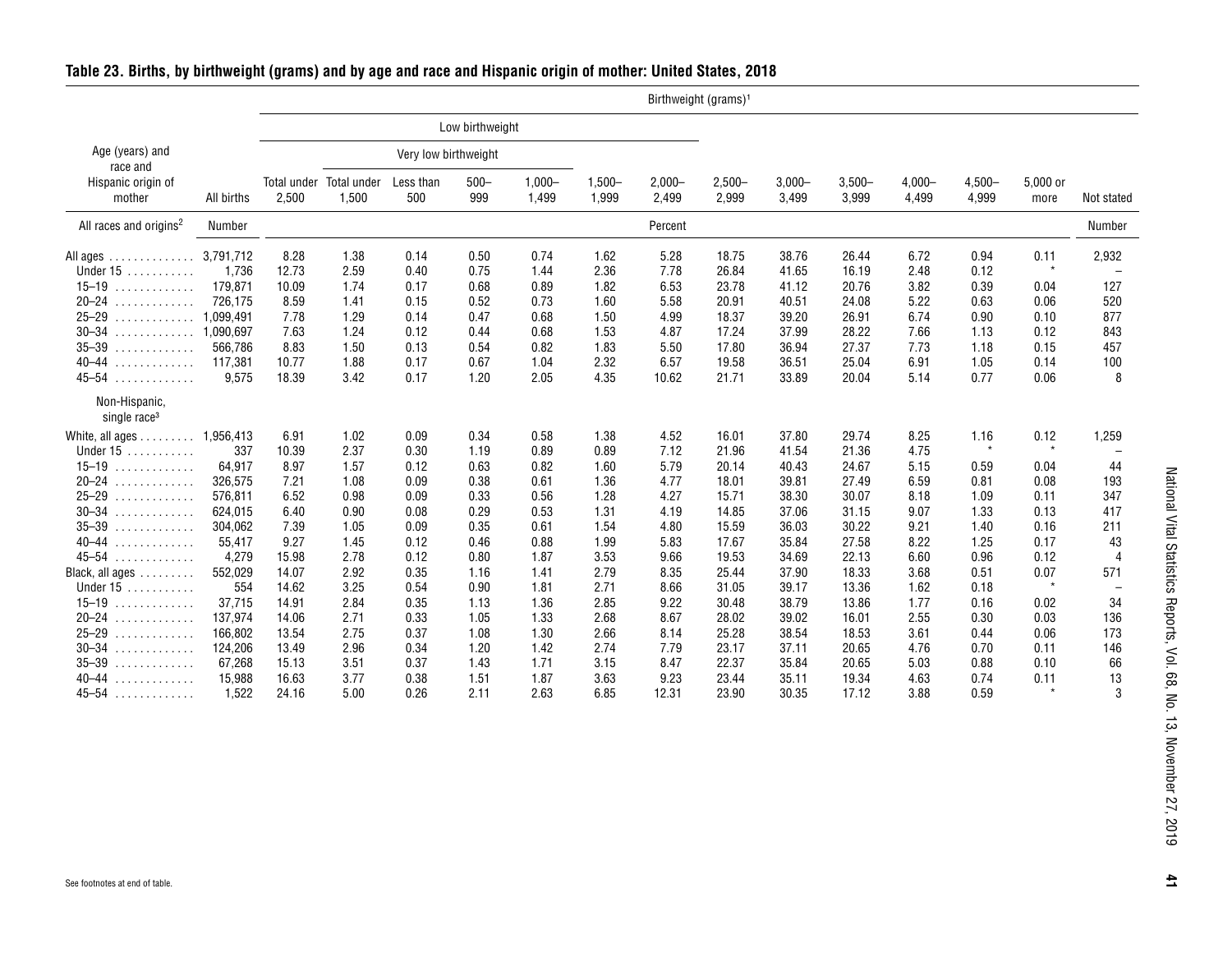## Table 23. Births, by birthweight (grams) and by age and race and Hispanic origin of mother: United States, 2018

| Age (years) and race and Hispanic origin of mother | All births | Low birthweight: Total under 2,500 | Very low birthweight: Total under 1,500 | Less than 500 | 500–999 | 1,000–1,499 | 1,500–1,999 | 2,000–2,499 | 2,500–2,999 | 3,000–3,499 | 3,500–3,999 | 4,000–4,499 | 4,500–4,999 | 5,000 or more | Not stated |
|---|---|---|---|---|---|---|---|---|---|---|---|---|---|---|---|
| All races and origins[2] | Number | Percent | | | | | | | | | | | | | Number |
| All ages | 3,791,712 | 8.28 | 1.38 | 0.14 | 0.50 | 0.74 | 1.62 | 5.28 | 18.75 | 38.76 | 26.44 | 6.72 | 0.94 | 0.11 | 2,932 |
| Under 15 | 1,736 | 12.73 | 2.59 | 0.40 | 0.75 | 1.44 | 2.36 | 7.78 | 26.84 | 41.65 | 16.19 | 2.48 | 0.12 | * | – |
| 15–19 | 179,871 | 10.09 | 1.74 | 0.17 | 0.68 | 0.89 | 1.82 | 6.53 | 23.78 | 41.12 | 20.76 | 3.82 | 0.39 | 0.04 | 127 |
| 20–24 | 726,175 | 8.59 | 1.41 | 0.15 | 0.52 | 0.73 | 1.60 | 5.58 | 20.91 | 40.51 | 24.08 | 5.22 | 0.63 | 0.06 | 520 |
| 25–29 | 1,099,491 | 7.78 | 1.29 | 0.14 | 0.47 | 0.68 | 1.50 | 4.99 | 18.37 | 39.20 | 26.91 | 6.74 | 0.90 | 0.10 | 877 |
| 30–34 | 1,090,697 | 7.63 | 1.24 | 0.12 | 0.44 | 0.68 | 1.53 | 4.87 | 17.24 | 37.99 | 28.22 | 7.66 | 1.13 | 0.12 | 843 |
| 35–39 | 566,786 | 8.83 | 1.50 | 0.13 | 0.54 | 0.82 | 1.83 | 5.50 | 17.80 | 36.94 | 27.37 | 7.73 | 1.18 | 0.15 | 457 |
| 40–44 | 117,381 | 10.77 | 1.88 | 0.17 | 0.67 | 1.04 | 2.32 | 6.57 | 19.58 | 36.51 | 25.04 | 6.91 | 1.05 | 0.14 | 100 |
| 45–54 | 9,575 | 18.39 | 3.42 | 0.17 | 1.20 | 2.05 | 4.35 | 10.62 | 21.71 | 33.89 | 20.04 | 5.14 | 0.77 | 0.06 | 8 |
| Non-Hispanic, single race[3] | | | | | | | | | | | | | | | |
| White, all ages | 1,956,413 | 6.91 | 1.02 | 0.09 | 0.34 | 0.58 | 1.38 | 4.52 | 16.01 | 37.80 | 29.74 | 8.25 | 1.16 | 0.12 | 1,259 |
| Under 15 | 337 | 10.39 | 2.37 | 0.30 | 1.19 | 0.89 | 0.89 | 7.12 | 21.96 | 41.54 | 21.36 | 4.75 | * | * | – |
| 15–19 | 64,917 | 8.97 | 1.57 | 0.12 | 0.63 | 0.82 | 1.60 | 5.79 | 20.14 | 40.43 | 24.67 | 5.15 | 0.59 | 0.04 | 44 |
| 20–24 | 326,575 | 7.21 | 1.08 | 0.09 | 0.38 | 0.61 | 1.36 | 4.77 | 18.01 | 39.81 | 27.49 | 6.59 | 0.81 | 0.08 | 193 |
| 25–29 | 576,811 | 6.52 | 0.98 | 0.09 | 0.33 | 0.56 | 1.28 | 4.27 | 15.71 | 38.30 | 30.07 | 8.18 | 1.09 | 0.11 | 347 |
| 30–34 | 624,015 | 6.40 | 0.90 | 0.08 | 0.29 | 0.53 | 1.31 | 4.19 | 14.85 | 37.06 | 31.15 | 9.07 | 1.33 | 0.13 | 417 |
| 35–39 | 304,062 | 7.39 | 1.05 | 0.09 | 0.35 | 0.61 | 1.54 | 4.80 | 15.59 | 36.03 | 30.22 | 9.21 | 1.40 | 0.16 | 211 |
| 40–44 | 55,417 | 9.27 | 1.45 | 0.12 | 0.46 | 0.88 | 1.99 | 5.83 | 17.67 | 35.84 | 27.58 | 8.22 | 1.25 | 0.17 | 43 |
| 45–54 | 4,279 | 15.98 | 2.78 | 0.12 | 0.80 | 1.87 | 3.53 | 9.66 | 19.53 | 34.69 | 22.13 | 6.60 | 0.96 | 0.12 | 4 |
| Black, all ages | 552,029 | 14.07 | 2.92 | 0.35 | 1.16 | 1.41 | 2.79 | 8.35 | 25.44 | 37.90 | 18.33 | 3.68 | 0.51 | 0.07 | 571 |
| Under 15 | 554 | 14.62 | 3.25 | 0.54 | 0.90 | 1.81 | 2.71 | 8.66 | 31.05 | 39.17 | 13.36 | 1.62 | 0.18 | * | – |
| 15–19 | 37,715 | 14.91 | 2.84 | 0.35 | 1.13 | 1.36 | 2.85 | 9.22 | 30.48 | 38.79 | 13.86 | 1.77 | 0.16 | 0.02 | 34 |
| 20–24 | 137,974 | 14.06 | 2.71 | 0.33 | 1.05 | 1.33 | 2.68 | 8.67 | 28.02 | 39.02 | 16.01 | 2.55 | 0.30 | 0.03 | 136 |
| 25–29 | 166,802 | 13.54 | 2.75 | 0.37 | 1.08 | 1.30 | 2.66 | 8.14 | 25.28 | 38.54 | 18.53 | 3.61 | 0.44 | 0.06 | 173 |
| 30–34 | 124,206 | 13.49 | 2.96 | 0.34 | 1.20 | 1.42 | 2.74 | 7.79 | 23.17 | 37.11 | 20.65 | 4.76 | 0.70 | 0.11 | 146 |
| 35–39 | 67,268 | 15.13 | 3.51 | 0.37 | 1.43 | 1.71 | 3.15 | 8.47 | 22.37 | 35.84 | 20.65 | 5.03 | 0.88 | 0.10 | 66 |
| 40–44 | 15,988 | 16.63 | 3.77 | 0.38 | 1.51 | 1.87 | 3.63 | 9.23 | 23.44 | 35.11 | 19.34 | 4.63 | 0.74 | 0.11 | 13 |
| 45–54 | 1,522 | 24.16 | 5.00 | 0.26 | 2.11 | 2.63 | 6.85 | 12.31 | 23.90 | 30.35 | 17.12 | 3.88 | 0.59 | * | 3 |

Birthweight (grams)[1]

See footnotes at end of table.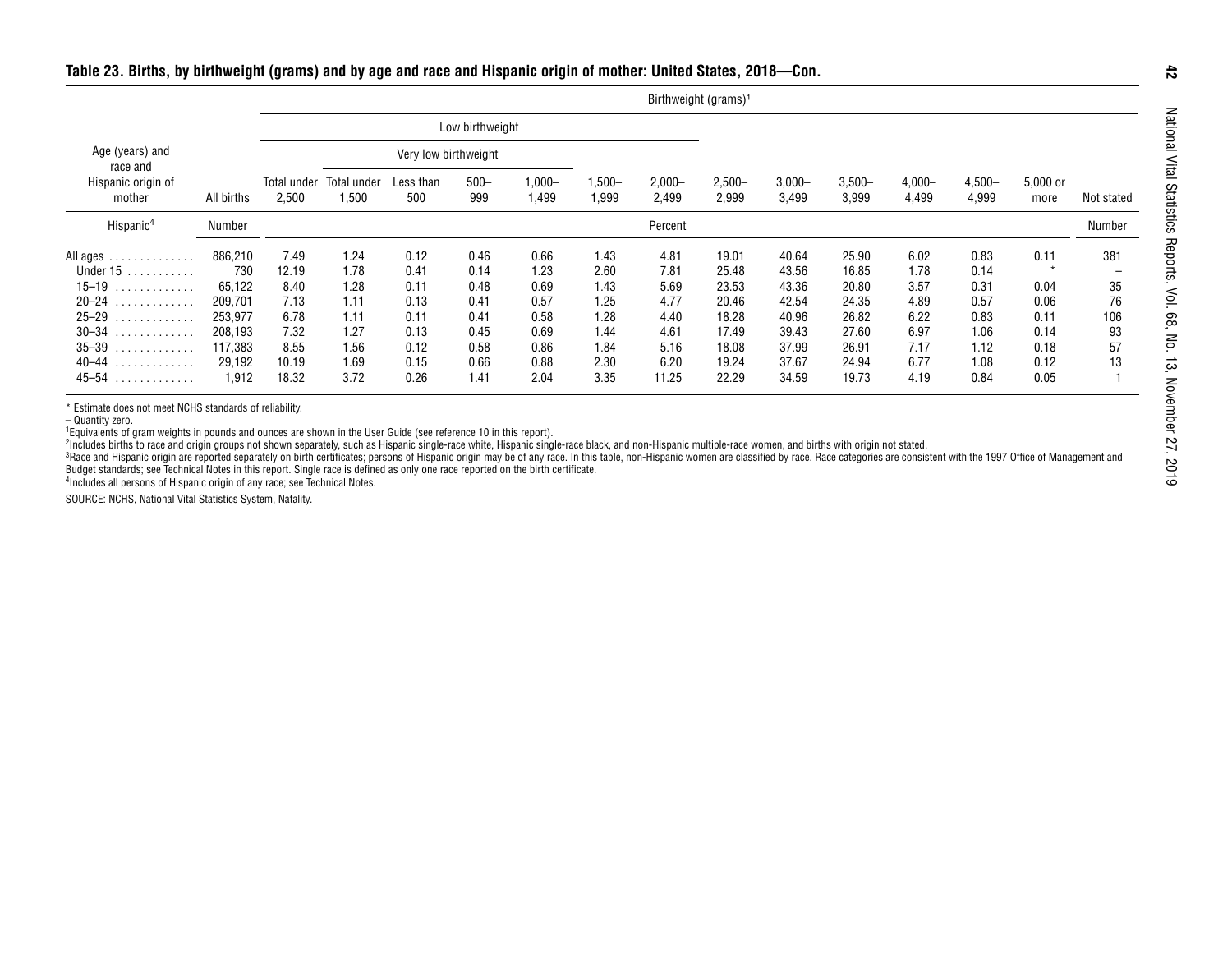## Table 23. Births, by birthweight (grams) and by age and race and Hispanic origin of mother: United States, 2018—Con.

| Age (years) and race and Hispanic origin of mother | All births | Birthweight (grams)[1] | | | | | | | | | | | | | |
|---|---|---|---|---|---|---|---|---|---|---|---|---|---|---|---|
| | | Low birthweight | | | | | | | | | | | | | |
| | | | Very low birthweight | | | | | | | | | | | | |
| | | Total under 2,500 | Total under 1,500 | Less than 500 | 500–999 | 1,000–1,499 | 1,500–1,999 | 2,000–2,499 | 2,500–2,999 | 3,000–3,499 | 3,500–3,999 | 4,000–4,499 | 4,500–4,999 | 5,000 or more | Not stated |
| Hispanic[4] | Number | Percent | | | | | | | | | | | | | Number |
| All ages | 886,210 | 7.49 | 1.24 | 0.12 | 0.46 | 0.66 | 1.43 | 4.81 | 19.01 | 40.64 | 25.90 | 6.02 | 0.83 | 0.11 | 381 |
| Under 15 | 730 | 12.19 | 1.78 | 0.41 | 0.14 | 1.23 | 2.60 | 7.81 | 25.48 | 43.56 | 16.85 | 1.78 | 0.14 | * | – |
| 15–19 | 65,122 | 8.40 | 1.28 | 0.11 | 0.48 | 0.69 | 1.43 | 5.69 | 23.53 | 43.36 | 20.80 | 3.57 | 0.31 | 0.04 | 35 |
| 20–24 | 209,701 | 7.13 | 1.11 | 0.13 | 0.41 | 0.57 | 1.25 | 4.77 | 20.46 | 42.54 | 24.35 | 4.89 | 0.57 | 0.06 | 76 |
| 25–29 | 253,977 | 6.78 | 1.11 | 0.11 | 0.41 | 0.58 | 1.28 | 4.40 | 18.28 | 40.96 | 26.82 | 6.22 | 0.83 | 0.11 | 106 |
| 30–34 | 208,193 | 7.32 | 1.27 | 0.13 | 0.45 | 0.69 | 1.44 | 4.61 | 17.49 | 39.43 | 27.60 | 6.97 | 1.06 | 0.14 | 93 |
| 35–39 | 117,383 | 8.55 | 1.56 | 0.12 | 0.58 | 0.86 | 1.84 | 5.16 | 18.08 | 37.99 | 26.91 | 7.17 | 1.12 | 0.18 | 57 |
| 40–44 | 29,192 | 10.19 | 1.69 | 0.15 | 0.66 | 0.88 | 2.30 | 6.20 | 19.24 | 37.67 | 24.94 | 6.77 | 1.08 | 0.12 | 13 |
| 45–54 | 1,912 | 18.32 | 3.72 | 0.26 | 1.41 | 2.04 | 3.35 | 11.25 | 22.29 | 34.59 | 19.73 | 4.19 | 0.84 | 0.05 | 1 |

* Estimate does not meet NCHS standards of reliability.
– Quantity zero.
[1]Equivalents of gram weights in pounds and ounces are shown in the User Guide (see reference 10 in this report).
[2]Includes births to race and origin groups not shown separately, such as Hispanic single-race white, Hispanic single-race black, and non-Hispanic multiple-race women, and births with origin not stated.
[3]Race and Hispanic origin are reported separately on birth certificates; persons of Hispanic origin may be of any race. In this table, non-Hispanic women are classified by race. Race categories are consistent with the 1997 Office of Management and Budget standards; see Technical Notes in this report. Single race is defined as only one race reported on the birth certificate.
[4]Includes all persons of Hispanic origin of any race; see Technical Notes.

SOURCE: NCHS, National Vital Statistics System, Natality.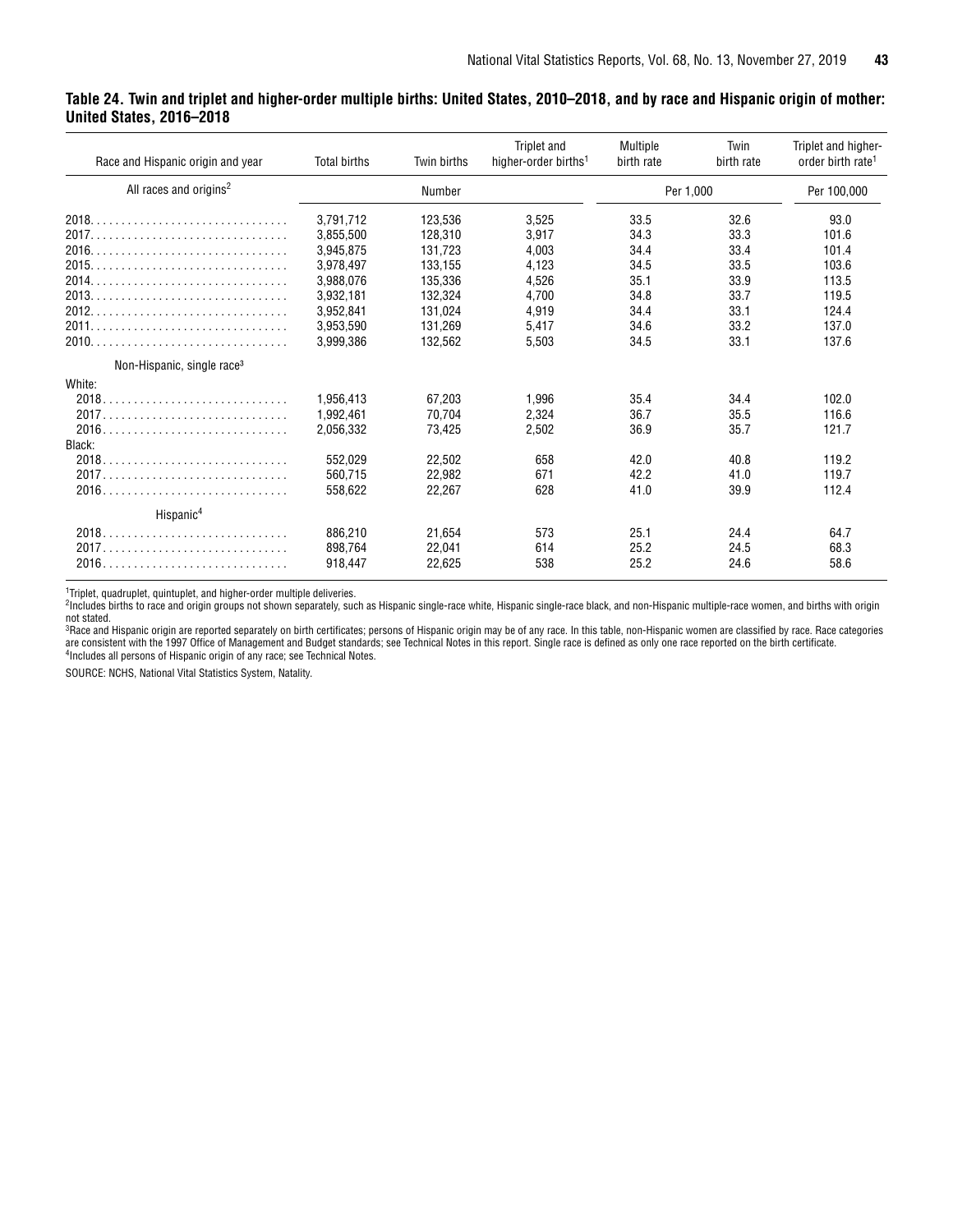**Table 24. Twin and triplet and higher-order multiple births: United States, 2010–2018, and by race and Hispanic origin of mother: United States, 2016–2018**

| Race and Hispanic origin and year | Total births | Twin births | Triplet and higher-order births[1] | Multiple birth rate | Twin birth rate | Triplet and higher-order birth rate[1] |
|---|---|---|---|---|---|---|
| All races and origins[2] | Number | | | Per 1,000 | | Per 100,000 |
| 2018 | 3,791,712 | 123,536 | 3,525 | 33.5 | 32.6 | 93.0 |
| 2017 | 3,855,500 | 128,310 | 3,917 | 34.3 | 33.3 | 101.6 |
| 2016 | 3,945,875 | 131,723 | 4,003 | 34.4 | 33.4 | 101.4 |
| 2015 | 3,978,497 | 133,155 | 4,123 | 34.5 | 33.5 | 103.6 |
| 2014 | 3,988,076 | 135,336 | 4,526 | 35.1 | 33.9 | 113.5 |
| 2013 | 3,932,181 | 132,324 | 4,700 | 34.8 | 33.7 | 119.5 |
| 2012 | 3,952,841 | 131,024 | 4,919 | 34.4 | 33.1 | 124.4 |
| 2011 | 3,953,590 | 131,269 | 5,417 | 34.6 | 33.2 | 137.0 |
| 2010 | 3,999,386 | 132,562 | 5,503 | 34.5 | 33.1 | 137.6 |
| Non-Hispanic, single race[3] | | | | | | |
| White: | | | | | | |
| 2018 | 1,956,413 | 67,203 | 1,996 | 35.4 | 34.4 | 102.0 |
| 2017 | 1,992,461 | 70,704 | 2,324 | 36.7 | 35.5 | 116.6 |
| 2016 | 2,056,332 | 73,425 | 2,502 | 36.9 | 35.7 | 121.7 |
| Black: | | | | | | |
| 2018 | 552,029 | 22,502 | 658 | 42.0 | 40.8 | 119.2 |
| 2017 | 560,715 | 22,982 | 671 | 42.2 | 41.0 | 119.7 |
| 2016 | 558,622 | 22,267 | 628 | 41.0 | 39.9 | 112.4 |
| Hispanic[4] | | | | | | |
| 2018 | 886,210 | 21,654 | 573 | 25.1 | 24.4 | 64.7 |
| 2017 | 898,764 | 22,041 | 614 | 25.2 | 24.5 | 68.3 |
| 2016 | 918,447 | 22,625 | 538 | 25.2 | 24.6 | 58.6 |

[1]Triplet, quadruplet, quintuplet, and higher-order multiple deliveries.
[2]Includes births to race and origin groups not shown separately, such as Hispanic single-race white, Hispanic single-race black, and non-Hispanic multiple-race women, and births with origin not stated.
[3]Race and Hispanic origin are reported separately on birth certificates; persons of Hispanic origin may be of any race. In this table, non-Hispanic women are classified by race. Race categories are consistent with the 1997 Office of Management and Budget standards; see Technical Notes in this report. Single race is defined as only one race reported on the birth certificate.
[4]Includes all persons of Hispanic origin of any race; see Technical Notes.

SOURCE: NCHS, National Vital Statistics System, Natality.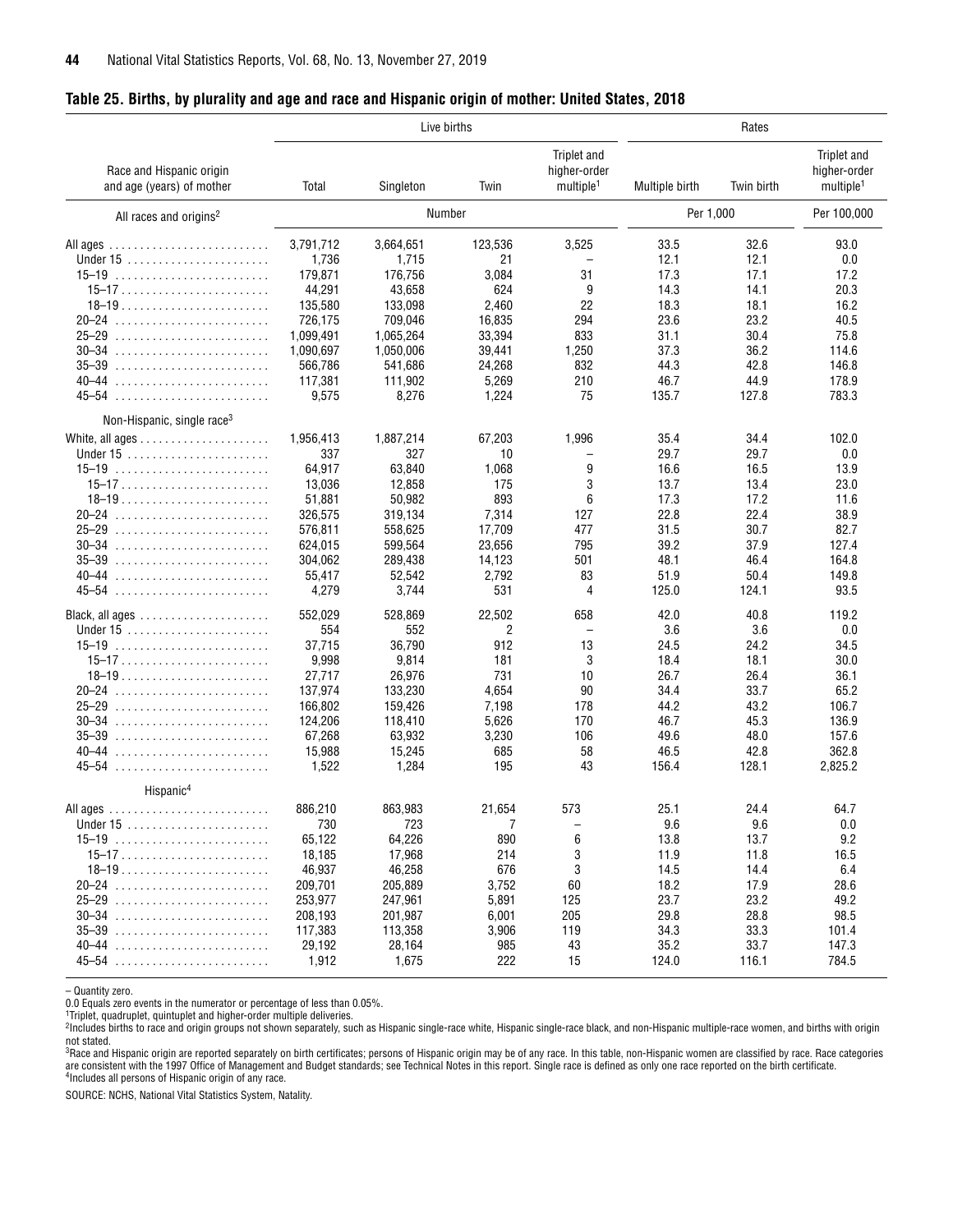## Table 25. Births, by plurality and age and race and Hispanic origin of mother: United States, 2018

| Race and Hispanic origin and age (years) of mother | Live births | | | | Rates | | |
|---|---|---|---|---|---|---|---|
| | Total | Singleton | Twin | Triplet and higher-order multiple[1] | Multiple birth | Twin birth | Triplet and higher-order multiple[1] |
| | Number | | | | Per 1,000 | | Per 100,000 |
| **All races and origins[2]** | | | | | | | |
| All ages | 3,791,712 | 3,664,651 | 123,536 | 3,525 | 33.5 | 32.6 | 93.0 |
| Under 15 | 1,736 | 1,715 | 21 | – | 12.1 | 12.1 | 0.0 |
| 15–19 | 179,871 | 176,756 | 3,084 | 31 | 17.3 | 17.1 | 17.2 |
| 15–17 | 44,291 | 43,658 | 624 | 9 | 14.3 | 14.1 | 20.3 |
| 18–19 | 135,580 | 133,098 | 2,460 | 22 | 18.3 | 18.1 | 16.2 |
| 20–24 | 726,175 | 709,046 | 16,835 | 294 | 23.6 | 23.2 | 40.5 |
| 25–29 | 1,099,491 | 1,065,264 | 33,394 | 833 | 31.1 | 30.4 | 75.8 |
| 30–34 | 1,090,697 | 1,050,006 | 39,441 | 1,250 | 37.3 | 36.2 | 114.6 |
| 35–39 | 566,786 | 541,686 | 24,268 | 832 | 44.3 | 42.8 | 146.8 |
| 40–44 | 117,381 | 111,902 | 5,269 | 210 | 46.7 | 44.9 | 178.9 |
| 45–54 | 9,575 | 8,276 | 1,224 | 75 | 135.7 | 127.8 | 783.3 |
| **Non-Hispanic, single race[3]** | | | | | | | |
| White, all ages | 1,956,413 | 1,887,214 | 67,203 | 1,996 | 35.4 | 34.4 | 102.0 |
| Under 15 | 337 | 327 | 10 | – | 29.7 | 29.7 | 0.0 |
| 15–19 | 64,917 | 63,840 | 1,068 | 9 | 16.6 | 16.5 | 13.9 |
| 15–17 | 13,036 | 12,858 | 175 | 3 | 13.7 | 13.4 | 23.0 |
| 18–19 | 51,881 | 50,982 | 893 | 6 | 17.3 | 17.2 | 11.6 |
| 20–24 | 326,575 | 319,134 | 7,314 | 127 | 22.8 | 22.4 | 38.9 |
| 25–29 | 576,811 | 558,625 | 17,709 | 477 | 31.5 | 30.7 | 82.7 |
| 30–34 | 624,015 | 599,564 | 23,656 | 795 | 39.2 | 37.9 | 127.4 |
| 35–39 | 304,062 | 289,438 | 14,123 | 501 | 48.1 | 46.4 | 164.8 |
| 40–44 | 55,417 | 52,542 | 2,792 | 83 | 51.9 | 50.4 | 149.8 |
| 45–54 | 4,279 | 3,744 | 531 | 4 | 125.0 | 124.1 | 93.5 |
| Black, all ages | 552,029 | 528,869 | 22,502 | 658 | 42.0 | 40.8 | 119.2 |
| Under 15 | 554 | 552 | 2 | – | 3.6 | 3.6 | 0.0 |
| 15–19 | 37,715 | 36,790 | 912 | 13 | 24.5 | 24.2 | 34.5 |
| 15–17 | 9,998 | 9,814 | 181 | 3 | 18.4 | 18.1 | 30.0 |
| 18–19 | 27,717 | 26,976 | 731 | 10 | 26.7 | 26.4 | 36.1 |
| 20–24 | 137,974 | 133,230 | 4,654 | 90 | 34.4 | 33.7 | 65.2 |
| 25–29 | 166,802 | 159,426 | 7,198 | 178 | 44.2 | 43.2 | 106.7 |
| 30–34 | 124,206 | 118,410 | 5,626 | 170 | 46.7 | 45.3 | 136.9 |
| 35–39 | 67,268 | 63,932 | 3,230 | 106 | 49.6 | 48.0 | 157.6 |
| 40–44 | 15,988 | 15,245 | 685 | 58 | 46.5 | 42.8 | 362.8 |
| 45–54 | 1,522 | 1,284 | 195 | 43 | 156.4 | 128.1 | 2,825.2 |
| **Hispanic[4]** | | | | | | | |
| All ages | 886,210 | 863,983 | 21,654 | 573 | 25.1 | 24.4 | 64.7 |
| Under 15 | 730 | 723 | 7 | – | 9.6 | 9.6 | 0.0 |
| 15–19 | 65,122 | 64,226 | 890 | 6 | 13.8 | 13.7 | 9.2 |
| 15–17 | 18,185 | 17,968 | 214 | 3 | 11.9 | 11.8 | 16.5 |
| 18–19 | 46,937 | 46,258 | 676 | 3 | 14.5 | 14.4 | 6.4 |
| 20–24 | 209,701 | 205,889 | 3,752 | 60 | 18.2 | 17.9 | 28.6 |
| 25–29 | 253,977 | 247,961 | 5,891 | 125 | 23.7 | 23.2 | 49.2 |
| 30–34 | 208,193 | 201,987 | 6,001 | 205 | 29.8 | 28.8 | 98.5 |
| 35–39 | 117,383 | 113,358 | 3,906 | 119 | 34.3 | 33.3 | 101.4 |
| 40–44 | 29,192 | 28,164 | 985 | 43 | 35.2 | 33.7 | 147.3 |
| 45–54 | 1,912 | 1,675 | 222 | 15 | 124.0 | 116.1 | 784.5 |

– Quantity zero.

0.0 Equals zero events in the numerator or percentage of less than 0.05%.

[1]Triplet, quadruplet, quintuplet and higher-order multiple deliveries.

[2]Includes births to race and origin groups not shown separately, such as Hispanic single-race white, Hispanic single-race black, and non-Hispanic multiple-race women, and births with origin not stated.

[3]Race and Hispanic origin are reported separately on birth certificates; persons of Hispanic origin may be of any race. In this table, non-Hispanic women are classified by race. Race categories are consistent with the 1997 Office of Management and Budget standards; see Technical Notes in this report. Single race is defined as only one race reported on the birth certificate.

[4]Includes all persons of Hispanic origin of any race.

SOURCE: NCHS, National Vital Statistics System, Natality.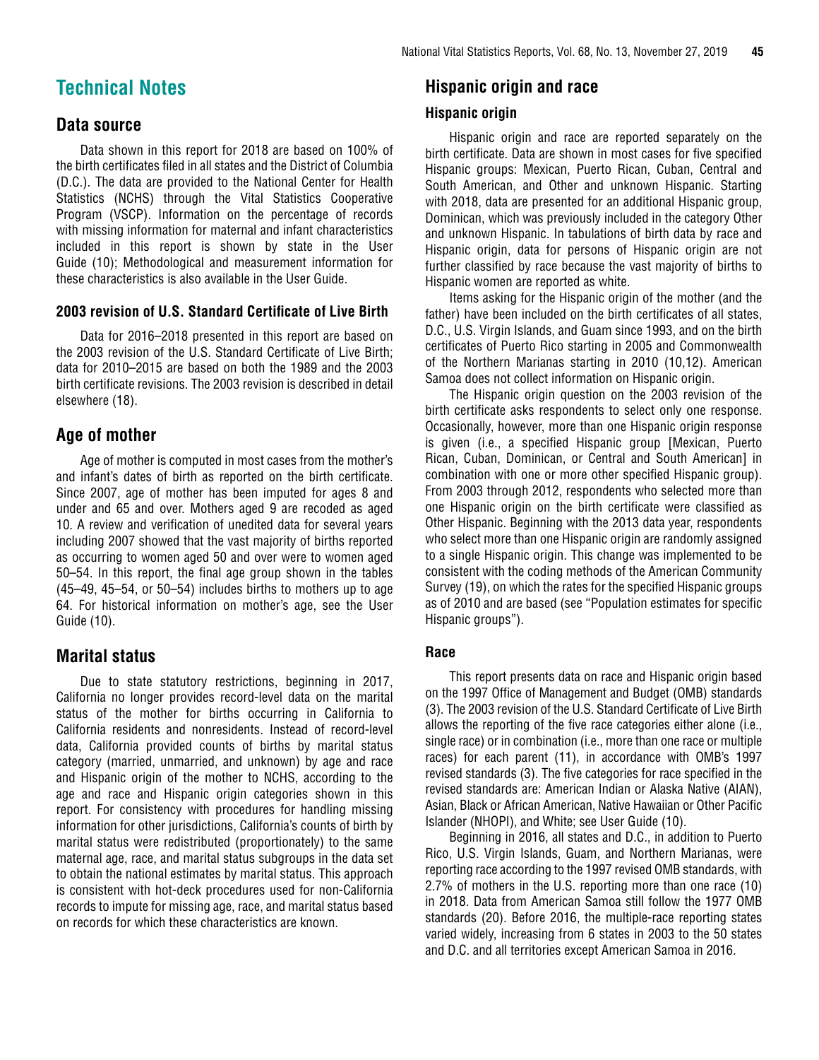# Technical Notes

## Data source

Data shown in this report for 2018 are based on 100% of the birth certificates filed in all states and the District of Columbia (D.C.). The data are provided to the National Center for Health Statistics (NCHS) through the Vital Statistics Cooperative Program (VSCP). Information on the percentage of records with missing information for maternal and infant characteristics included in this report is shown by state in the User Guide (10); Methodological and measurement information for these characteristics is also available in the User Guide.

### 2003 revision of U.S. Standard Certificate of Live Birth

Data for 2016–2018 presented in this report are based on the 2003 revision of the U.S. Standard Certificate of Live Birth; data for 2010–2015 are based on both the 1989 and the 2003 birth certificate revisions. The 2003 revision is described in detail elsewhere (18).

## Age of mother

Age of mother is computed in most cases from the mother's and infant's dates of birth as reported on the birth certificate. Since 2007, age of mother has been imputed for ages 8 and under and 65 and over. Mothers aged 9 are recoded as aged 10. A review and verification of unedited data for several years including 2007 showed that the vast majority of births reported as occurring to women aged 50 and over were to women aged 50–54. In this report, the final age group shown in the tables (45–49, 45–54, or 50–54) includes births to mothers up to age 64. For historical information on mother's age, see the User Guide (10).

## Marital status

Due to state statutory restrictions, beginning in 2017, California no longer provides record-level data on the marital status of the mother for births occurring in California to California residents and nonresidents. Instead of record-level data, California provided counts of births by marital status category (married, unmarried, and unknown) by age and race and Hispanic origin of the mother to NCHS, according to the age and race and Hispanic origin categories shown in this report. For consistency with procedures for handling missing information for other jurisdictions, California's counts of birth by marital status were redistributed (proportionately) to the same maternal age, race, and marital status subgroups in the data set to obtain the national estimates by marital status. This approach is consistent with hot-deck procedures used for non-California records to impute for missing age, race, and marital status based on records for which these characteristics are known.

## Hispanic origin and race

### Hispanic origin

Hispanic origin and race are reported separately on the birth certificate. Data are shown in most cases for five specified Hispanic groups: Mexican, Puerto Rican, Cuban, Central and South American, and Other and unknown Hispanic. Starting with 2018, data are presented for an additional Hispanic group, Dominican, which was previously included in the category Other and unknown Hispanic. In tabulations of birth data by race and Hispanic origin, data for persons of Hispanic origin are not further classified by race because the vast majority of births to Hispanic women are reported as white.

Items asking for the Hispanic origin of the mother (and the father) have been included on the birth certificates of all states, D.C., U.S. Virgin Islands, and Guam since 1993, and on the birth certificates of Puerto Rico starting in 2005 and Commonwealth of the Northern Marianas starting in 2010 (10,12). American Samoa does not collect information on Hispanic origin.

The Hispanic origin question on the 2003 revision of the birth certificate asks respondents to select only one response. Occasionally, however, more than one Hispanic origin response is given (i.e., a specified Hispanic group [Mexican, Puerto Rican, Cuban, Dominican, or Central and South American] in combination with one or more other specified Hispanic group). From 2003 through 2012, respondents who selected more than one Hispanic origin on the birth certificate were classified as Other Hispanic. Beginning with the 2013 data year, respondents who select more than one Hispanic origin are randomly assigned to a single Hispanic origin. This change was implemented to be consistent with the coding methods of the American Community Survey (19), on which the rates for the specified Hispanic groups as of 2010 and are based (see "Population estimates for specific Hispanic groups").

### Race

This report presents data on race and Hispanic origin based on the 1997 Office of Management and Budget (OMB) standards (3). The 2003 revision of the U.S. Standard Certificate of Live Birth allows the reporting of the five race categories either alone (i.e., single race) or in combination (i.e., more than one race or multiple races) for each parent (11), in accordance with OMB's 1997 revised standards (3). The five categories for race specified in the revised standards are: American Indian or Alaska Native (AIAN), Asian, Black or African American, Native Hawaiian or Other Pacific Islander (NHOPI), and White; see User Guide (10).

Beginning in 2016, all states and D.C., in addition to Puerto Rico, U.S. Virgin Islands, Guam, and Northern Marianas, were reporting race according to the 1997 revised OMB standards, with 2.7% of mothers in the U.S. reporting more than one race (10) in 2018. Data from American Samoa still follow the 1977 OMB standards (20). Before 2016, the multiple-race reporting states varied widely, increasing from 6 states in 2003 to the 50 states and D.C. and all territories except American Samoa in 2016.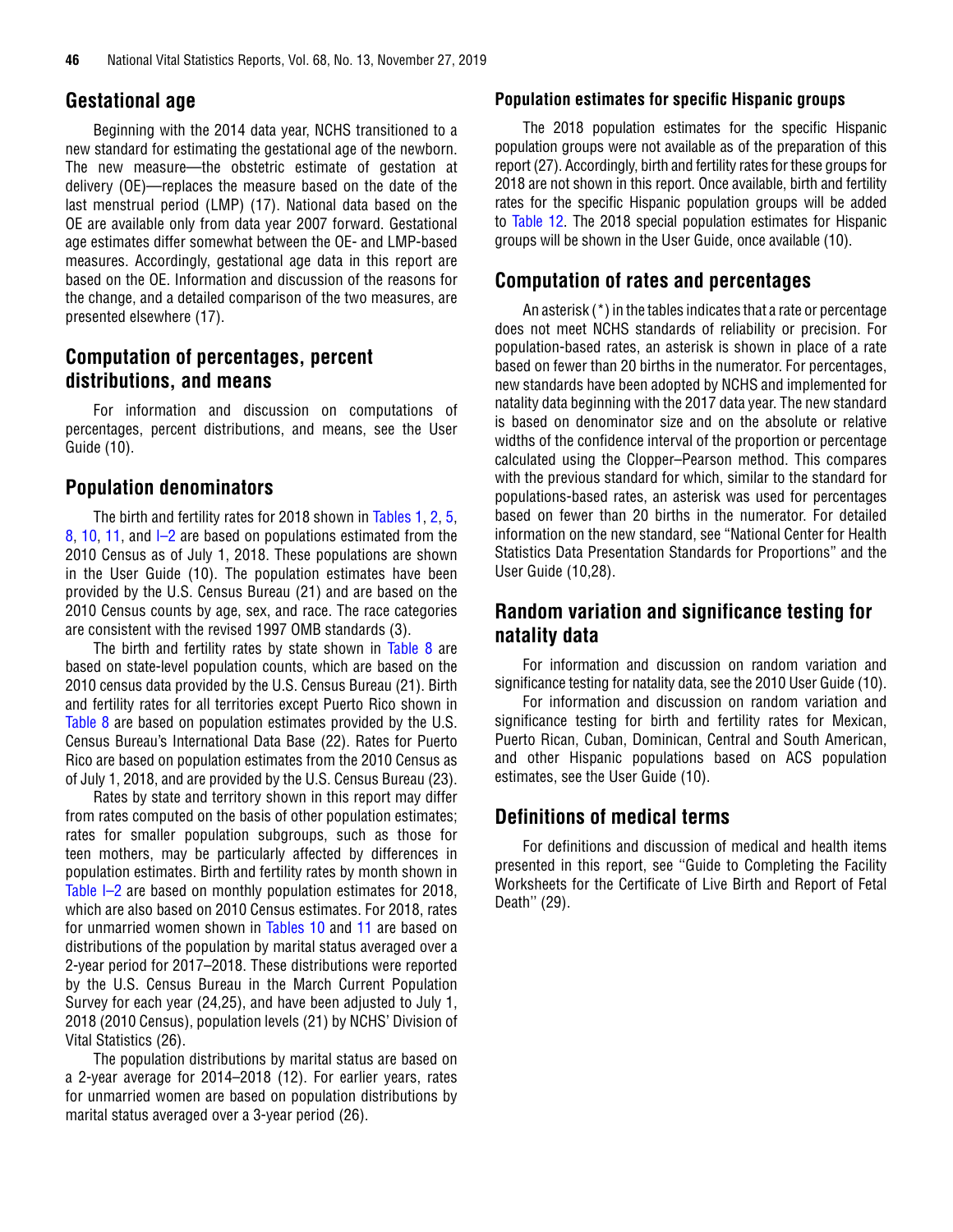## Gestational age

Beginning with the 2014 data year, NCHS transitioned to a new standard for estimating the gestational age of the newborn. The new measure—the obstetric estimate of gestation at delivery (OE)—replaces the measure based on the date of the last menstrual period (LMP) (17). National data based on the OE are available only from data year 2007 forward. Gestational age estimates differ somewhat between the OE- and LMP-based measures. Accordingly, gestational age data in this report are based on the OE. Information and discussion of the reasons for the change, and a detailed comparison of the two measures, are presented elsewhere (17).

## Computation of percentages, percent distributions, and means

For information and discussion on computations of percentages, percent distributions, and means, see the User Guide (10).

## Population denominators

The birth and fertility rates for 2018 shown in Tables 1, 2, 5, 8, 10, 11, and I–2 are based on populations estimated from the 2010 Census as of July 1, 2018. These populations are shown in the User Guide (10). The population estimates have been provided by the U.S. Census Bureau (21) and are based on the 2010 Census counts by age, sex, and race. The race categories are consistent with the revised 1997 OMB standards (3).

The birth and fertility rates by state shown in Table 8 are based on state-level population counts, which are based on the 2010 census data provided by the U.S. Census Bureau (21). Birth and fertility rates for all territories except Puerto Rico shown in Table 8 are based on population estimates provided by the U.S. Census Bureau's International Data Base (22). Rates for Puerto Rico are based on population estimates from the 2010 Census as of July 1, 2018, and are provided by the U.S. Census Bureau (23).

Rates by state and territory shown in this report may differ from rates computed on the basis of other population estimates; rates for smaller population subgroups, such as those for teen mothers, may be particularly affected by differences in population estimates. Birth and fertility rates by month shown in Table I–2 are based on monthly population estimates for 2018, which are also based on 2010 Census estimates. For 2018, rates for unmarried women shown in Tables 10 and 11 are based on distributions of the population by marital status averaged over a 2-year period for 2017–2018. These distributions were reported by the U.S. Census Bureau in the March Current Population Survey for each year (24,25), and have been adjusted to July 1, 2018 (2010 Census), population levels (21) by NCHS' Division of Vital Statistics (26).

The population distributions by marital status are based on a 2-year average for 2014–2018 (12). For earlier years, rates for unmarried women are based on population distributions by marital status averaged over a 3-year period (26).

### Population estimates for specific Hispanic groups

The 2018 population estimates for the specific Hispanic population groups were not available as of the preparation of this report (27). Accordingly, birth and fertility rates for these groups for 2018 are not shown in this report. Once available, birth and fertility rates for the specific Hispanic population groups will be added to Table 12. The 2018 special population estimates for Hispanic groups will be shown in the User Guide, once available (10).

## Computation of rates and percentages

An asterisk (*) in the tables indicates that a rate or percentage does not meet NCHS standards of reliability or precision. For population-based rates, an asterisk is shown in place of a rate based on fewer than 20 births in the numerator. For percentages, new standards have been adopted by NCHS and implemented for natality data beginning with the 2017 data year. The new standard is based on denominator size and on the absolute or relative widths of the confidence interval of the proportion or percentage calculated using the Clopper–Pearson method. This compares with the previous standard for which, similar to the standard for populations-based rates, an asterisk was used for percentages based on fewer than 20 births in the numerator. For detailed information on the new standard, see "National Center for Health Statistics Data Presentation Standards for Proportions" and the User Guide (10,28).

## Random variation and significance testing for natality data

For information and discussion on random variation and significance testing for natality data, see the 2010 User Guide (10).

For information and discussion on random variation and significance testing for birth and fertility rates for Mexican, Puerto Rican, Cuban, Dominican, Central and South American, and other Hispanic populations based on ACS population estimates, see the User Guide (10).

## Definitions of medical terms

For definitions and discussion of medical and health items presented in this report, see ''Guide to Completing the Facility Worksheets for the Certificate of Live Birth and Report of Fetal Death'' (29).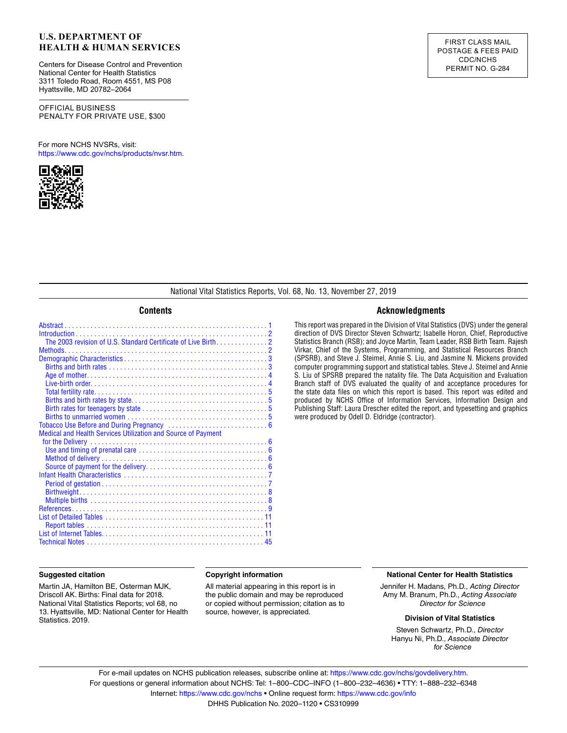**U.S. DEPARTMENT OF HEALTH & HUMAN SERVICES**

Centers for Disease Control and Prevention
National Center for Health Statistics
3311 Toledo Road, Room 4551, MS P08
Hyattsville, MD 20782–2064

OFFICIAL BUSINESS
PENALTY FOR PRIVATE USE, $300

FIRST CLASS MAIL
POSTAGE & FEES PAID
CDC/NCHS
PERMIT NO. G-284

For more NCHS NVSRs, visit:
https://www.cdc.gov/nchs/products/nvsr.htm.

National Vital Statistics Reports, Vol. 68, No. 13, November 27, 2019

## Contents

- Abstract . . . 1
- Introduction . . . 2
  - The 2003 revision of U.S. Standard Certificate of Live Birth . . . 2
- Methods . . . 2
- Demographic Characteristics . . . 3
  - Births and birth rates . . . 3
  - Age of mother . . . 4
  - Live-birth order . . . 4
  - Total fertility rate . . . 5
  - Births and birth rates by state . . . 5
  - Birth rates for teenagers by state . . . 5
  - Births to unmarried women . . . 5
- Tobacco Use Before and During Pregnancy . . . 6
- Medical and Health Services Utilization and Source of Payment for the Delivery . . . 6
  - Use and timing of prenatal care . . . 6
  - Method of delivery . . . 6
  - Source of payment for the delivery . . . 6
- Infant Health Characteristics . . . 7
  - Period of gestation . . . 7
  - Birthweight . . . 8
  - Multiple births . . . 8
- References . . . 9
- List of Detailed Tables . . . 11
  - Report tables . . . 11
- List of Internet Tables . . . 11
- Technical Notes . . . 45

## Acknowledgments

This report was prepared in the Division of Vital Statistics (DVS) under the general direction of DVS Director Steven Schwartz; Isabelle Horon, Chief, Reproductive Statistics Branch (RSB); and Joyce Martin, Team Leader, RSB Birth Team. Rajesh Virkar, Chief of the Systems, Programming, and Statistical Resources Branch (SPSRB), and Steve J. Steimel, Annie S. Liu, and Jasmine N. Mickens provided computer programming support and statistical tables. Steve J. Steimel and Annie S. Liu of SPSRB prepared the natality file. The Data Acquisition and Evaluation Branch staff of DVS evaluated the quality of and acceptance procedures for the state data files on which this report is based. This report was edited and produced by NCHS Office of Information Services, Information Design and Publishing Staff: Laura Drescher edited the report, and typesetting and graphics were produced by Odell D. Eldridge (contractor).

### Suggested citation

Martin JA, Hamilton BE, Osterman MJK, Driscoll AK. Births: Final data for 2018. National Vital Statistics Reports; vol 68, no 13. Hyattsville, MD: National Center for Health Statistics. 2019.

### Copyright information

All material appearing in this report is in the public domain and may be reproduced or copied without permission; citation as to source, however, is appreciated.

### National Center for Health Statistics

Jennifer H. Madans, Ph.D., *Acting Director*
Amy M. Branum, Ph.D., *Acting Associate Director for Science*

### Division of Vital Statistics

Steven Schwartz, Ph.D., *Director*
Hanyu Ni, Ph.D., *Associate Director for Science*

For e-mail updates on NCHS publication releases, subscribe online at: https://www.cdc.gov/nchs/govdelivery.htm.
For questions or general information about NCHS: Tel: 1–800–CDC–INFO (1–800–232–4636) • TTY: 1–888–232–6348
Internet: https://www.cdc.gov/nchs • Online request form: https://www.cdc.gov/info
DHHS Publication No. 2020–1120 • CS310999